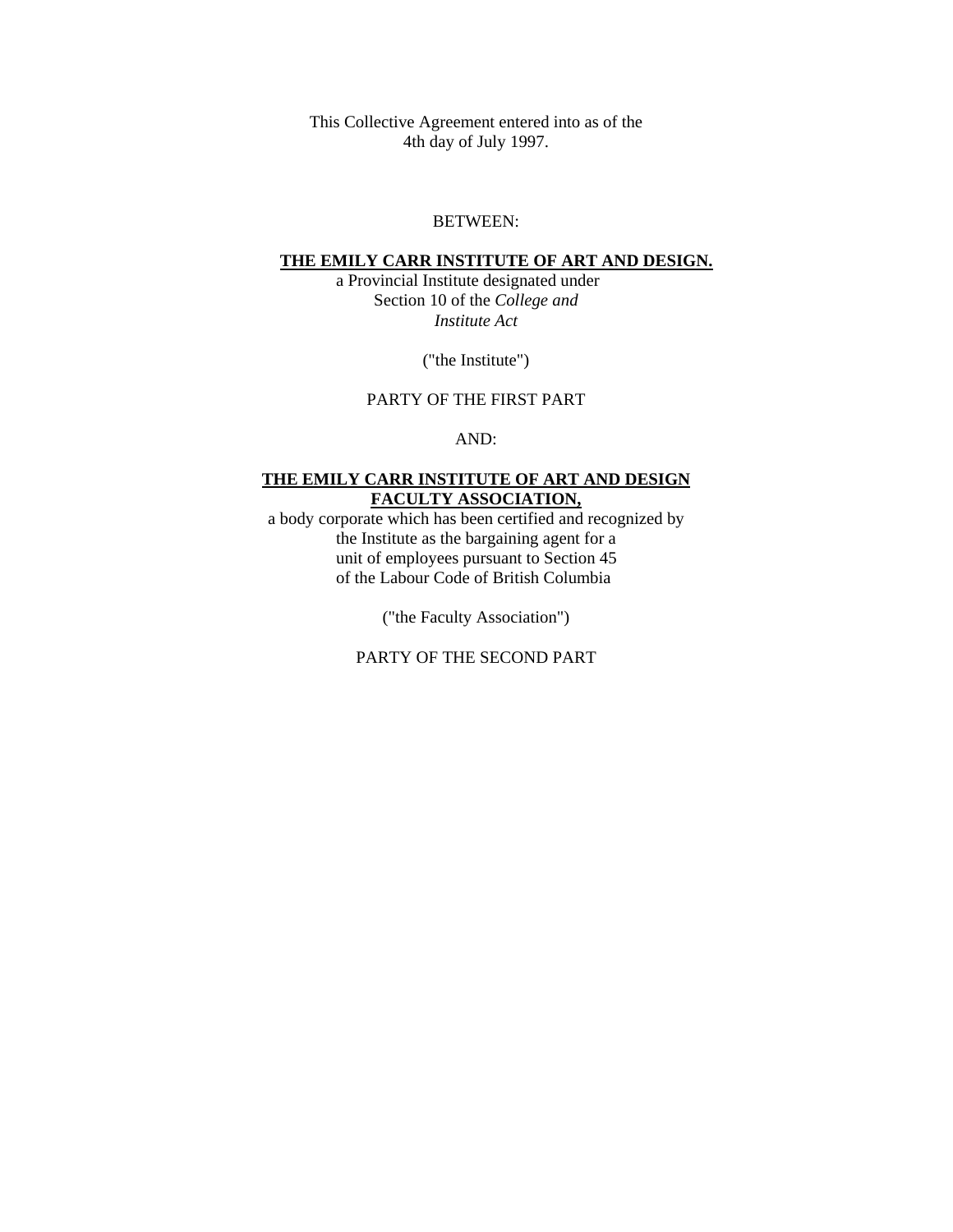This Collective Agreement entered into as of the
4th day of July 1997.

BETWEEN:

**THE EMILY CARR INSTITUTE OF ART AND DESIGN.**

a Provincial Institute designated under
Section 10 of the *College and*
*Institute Act*

("the Institute")

PARTY OF THE FIRST PART

AND:

**THE EMILY CARR INSTITUTE OF ART AND DESIGN**
**FACULTY ASSOCIATION,**

a body corporate which has been certified and recognized by
the Institute as the bargaining agent for a
unit of employees pursuant to Section 45
of the Labour Code of British Columbia

("the Faculty Association")

PARTY OF THE SECOND PART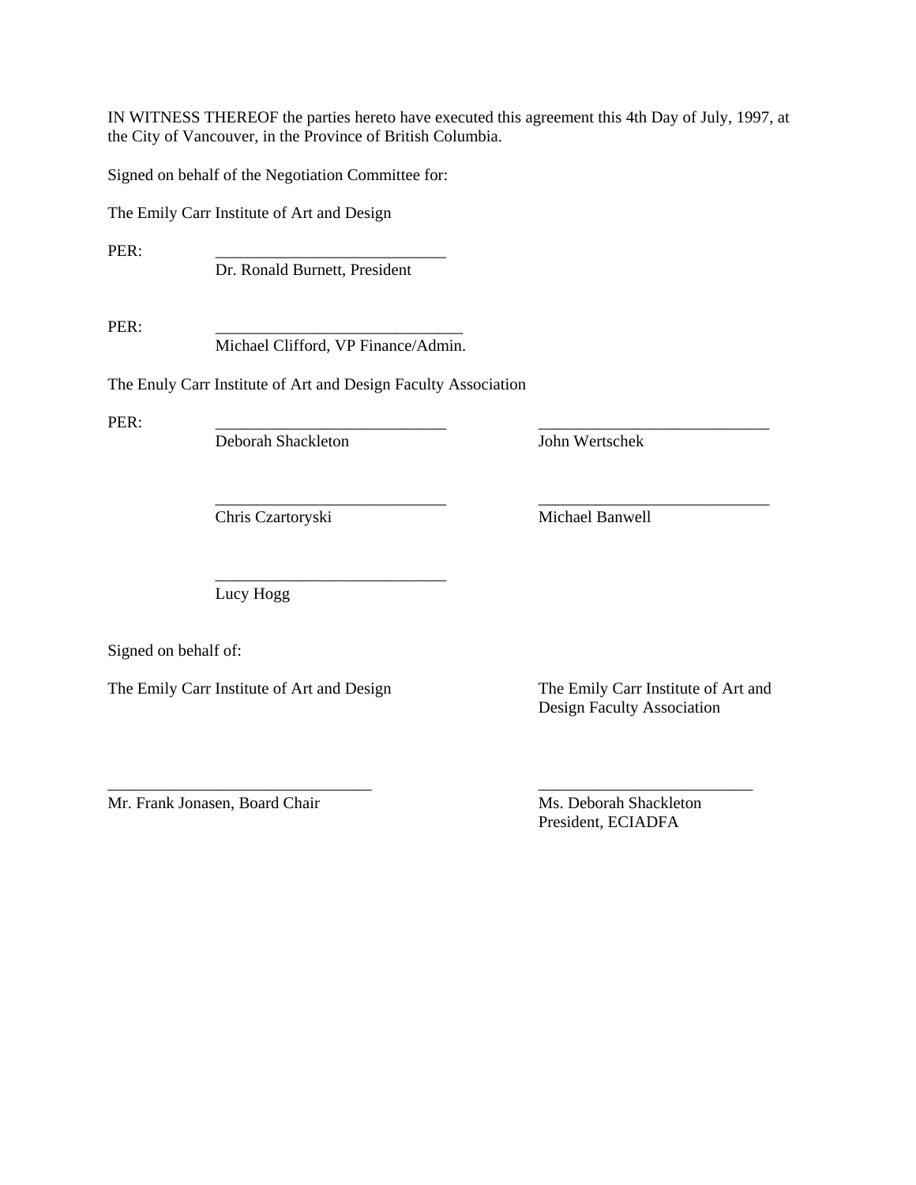IN WITNESS THEREOF the parties hereto have executed this agreement this 4th Day of July, 1997, at the City of Vancouver, in the Province of British Columbia.

Signed on behalf of the Negotiation Committee for:

The Emily Carr Institute of Art and Design

PER: ____________________________
Dr. Ronald Burnett, President

PER: ______________________________
Michael Clifford, VP Finance/Admin.

The Enuly Carr Institute of Art and Design Faculty Association

PER:

| ____________________________ | ____________________________ |
|---|---|
| Deborah Shackleton | John Wertschek |
| ____________________________ | ____________________________ |
| Chris Czartoryski | Michael Banwell |
| ____________________________ | |
| Lucy Hogg | |

Signed on behalf of:

| The Emily Carr Institute of Art and Design | The Emily Carr Institute of Art and Design Faculty Association |
|---|---|
| _______________________________ | __________________________ |
| Mr. Frank Jonasen, Board Chair | Ms. Deborah Shackleton<br>President, ECIADFA |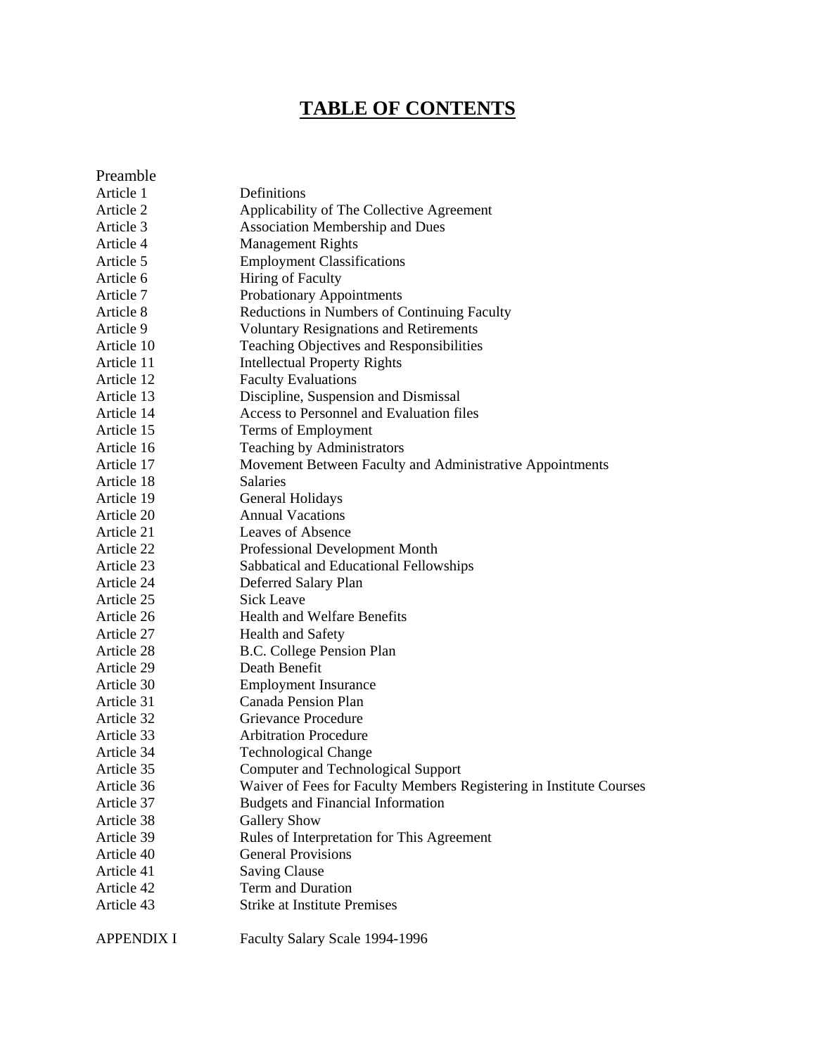# TABLE OF CONTENTS

| | |
|---|---|
| Preamble | |
| Article 1 | Definitions |
| Article 2 | Applicability of The Collective Agreement |
| Article 3 | Association Membership and Dues |
| Article 4 | Management Rights |
| Article 5 | Employment Classifications |
| Article 6 | Hiring of Faculty |
| Article 7 | Probationary Appointments |
| Article 8 | Reductions in Numbers of Continuing Faculty |
| Article 9 | Voluntary Resignations and Retirements |
| Article 10 | Teaching Objectives and Responsibilities |
| Article 11 | Intellectual Property Rights |
| Article 12 | Faculty Evaluations |
| Article 13 | Discipline, Suspension and Dismissal |
| Article 14 | Access to Personnel and Evaluation files |
| Article 15 | Terms of Employment |
| Article 16 | Teaching by Administrators |
| Article 17 | Movement Between Faculty and Administrative Appointments |
| Article 18 | Salaries |
| Article 19 | General Holidays |
| Article 20 | Annual Vacations |
| Article 21 | Leaves of Absence |
| Article 22 | Professional Development Month |
| Article 23 | Sabbatical and Educational Fellowships |
| Article 24 | Deferred Salary Plan |
| Article 25 | Sick Leave |
| Article 26 | Health and Welfare Benefits |
| Article 27 | Health and Safety |
| Article 28 | B.C. College Pension Plan |
| Article 29 | Death Benefit |
| Article 30 | Employment Insurance |
| Article 31 | Canada Pension Plan |
| Article 32 | Grievance Procedure |
| Article 33 | Arbitration Procedure |
| Article 34 | Technological Change |
| Article 35 | Computer and Technological Support |
| Article 36 | Waiver of Fees for Faculty Members Registering in Institute Courses |
| Article 37 | Budgets and Financial Information |
| Article 38 | Gallery Show |
| Article 39 | Rules of Interpretation for This Agreement |
| Article 40 | General Provisions |
| Article 41 | Saving Clause |
| Article 42 | Term and Duration |
| Article 43 | Strike at Institute Premises |
| APPENDIX I | Faculty Salary Scale 1994-1996 |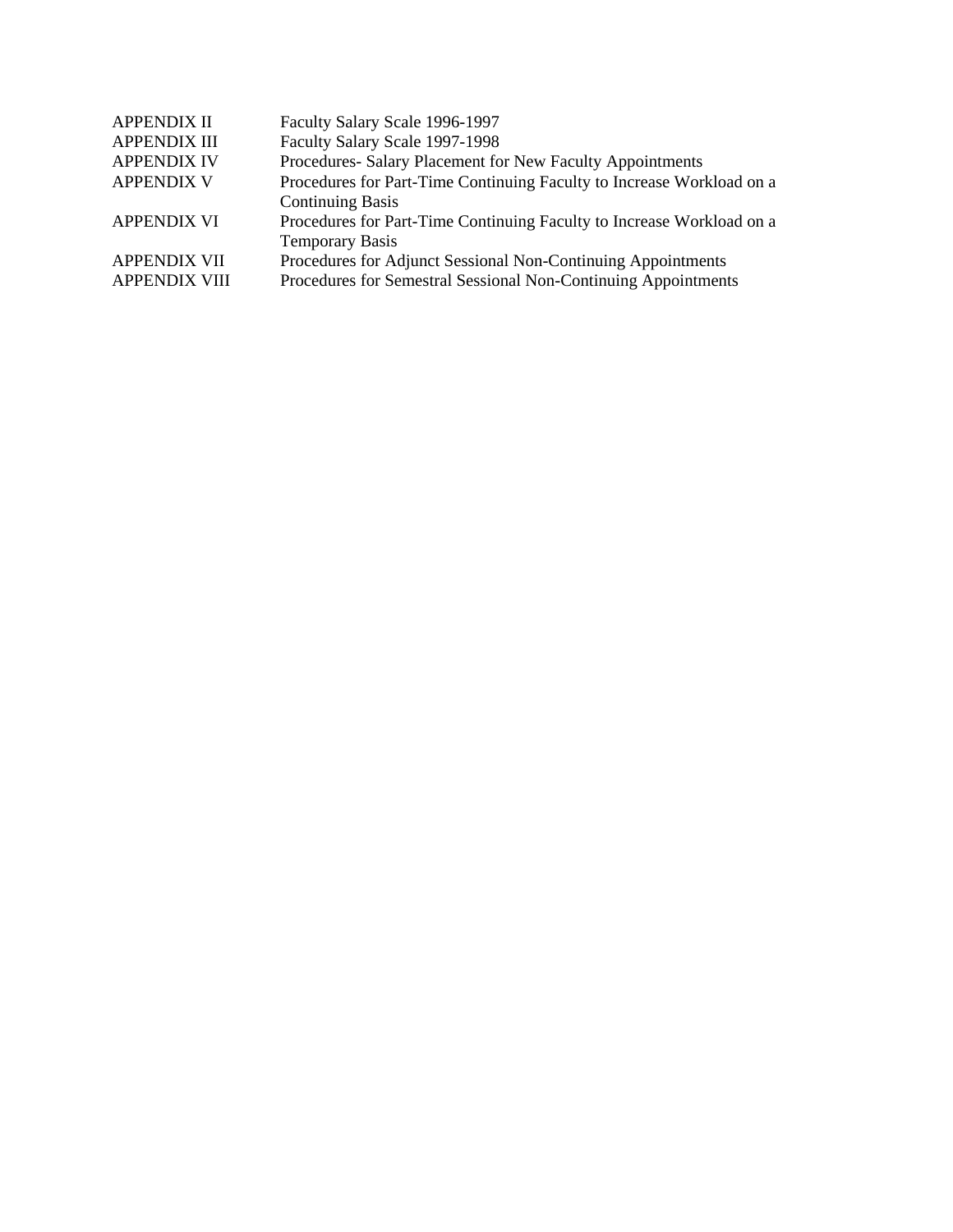| | |
|---|---|
| APPENDIX II | Faculty Salary Scale 1996-1997 |
| APPENDIX III | Faculty Salary Scale 1997-1998 |
| APPENDIX IV | Procedures- Salary Placement for New Faculty Appointments |
| APPENDIX V | Procedures for Part-Time Continuing Faculty to Increase Workload on a Continuing Basis |
| APPENDIX VI | Procedures for Part-Time Continuing Faculty to Increase Workload on a Temporary Basis |
| APPENDIX VII | Procedures for Adjunct Sessional Non-Continuing Appointments |
| APPENDIX VIII | Procedures for Semestral Sessional Non-Continuing Appointments |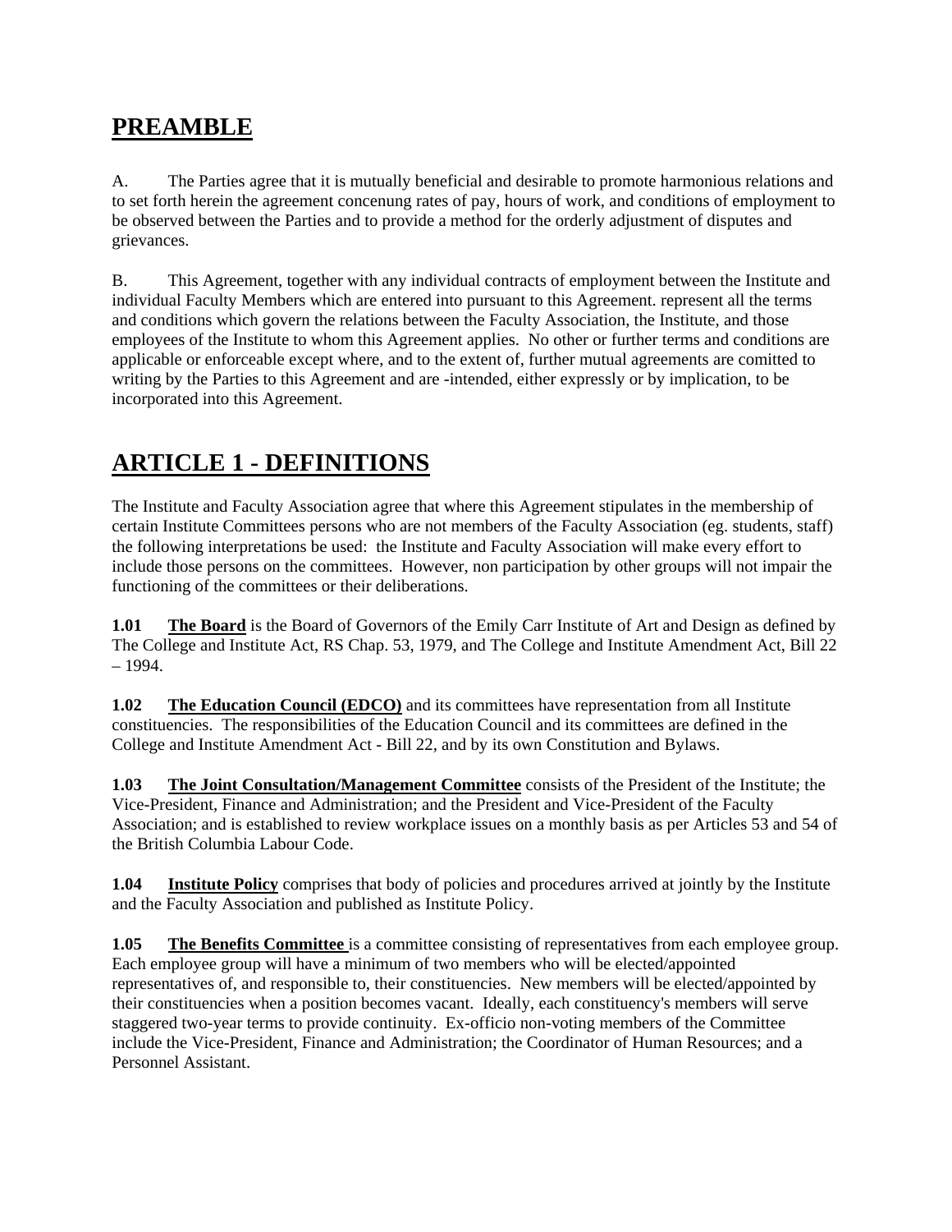# PREAMBLE

A. The Parties agree that it is mutually beneficial and desirable to promote harmonious relations and to set forth herein the agreement concenung rates of pay, hours of work, and conditions of employment to be observed between the Parties and to provide a method for the orderly adjustment of disputes and grievances.

B. This Agreement, together with any individual contracts of employment between the Institute and individual Faculty Members which are entered into pursuant to this Agreement. represent all the terms and conditions which govern the relations between the Faculty Association, the Institute, and those employees of the Institute to whom this Agreement applies. No other or further terms and conditions are applicable or enforceable except where, and to the extent of, further mutual agreements are comitted to writing by the Parties to this Agreement and are -intended, either expressly or by implication, to be incorporated into this Agreement.

# ARTICLE 1 - DEFINITIONS

The Institute and Faculty Association agree that where this Agreement stipulates in the membership of certain Institute Committees persons who are not members of the Faculty Association (eg. students, staff) the following interpretations be used: the Institute and Faculty Association will make every effort to include those persons on the committees. However, non participation by other groups will not impair the functioning of the committees or their deliberations.

**1.01** **The Board** is the Board of Governors of the Emily Carr Institute of Art and Design as defined by The College and Institute Act, RS Chap. 53, 1979, and The College and Institute Amendment Act, Bill 22 – 1994.

**1.02** **The Education Council (EDCO)** and its committees have representation from all Institute constituencies. The responsibilities of the Education Council and its committees are defined in the College and Institute Amendment Act - Bill 22, and by its own Constitution and Bylaws.

**1.03** **The Joint Consultation/Management Committee** consists of the President of the Institute; the Vice-President, Finance and Administration; and the President and Vice-President of the Faculty Association; and is established to review workplace issues on a monthly basis as per Articles 53 and 54 of the British Columbia Labour Code.

**1.04** **Institute Policy** comprises that body of policies and procedures arrived at jointly by the Institute and the Faculty Association and published as Institute Policy.

**1.05** **The Benefits Committee** is a committee consisting of representatives from each employee group. Each employee group will have a minimum of two members who will be elected/appointed representatives of, and responsible to, their constituencies. New members will be elected/appointed by their constituencies when a position becomes vacant. Ideally, each constituency's members will serve staggered two-year terms to provide continuity. Ex-officio non-voting members of the Committee include the Vice-President, Finance and Administration; the Coordinator of Human Resources; and a Personnel Assistant.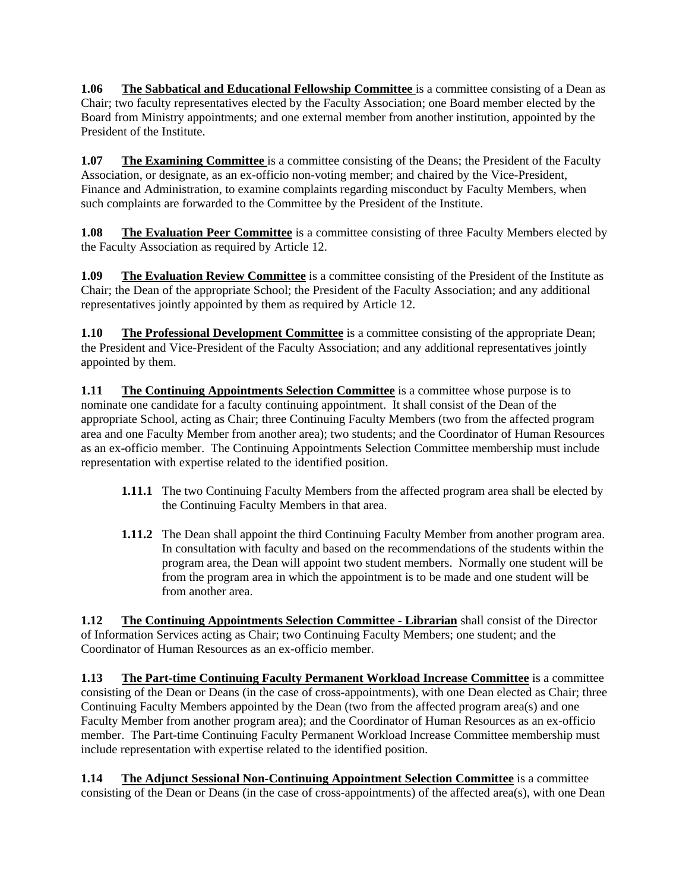**1.06 The Sabbatical and Educational Fellowship Committee** is a committee consisting of a Dean as Chair; two faculty representatives elected by the Faculty Association; one Board member elected by the Board from Ministry appointments; and one external member from another institution, appointed by the President of the Institute.

**1.07 The Examining Committee** is a committee consisting of the Deans; the President of the Faculty Association, or designate, as an ex-officio non-voting member; and chaired by the Vice-President, Finance and Administration, to examine complaints regarding misconduct by Faculty Members, when such complaints are forwarded to the Committee by the President of the Institute.

**1.08 The Evaluation Peer Committee** is a committee consisting of three Faculty Members elected by the Faculty Association as required by Article 12.

**1.09 The Evaluation Review Committee** is a committee consisting of the President of the Institute as Chair; the Dean of the appropriate School; the President of the Faculty Association; and any additional representatives jointly appointed by them as required by Article 12.

**1.10 The Professional Development Committee** is a committee consisting of the appropriate Dean; the President and Vice-President of the Faculty Association; and any additional representatives jointly appointed by them.

**1.11 The Continuing Appointments Selection Committee** is a committee whose purpose is to nominate one candidate for a faculty continuing appointment. It shall consist of the Dean of the appropriate School, acting as Chair; three Continuing Faculty Members (two from the affected program area and one Faculty Member from another area); two students; and the Coordinator of Human Resources as an ex-officio member. The Continuing Appointments Selection Committee membership must include representation with expertise related to the identified position.

> **1.11.1** The two Continuing Faculty Members from the affected program area shall be elected by the Continuing Faculty Members in that area.
>
> **1.11.2** The Dean shall appoint the third Continuing Faculty Member from another program area. In consultation with faculty and based on the recommendations of the students within the program area, the Dean will appoint two student members. Normally one student will be from the program area in which the appointment is to be made and one student will be from another area.

**1.12 The Continuing Appointments Selection Committee - Librarian** shall consist of the Director of Information Services acting as Chair; two Continuing Faculty Members; one student; and the Coordinator of Human Resources as an ex-officio member.

**1.13 The Part-time Continuing Faculty Permanent Workload Increase Committee** is a committee consisting of the Dean or Deans (in the case of cross-appointments), with one Dean elected as Chair; three Continuing Faculty Members appointed by the Dean (two from the affected program area(s) and one Faculty Member from another program area); and the Coordinator of Human Resources as an ex-officio member. The Part-time Continuing Faculty Permanent Workload Increase Committee membership must include representation with expertise related to the identified position.

**1.14 The Adjunct Sessional Non-Continuing Appointment Selection Committee** is a committee consisting of the Dean or Deans (in the case of cross-appointments) of the affected area(s), with one Dean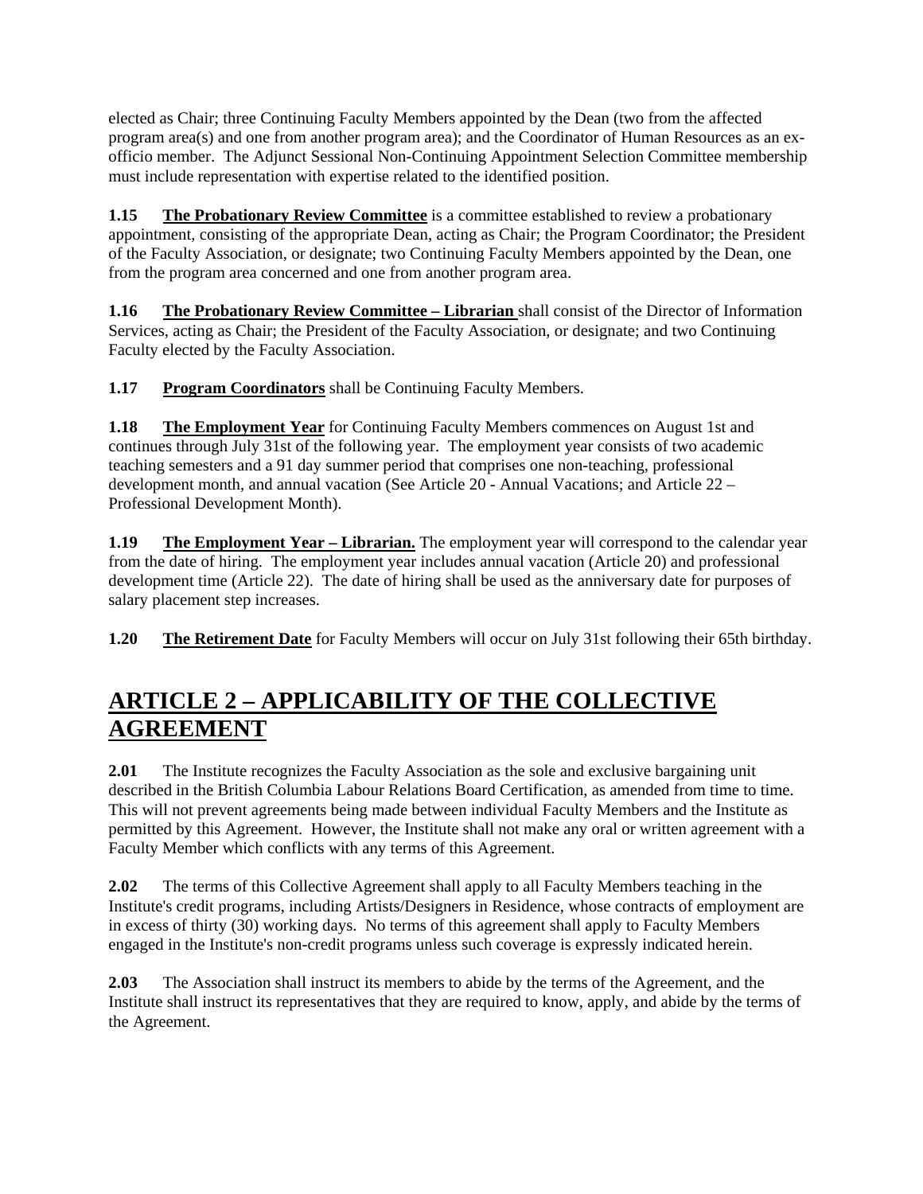elected as Chair; three Continuing Faculty Members appointed by the Dean (two from the affected program area(s) and one from another program area); and the Coordinator of Human Resources as an ex-officio member. The Adjunct Sessional Non-Continuing Appointment Selection Committee membership must include representation with expertise related to the identified position.

**1.15** **The Probationary Review Committee** is a committee established to review a probationary appointment, consisting of the appropriate Dean, acting as Chair; the Program Coordinator; the President of the Faculty Association, or designate; two Continuing Faculty Members appointed by the Dean, one from the program area concerned and one from another program area.

**1.16** **The Probationary Review Committee – Librarian** shall consist of the Director of Information Services, acting as Chair; the President of the Faculty Association, or designate; and two Continuing Faculty elected by the Faculty Association.

**1.17** **Program Coordinators** shall be Continuing Faculty Members.

**1.18** **The Employment Year** for Continuing Faculty Members commences on August 1st and continues through July 31st of the following year. The employment year consists of two academic teaching semesters and a 91 day summer period that comprises one non-teaching, professional development month, and annual vacation (See Article 20 - Annual Vacations; and Article 22 – Professional Development Month).

**1.19** **The Employment Year – Librarian.** The employment year will correspond to the calendar year from the date of hiring. The employment year includes annual vacation (Article 20) and professional development time (Article 22). The date of hiring shall be used as the anniversary date for purposes of salary placement step increases.

**1.20** **The Retirement Date** for Faculty Members will occur on July 31st following their 65th birthday.

# ARTICLE 2 – APPLICABILITY OF THE COLLECTIVE AGREEMENT

**2.01** The Institute recognizes the Faculty Association as the sole and exclusive bargaining unit described in the British Columbia Labour Relations Board Certification, as amended from time to time. This will not prevent agreements being made between individual Faculty Members and the Institute as permitted by this Agreement. However, the Institute shall not make any oral or written agreement with a Faculty Member which conflicts with any terms of this Agreement.

**2.02** The terms of this Collective Agreement shall apply to all Faculty Members teaching in the Institute's credit programs, including Artists/Designers in Residence, whose contracts of employment are in excess of thirty (30) working days. No terms of this agreement shall apply to Faculty Members engaged in the Institute's non-credit programs unless such coverage is expressly indicated herein.

**2.03** The Association shall instruct its members to abide by the terms of the Agreement, and the Institute shall instruct its representatives that they are required to know, apply, and abide by the terms of the Agreement.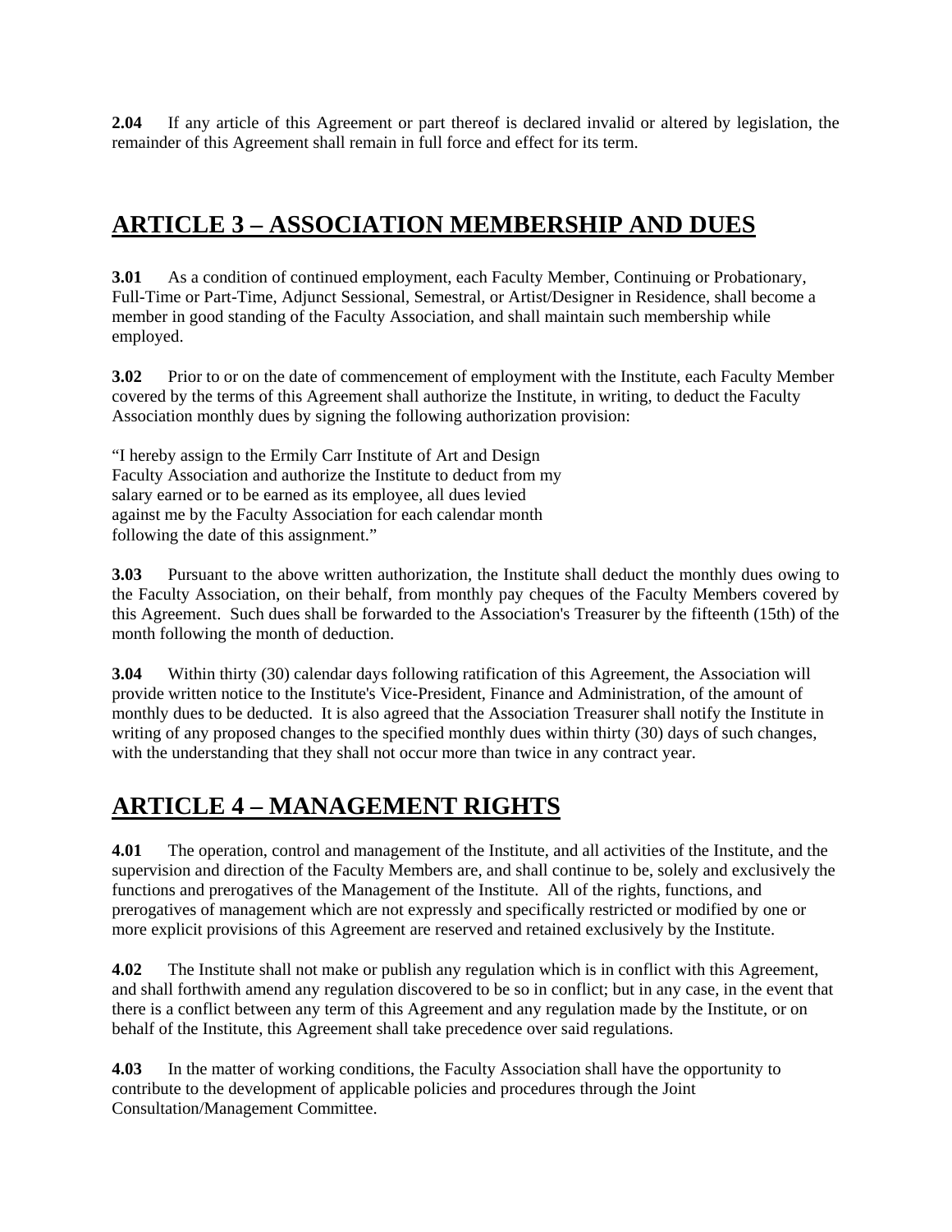**2.04** If any article of this Agreement or part thereof is declared invalid or altered by legislation, the remainder of this Agreement shall remain in full force and effect for its term.

## ARTICLE 3 – ASSOCIATION MEMBERSHIP AND DUES

**3.01** As a condition of continued employment, each Faculty Member, Continuing or Probationary, Full-Time or Part-Time, Adjunct Sessional, Semestral, or Artist/Designer in Residence, shall become a member in good standing of the Faculty Association, and shall maintain such membership while employed.

**3.02** Prior to or on the date of commencement of employment with the Institute, each Faculty Member covered by the terms of this Agreement shall authorize the Institute, in writing, to deduct the Faculty Association monthly dues by signing the following authorization provision:

"I hereby assign to the Ermily Carr Institute of Art and Design Faculty Association and authorize the Institute to deduct from my salary earned or to be earned as its employee, all dues levied against me by the Faculty Association for each calendar month following the date of this assignment."

**3.03** Pursuant to the above written authorization, the Institute shall deduct the monthly dues owing to the Faculty Association, on their behalf, from monthly pay cheques of the Faculty Members covered by this Agreement. Such dues shall be forwarded to the Association's Treasurer by the fifteenth (15th) of the month following the month of deduction.

**3.04** Within thirty (30) calendar days following ratification of this Agreement, the Association will provide written notice to the Institute's Vice-President, Finance and Administration, of the amount of monthly dues to be deducted. It is also agreed that the Association Treasurer shall notify the Institute in writing of any proposed changes to the specified monthly dues within thirty (30) days of such changes, with the understanding that they shall not occur more than twice in any contract year.

## ARTICLE 4 – MANAGEMENT RIGHTS

**4.01** The operation, control and management of the Institute, and all activities of the Institute, and the supervision and direction of the Faculty Members are, and shall continue to be, solely and exclusively the functions and prerogatives of the Management of the Institute. All of the rights, functions, and prerogatives of management which are not expressly and specifically restricted or modified by one or more explicit provisions of this Agreement are reserved and retained exclusively by the Institute.

**4.02** The Institute shall not make or publish any regulation which is in conflict with this Agreement, and shall forthwith amend any regulation discovered to be so in conflict; but in any case, in the event that there is a conflict between any term of this Agreement and any regulation made by the Institute, or on behalf of the Institute, this Agreement shall take precedence over said regulations.

**4.03** In the matter of working conditions, the Faculty Association shall have the opportunity to contribute to the development of applicable policies and procedures through the Joint Consultation/Management Committee.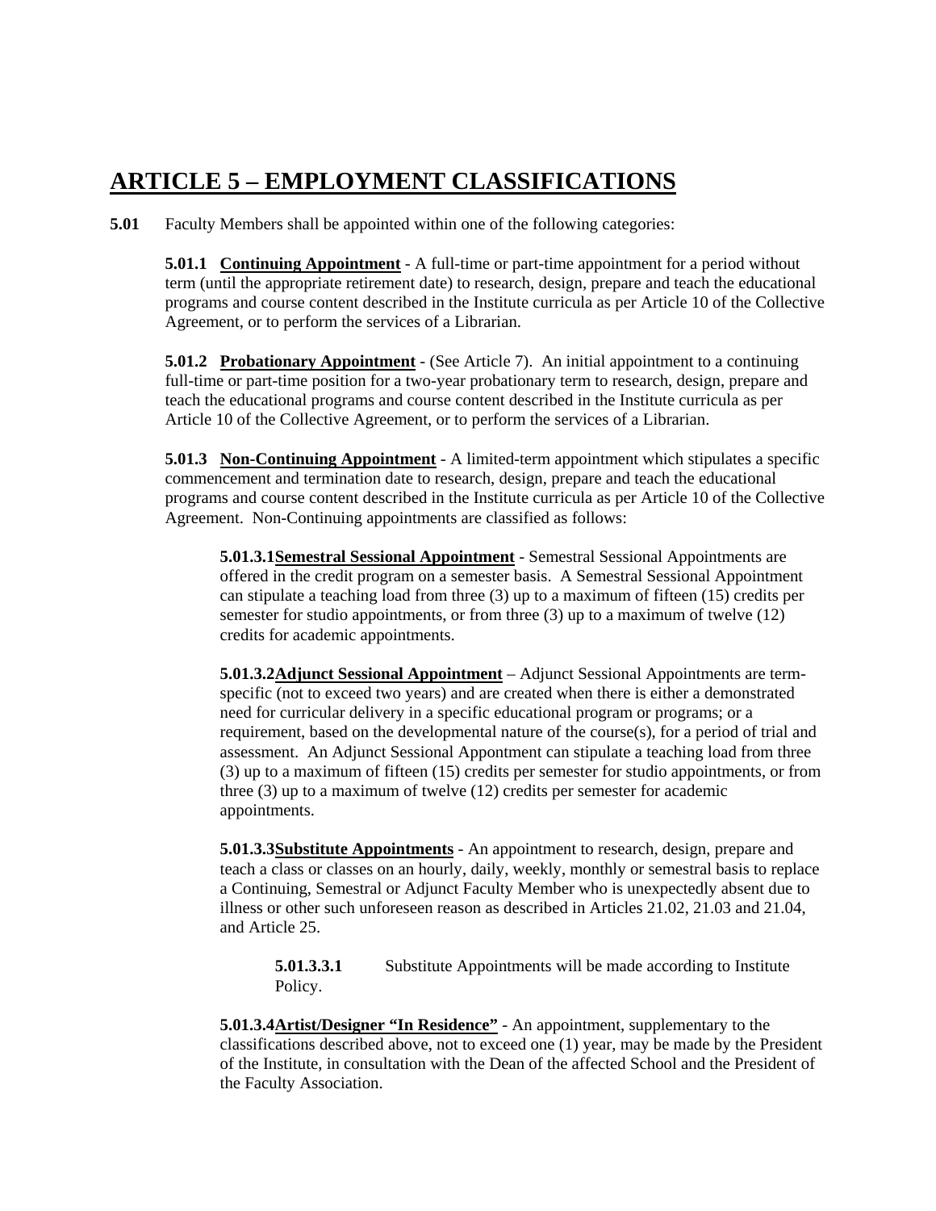# ARTICLE 5 – EMPLOYMENT CLASSIFICATIONS

**5.01** Faculty Members shall be appointed within one of the following categories:

**5.01.1** **Continuing Appointment** - A full-time or part-time appointment for a period without term (until the appropriate retirement date) to research, design, prepare and teach the educational programs and course content described in the Institute curricula as per Article 10 of the Collective Agreement, or to perform the services of a Librarian.

**5.01.2** **Probationary Appointment** - (See Article 7). An initial appointment to a continuing full-time or part-time position for a two-year probationary term to research, design, prepare and teach the educational programs and course content described in the Institute curricula as per Article 10 of the Collective Agreement, or to perform the services of a Librarian.

**5.01.3** **Non-Continuing Appointment** - A limited-term appointment which stipulates a specific commencement and termination date to research, design, prepare and teach the educational programs and course content described in the Institute curricula as per Article 10 of the Collective Agreement. Non-Continuing appointments are classified as follows:

**5.01.3.1** **Semestral Sessional Appointment** - Semestral Sessional Appointments are offered in the credit program on a semester basis. A Semestral Sessional Appointment can stipulate a teaching load from three (3) up to a maximum of fifteen (15) credits per semester for studio appointments, or from three (3) up to a maximum of twelve (12) credits for academic appointments.

**5.01.3.2** **Adjunct Sessional Appointment** – Adjunct Sessional Appointments are term-specific (not to exceed two years) and are created when there is either a demonstrated need for curricular delivery in a specific educational program or programs; or a requirement, based on the developmental nature of the course(s), for a period of trial and assessment. An Adjunct Sessional Appontment can stipulate a teaching load from three (3) up to a maximum of fifteen (15) credits per semester for studio appointments, or from three (3) up to a maximum of twelve (12) credits per semester for academic appointments.

**5.01.3.3** **Substitute Appointments** - An appointment to research, design, prepare and teach a class or classes on an hourly, daily, weekly, monthly or semestral basis to replace a Continuing, Semestral or Adjunct Faculty Member who is unexpectedly absent due to illness or other such unforeseen reason as described in Articles 21.02, 21.03 and 21.04, and Article 25.

**5.01.3.3.1** Substitute Appointments will be made according to Institute Policy.

**5.01.3.4** **Artist/Designer "In Residence"** - An appointment, supplementary to the classifications described above, not to exceed one (1) year, may be made by the President of the Institute, in consultation with the Dean of the affected School and the President of the Faculty Association.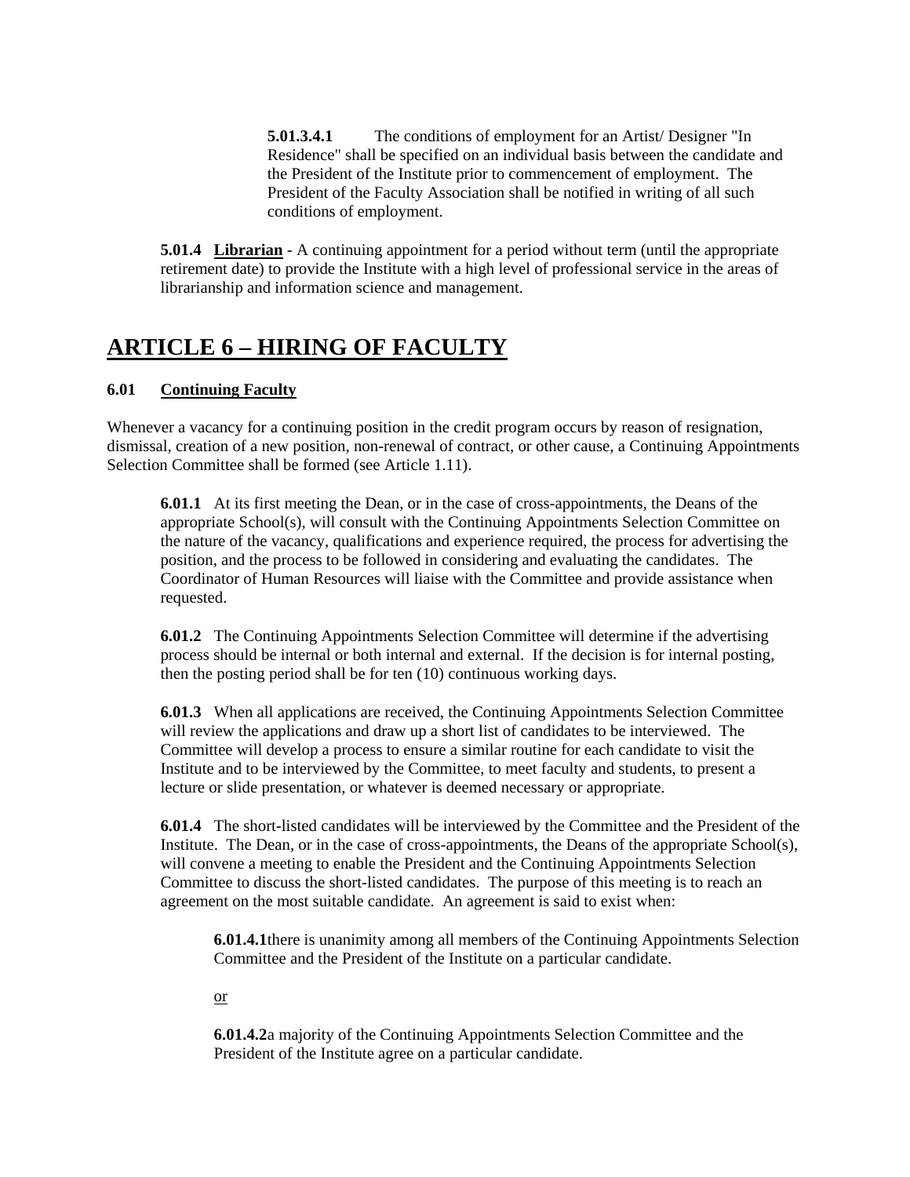**5.01.3.4.1** The conditions of employment for an Artist/ Designer "In Residence" shall be specified on an individual basis between the candidate and the President of the Institute prior to commencement of employment. The President of the Faculty Association shall be notified in writing of all such conditions of employment.

**5.01.4** **Librarian** - A continuing appointment for a period without term (until the appropriate retirement date) to provide the Institute with a high level of professional service in the areas of librarianship and information science and management.

# ARTICLE 6 – HIRING OF FACULTY

## 6.01 Continuing Faculty

Whenever a vacancy for a continuing position in the credit program occurs by reason of resignation, dismissal, creation of a new position, non-renewal of contract, or other cause, a Continuing Appointments Selection Committee shall be formed (see Article 1.11).

**6.01.1** At its first meeting the Dean, or in the case of cross-appointments, the Deans of the appropriate School(s), will consult with the Continuing Appointments Selection Committee on the nature of the vacancy, qualifications and experience required, the process for advertising the position, and the process to be followed in considering and evaluating the candidates. The Coordinator of Human Resources will liaise with the Committee and provide assistance when requested.

**6.01.2** The Continuing Appointments Selection Committee will determine if the advertising process should be internal or both internal and external. If the decision is for internal posting, then the posting period shall be for ten (10) continuous working days.

**6.01.3** When all applications are received, the Continuing Appointments Selection Committee will review the applications and draw up a short list of candidates to be interviewed. The Committee will develop a process to ensure a similar routine for each candidate to visit the Institute and to be interviewed by the Committee, to meet faculty and students, to present a lecture or slide presentation, or whatever is deemed necessary or appropriate.

**6.01.4** The short-listed candidates will be interviewed by the Committee and the President of the Institute. The Dean, or in the case of cross-appointments, the Deans of the appropriate School(s), will convene a meeting to enable the President and the Continuing Appointments Selection Committee to discuss the short-listed candidates. The purpose of this meeting is to reach an agreement on the most suitable candidate. An agreement is said to exist when:

**6.01.4.1** there is unanimity among all members of the Continuing Appointments Selection Committee and the President of the Institute on a particular candidate.

or

**6.01.4.2** a majority of the Continuing Appointments Selection Committee and the President of the Institute agree on a particular candidate.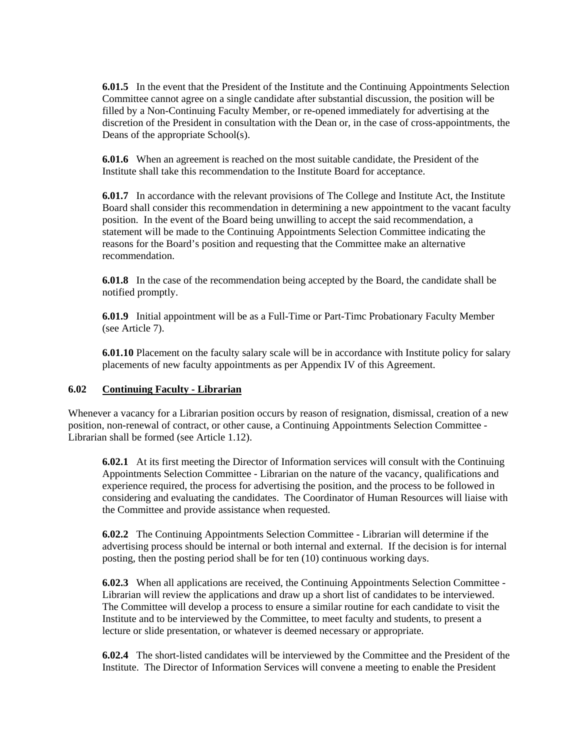**6.01.5** In the event that the President of the Institute and the Continuing Appointments Selection Committee cannot agree on a single candidate after substantial discussion, the position will be filled by a Non-Continuing Faculty Member, or re-opened immediately for advertising at the discretion of the President in consultation with the Dean or, in the case of cross-appointments, the Deans of the appropriate School(s).

**6.01.6** When an agreement is reached on the most suitable candidate, the President of the Institute shall take this recommendation to the Institute Board for acceptance.

**6.01.7** In accordance with the relevant provisions of The College and Institute Act, the Institute Board shall consider this recommendation in determining a new appointment to the vacant faculty position. In the event of the Board being unwilling to accept the said recommendation, a statement will be made to the Continuing Appointments Selection Committee indicating the reasons for the Board's position and requesting that the Committee make an alternative recommendation.

**6.01.8** In the case of the recommendation being accepted by the Board, the candidate shall be notified promptly.

**6.01.9** Initial appointment will be as a Full-Time or Part-Timc Probationary Faculty Member (see Article 7).

**6.01.10** Placement on the faculty salary scale will be in accordance with Institute policy for salary placements of new faculty appointments as per Appendix IV of this Agreement.

### 6.02 Continuing Faculty - Librarian

Whenever a vacancy for a Librarian position occurs by reason of resignation, dismissal, creation of a new position, non-renewal of contract, or other cause, a Continuing Appointments Selection Committee - Librarian shall be formed (see Article 1.12).

**6.02.1** At its first meeting the Director of Information services will consult with the Continuing Appointments Selection Committee - Librarian on the nature of the vacancy, qualifications and experience required, the process for advertising the position, and the process to be followed in considering and evaluating the candidates. The Coordinator of Human Resources will liaise with the Committee and provide assistance when requested.

**6.02.2** The Continuing Appointments Selection Committee - Librarian will determine if the advertising process should be internal or both internal and external. If the decision is for internal posting, then the posting period shall be for ten (10) continuous working days.

**6.02.3** When all applications are received, the Continuing Appointments Selection Committee - Librarian will review the applications and draw up a short list of candidates to be interviewed. The Committee will develop a process to ensure a similar routine for each candidate to visit the Institute and to be interviewed by the Committee, to meet faculty and students, to present a lecture or slide presentation, or whatever is deemed necessary or appropriate.

**6.02.4** The short-listed candidates will be interviewed by the Committee and the President of the Institute. The Director of Information Services will convene a meeting to enable the President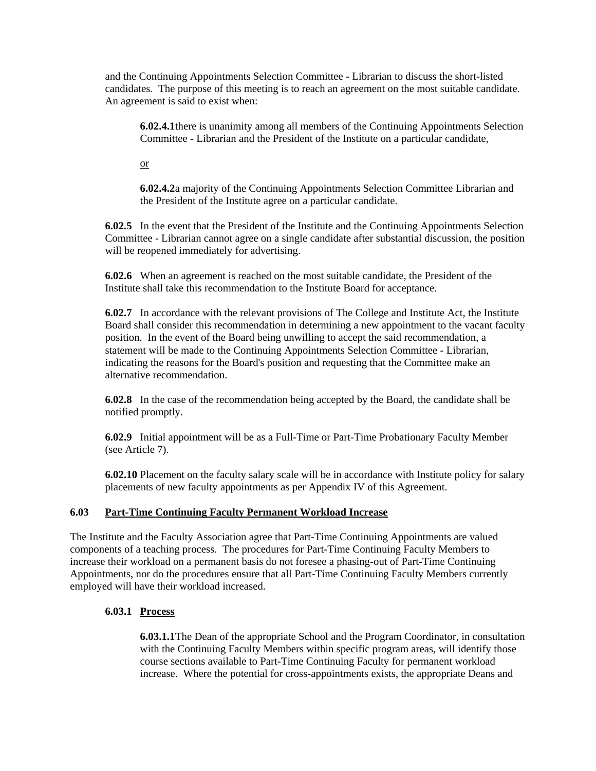and the Continuing Appointments Selection Committee - Librarian to discuss the short-listed candidates. The purpose of this meeting is to reach an agreement on the most suitable candidate. An agreement is said to exist when:

**6.02.4.1** there is unanimity among all members of the Continuing Appointments Selection Committee - Librarian and the President of the Institute on a particular candidate,

<u>or</u>

**6.02.4.2** a majority of the Continuing Appointments Selection Committee Librarian and the President of the Institute agree on a particular candidate.

**6.02.5** In the event that the President of the Institute and the Continuing Appointments Selection Committee - Librarian cannot agree on a single candidate after substantial discussion, the position will be reopened immediately for advertising.

**6.02.6** When an agreement is reached on the most suitable candidate, the President of the Institute shall take this recommendation to the Institute Board for acceptance.

**6.02.7** In accordance with the relevant provisions of The College and Institute Act, the Institute Board shall consider this recommendation in determining a new appointment to the vacant faculty position. In the event of the Board being unwilling to accept the said recommendation, a statement will be made to the Continuing Appointments Selection Committee - Librarian, indicating the reasons for the Board's position and requesting that the Committee make an alternative recommendation.

**6.02.8** In the case of the recommendation being accepted by the Board, the candidate shall be notified promptly.

**6.02.9** Initial appointment will be as a Full-Time or Part-Time Probationary Faculty Member (see Article 7).

**6.02.10** Placement on the faculty salary scale will be in accordance with Institute policy for salary placements of new faculty appointments as per Appendix IV of this Agreement.

### 6.03 Part-Time Continuing Faculty Permanent Workload Increase

The Institute and the Faculty Association agree that Part-Time Continuing Appointments are valued components of a teaching process. The procedures for Part-Time Continuing Faculty Members to increase their workload on a permanent basis do not foresee a phasing-out of Part-Time Continuing Appointments, nor do the procedures ensure that all Part-Time Continuing Faculty Members currently employed will have their workload increased.

#### 6.03.1 Process

**6.03.1.1** The Dean of the appropriate School and the Program Coordinator, in consultation with the Continuing Faculty Members within specific program areas, will identify those course sections available to Part-Time Continuing Faculty for permanent workload increase. Where the potential for cross-appointments exists, the appropriate Deans and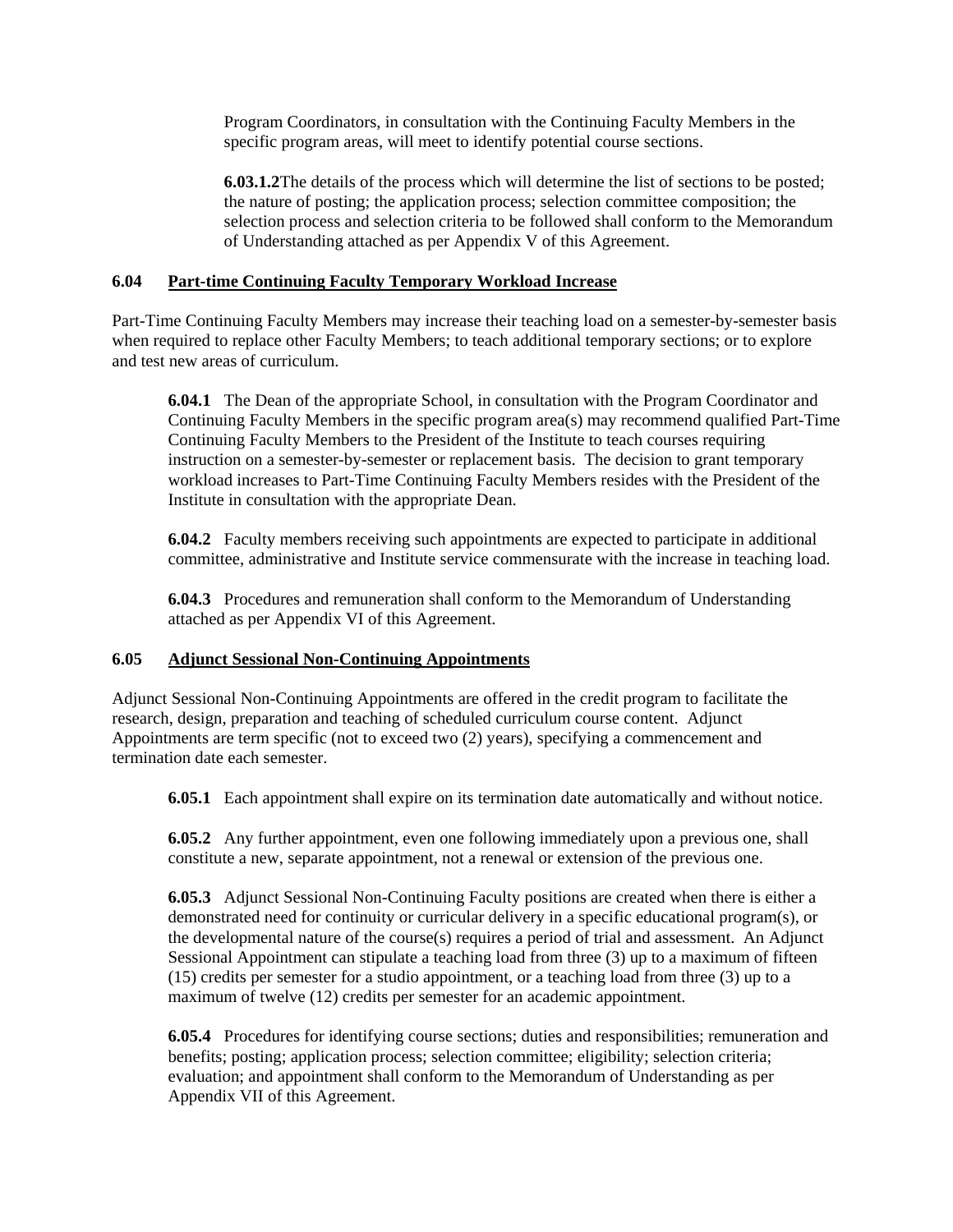Program Coordinators, in consultation with the Continuing Faculty Members in the specific program areas, will meet to identify potential course sections.

**6.03.1.2**The details of the process which will determine the list of sections to be posted; the nature of posting; the application process; selection committee composition; the selection process and selection criteria to be followed shall conform to the Memorandum of Understanding attached as per Appendix V of this Agreement.

### 6.04 Part-time Continuing Faculty Temporary Workload Increase

Part-Time Continuing Faculty Members may increase their teaching load on a semester-by-semester basis when required to replace other Faculty Members; to teach additional temporary sections; or to explore and test new areas of curriculum.

**6.04.1** The Dean of the appropriate School, in consultation with the Program Coordinator and Continuing Faculty Members in the specific program area(s) may recommend qualified Part-Time Continuing Faculty Members to the President of the Institute to teach courses requiring instruction on a semester-by-semester or replacement basis. The decision to grant temporary workload increases to Part-Time Continuing Faculty Members resides with the President of the Institute in consultation with the appropriate Dean.

**6.04.2** Faculty members receiving such appointments are expected to participate in additional committee, administrative and Institute service commensurate with the increase in teaching load.

**6.04.3** Procedures and remuneration shall conform to the Memorandum of Understanding attached as per Appendix VI of this Agreement.

### 6.05 Adjunct Sessional Non-Continuing Appointments

Adjunct Sessional Non-Continuing Appointments are offered in the credit program to facilitate the research, design, preparation and teaching of scheduled curriculum course content. Adjunct Appointments are term specific (not to exceed two (2) years), specifying a commencement and termination date each semester.

**6.05.1** Each appointment shall expire on its termination date automatically and without notice.

**6.05.2** Any further appointment, even one following immediately upon a previous one, shall constitute a new, separate appointment, not a renewal or extension of the previous one.

**6.05.3** Adjunct Sessional Non-Continuing Faculty positions are created when there is either a demonstrated need for continuity or curricular delivery in a specific educational program(s), or the developmental nature of the course(s) requires a period of trial and assessment. An Adjunct Sessional Appointment can stipulate a teaching load from three (3) up to a maximum of fifteen (15) credits per semester for a studio appointment, or a teaching load from three (3) up to a maximum of twelve (12) credits per semester for an academic appointment.

**6.05.4** Procedures for identifying course sections; duties and responsibilities; remuneration and benefits; posting; application process; selection committee; eligibility; selection criteria; evaluation; and appointment shall conform to the Memorandum of Understanding as per Appendix VII of this Agreement.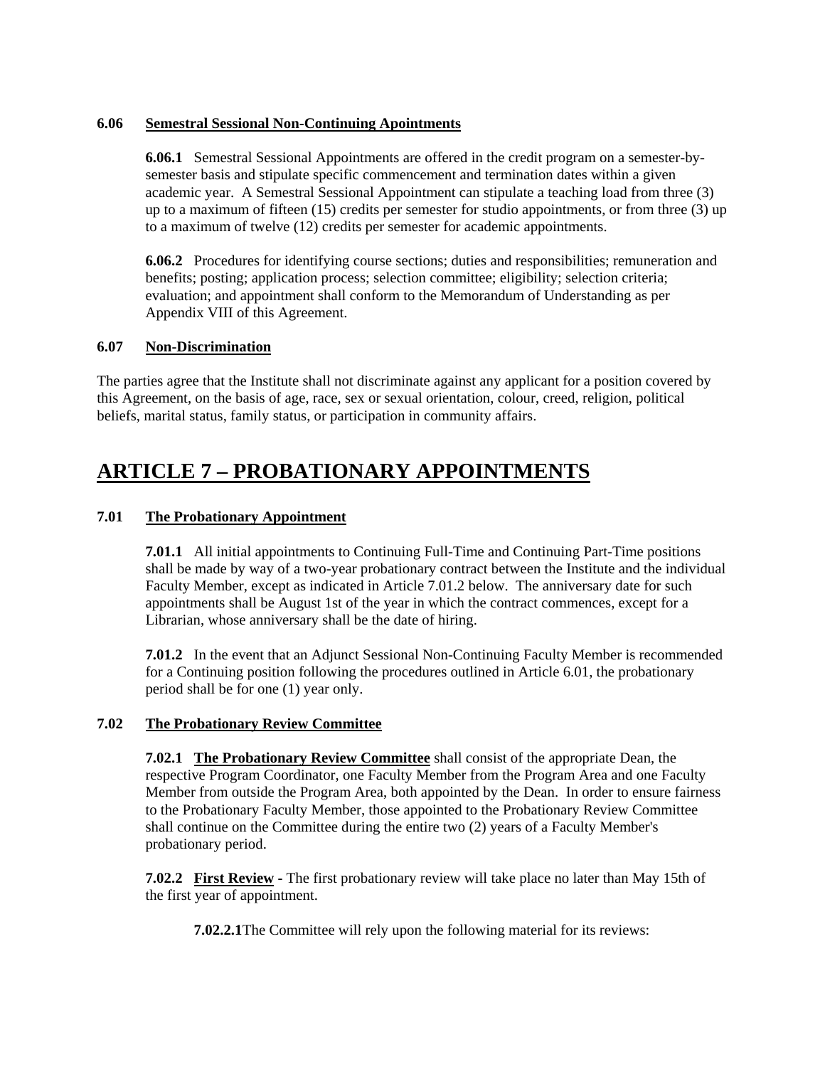### 6.06 Semestral Sessional Non-Continuing Apointments

**6.06.1** Semestral Sessional Appointments are offered in the credit program on a semester-by-semester basis and stipulate specific commencement and termination dates within a given academic year. A Semestral Sessional Appointment can stipulate a teaching load from three (3) up to a maximum of fifteen (15) credits per semester for studio appointments, or from three (3) up to a maximum of twelve (12) credits per semester for academic appointments.

**6.06.2** Procedures for identifying course sections; duties and responsibilities; remuneration and benefits; posting; application process; selection committee; eligibility; selection criteria; evaluation; and appointment shall conform to the Memorandum of Understanding as per Appendix VIII of this Agreement.

### 6.07 Non-Discrimination

The parties agree that the Institute shall not discriminate against any applicant for a position covered by this Agreement, on the basis of age, race, sex or sexual orientation, colour, creed, religion, political beliefs, marital status, family status, or participation in community affairs.

# ARTICLE 7 – PROBATIONARY APPOINTMENTS

### 7.01 The Probationary Appointment

**7.01.1** All initial appointments to Continuing Full-Time and Continuing Part-Time positions shall be made by way of a two-year probationary contract between the Institute and the individual Faculty Member, except as indicated in Article 7.01.2 below. The anniversary date for such appointments shall be August 1st of the year in which the contract commences, except for a Librarian, whose anniversary shall be the date of hiring.

**7.01.2** In the event that an Adjunct Sessional Non-Continuing Faculty Member is recommended for a Continuing position following the procedures outlined in Article 6.01, the probationary period shall be for one (1) year only.

### 7.02 The Probationary Review Committee

**7.02.1** **The Probationary Review Committee** shall consist of the appropriate Dean, the respective Program Coordinator, one Faculty Member from the Program Area and one Faculty Member from outside the Program Area, both appointed by the Dean. In order to ensure fairness to the Probationary Faculty Member, those appointed to the Probationary Review Committee shall continue on the Committee during the entire two (2) years of a Faculty Member's probationary period.

**7.02.2** **First Review** - The first probationary review will take place no later than May 15th of the first year of appointment.

**7.02.2.1** The Committee will rely upon the following material for its reviews: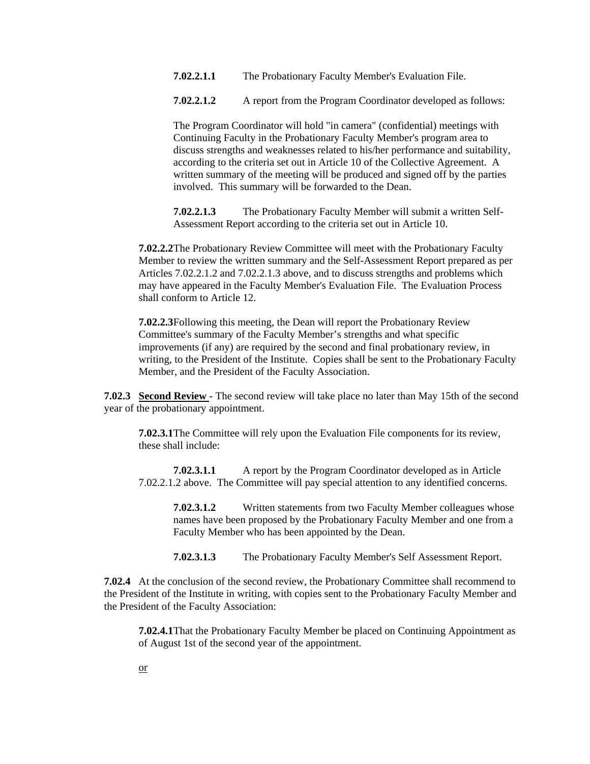**7.02.2.1.1** The Probationary Faculty Member's Evaluation File.

**7.02.2.1.2** A report from the Program Coordinator developed as follows:

The Program Coordinator will hold "in camera" (confidential) meetings with Continuing Faculty in the Probationary Faculty Member's program area to discuss strengths and weaknesses related to his/her performance and suitability, according to the criteria set out in Article 10 of the Collective Agreement. A written summary of the meeting will be produced and signed off by the parties involved. This summary will be forwarded to the Dean.

**7.02.2.1.3** The Probationary Faculty Member will submit a written Self-Assessment Report according to the criteria set out in Article 10.

**7.02.2.2** The Probationary Review Committee will meet with the Probationary Faculty Member to review the written summary and the Self-Assessment Report prepared as per Articles 7.02.2.1.2 and 7.02.2.1.3 above, and to discuss strengths and problems which may have appeared in the Faculty Member's Evaluation File. The Evaluation Process shall conform to Article 12.

**7.02.2.3** Following this meeting, the Dean will report the Probationary Review Committee's summary of the Faculty Member's strengths and what specific improvements (if any) are required by the second and final probationary review, in writing, to the President of the Institute. Copies shall be sent to the Probationary Faculty Member, and the President of the Faculty Association.

**7.02.3** **Second Review** - The second review will take place no later than May 15th of the second year of the probationary appointment.

**7.02.3.1** The Committee will rely upon the Evaluation File components for its review, these shall include:

**7.02.3.1.1** A report by the Program Coordinator developed as in Article 7.02.2.1.2 above. The Committee will pay special attention to any identified concerns.

**7.02.3.1.2** Written statements from two Faculty Member colleagues whose names have been proposed by the Probationary Faculty Member and one from a Faculty Member who has been appointed by the Dean.

**7.02.3.1.3** The Probationary Faculty Member's Self Assessment Report.

**7.02.4** At the conclusion of the second review, the Probationary Committee shall recommend to the President of the Institute in writing, with copies sent to the Probationary Faculty Member and the President of the Faculty Association:

**7.02.4.1** That the Probationary Faculty Member be placed on Continuing Appointment as of August 1st of the second year of the appointment.

or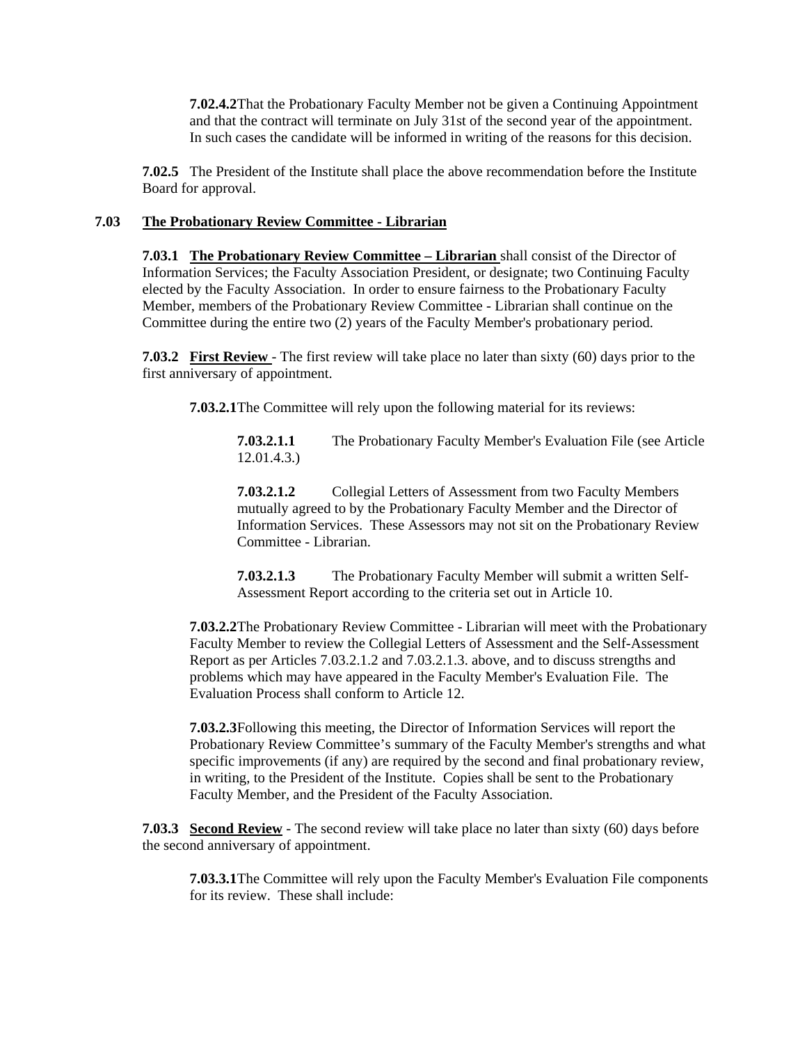**7.02.4.2** That the Probationary Faculty Member not be given a Continuing Appointment and that the contract will terminate on July 31st of the second year of the appointment. In such cases the candidate will be informed in writing of the reasons for this decision.

**7.02.5** The President of the Institute shall place the above recommendation before the Institute Board for approval.

## 7.03 The Probationary Review Committee - Librarian

**7.03.1 The Probationary Review Committee – Librarian** shall consist of the Director of Information Services; the Faculty Association President, or designate; two Continuing Faculty elected by the Faculty Association. In order to ensure fairness to the Probationary Faculty Member, members of the Probationary Review Committee - Librarian shall continue on the Committee during the entire two (2) years of the Faculty Member's probationary period.

**7.03.2 First Review** - The first review will take place no later than sixty (60) days prior to the first anniversary of appointment.

**7.03.2.1** The Committee will rely upon the following material for its reviews:

**7.03.2.1.1** The Probationary Faculty Member's Evaluation File (see Article 12.01.4.3.)

**7.03.2.1.2** Collegial Letters of Assessment from two Faculty Members mutually agreed to by the Probationary Faculty Member and the Director of Information Services. These Assessors may not sit on the Probationary Review Committee - Librarian.

**7.03.2.1.3** The Probationary Faculty Member will submit a written Self-Assessment Report according to the criteria set out in Article 10.

**7.03.2.2** The Probationary Review Committee - Librarian will meet with the Probationary Faculty Member to review the Collegial Letters of Assessment and the Self-Assessment Report as per Articles 7.03.2.1.2 and 7.03.2.1.3. above, and to discuss strengths and problems which may have appeared in the Faculty Member's Evaluation File. The Evaluation Process shall conform to Article 12.

**7.03.2.3** Following this meeting, the Director of Information Services will report the Probationary Review Committee's summary of the Faculty Member's strengths and what specific improvements (if any) are required by the second and final probationary review, in writing, to the President of the Institute. Copies shall be sent to the Probationary Faculty Member, and the President of the Faculty Association.

**7.03.3 Second Review** - The second review will take place no later than sixty (60) days before the second anniversary of appointment.

**7.03.3.1** The Committee will rely upon the Faculty Member's Evaluation File components for its review. These shall include: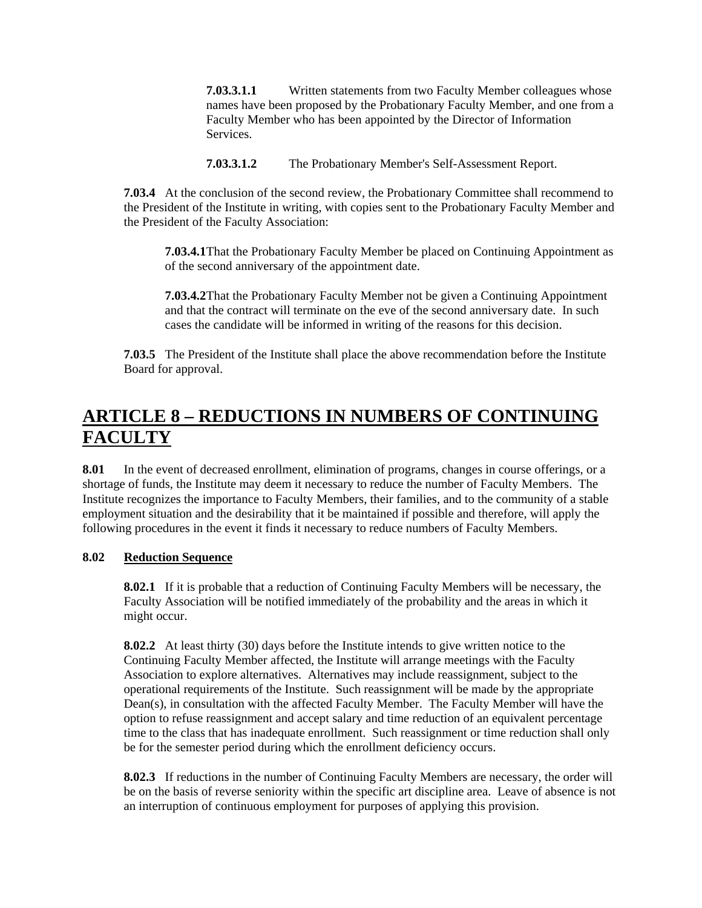**7.03.3.1.1** Written statements from two Faculty Member colleagues whose names have been proposed by the Probationary Faculty Member, and one from a Faculty Member who has been appointed by the Director of Information Services.

**7.03.3.1.2** The Probationary Member's Self-Assessment Report.

**7.03.4** At the conclusion of the second review, the Probationary Committee shall recommend to the President of the Institute in writing, with copies sent to the Probationary Faculty Member and the President of the Faculty Association:

**7.03.4.1** That the Probationary Faculty Member be placed on Continuing Appointment as of the second anniversary of the appointment date.

**7.03.4.2** That the Probationary Faculty Member not be given a Continuing Appointment and that the contract will terminate on the eve of the second anniversary date. In such cases the candidate will be informed in writing of the reasons for this decision.

**7.03.5** The President of the Institute shall place the above recommendation before the Institute Board for approval.

# ARTICLE 8 – REDUCTIONS IN NUMBERS OF CONTINUING FACULTY

**8.01** In the event of decreased enrollment, elimination of programs, changes in course offerings, or a shortage of funds, the Institute may deem it necessary to reduce the number of Faculty Members. The Institute recognizes the importance to Faculty Members, their families, and to the community of a stable employment situation and the desirability that it be maintained if possible and therefore, will apply the following procedures in the event it finds it necessary to reduce numbers of Faculty Members.

**8.02 Reduction Sequence**

**8.02.1** If it is probable that a reduction of Continuing Faculty Members will be necessary, the Faculty Association will be notified immediately of the probability and the areas in which it might occur.

**8.02.2** At least thirty (30) days before the Institute intends to give written notice to the Continuing Faculty Member affected, the Institute will arrange meetings with the Faculty Association to explore alternatives. Alternatives may include reassignment, subject to the operational requirements of the Institute. Such reassignment will be made by the appropriate Dean(s), in consultation with the affected Faculty Member. The Faculty Member will have the option to refuse reassignment and accept salary and time reduction of an equivalent percentage time to the class that has inadequate enrollment. Such reassignment or time reduction shall only be for the semester period during which the enrollment deficiency occurs.

**8.02.3** If reductions in the number of Continuing Faculty Members are necessary, the order will be on the basis of reverse seniority within the specific art discipline area. Leave of absence is not an interruption of continuous employment for purposes of applying this provision.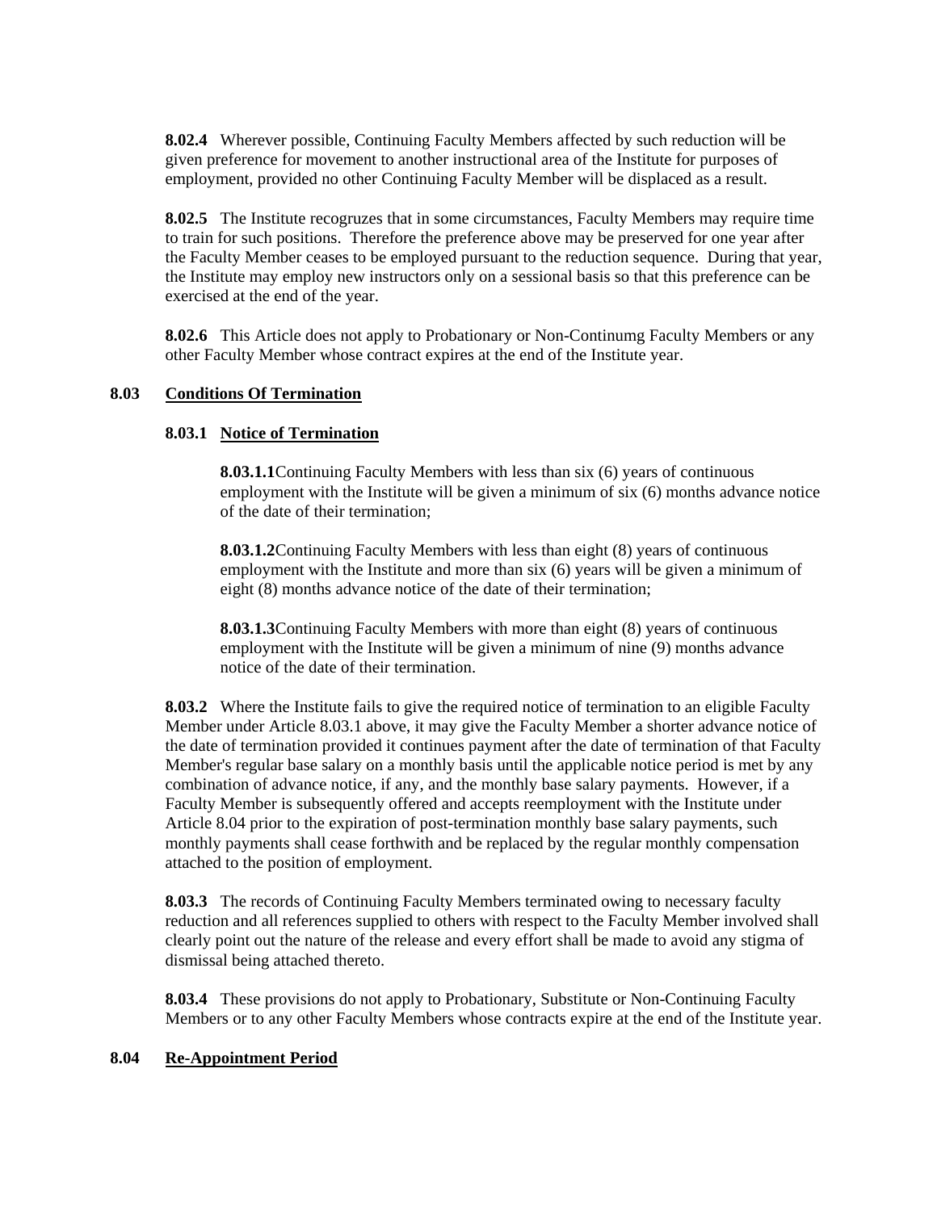**8.02.4** Wherever possible, Continuing Faculty Members affected by such reduction will be given preference for movement to another instructional area of the Institute for purposes of employment, provided no other Continuing Faculty Member will be displaced as a result.

**8.02.5** The Institute recogruzes that in some circumstances, Faculty Members may require time to train for such positions. Therefore the preference above may be preserved for one year after the Faculty Member ceases to be employed pursuant to the reduction sequence. During that year, the Institute may employ new instructors only on a sessional basis so that this preference can be exercised at the end of the year.

**8.02.6** This Article does not apply to Probationary or Non-Continumg Faculty Members or any other Faculty Member whose contract expires at the end of the Institute year.

## 8.03 Conditions Of Termination

### 8.03.1 Notice of Termination

**8.03.1.1** Continuing Faculty Members with less than six (6) years of continuous employment with the Institute will be given a minimum of six (6) months advance notice of the date of their termination;

**8.03.1.2** Continuing Faculty Members with less than eight (8) years of continuous employment with the Institute and more than six (6) years will be given a minimum of eight (8) months advance notice of the date of their termination;

**8.03.1.3** Continuing Faculty Members with more than eight (8) years of continuous employment with the Institute will be given a minimum of nine (9) months advance notice of the date of their termination.

**8.03.2** Where the Institute fails to give the required notice of termination to an eligible Faculty Member under Article 8.03.1 above, it may give the Faculty Member a shorter advance notice of the date of termination provided it continues payment after the date of termination of that Faculty Member's regular base salary on a monthly basis until the applicable notice period is met by any combination of advance notice, if any, and the monthly base salary payments. However, if a Faculty Member is subsequently offered and accepts reemployment with the Institute under Article 8.04 prior to the expiration of post-termination monthly base salary payments, such monthly payments shall cease forthwith and be replaced by the regular monthly compensation attached to the position of employment.

**8.03.3** The records of Continuing Faculty Members terminated owing to necessary faculty reduction and all references supplied to others with respect to the Faculty Member involved shall clearly point out the nature of the release and every effort shall be made to avoid any stigma of dismissal being attached thereto.

**8.03.4** These provisions do not apply to Probationary, Substitute or Non-Continuing Faculty Members or to any other Faculty Members whose contracts expire at the end of the Institute year.

## 8.04 Re-Appointment Period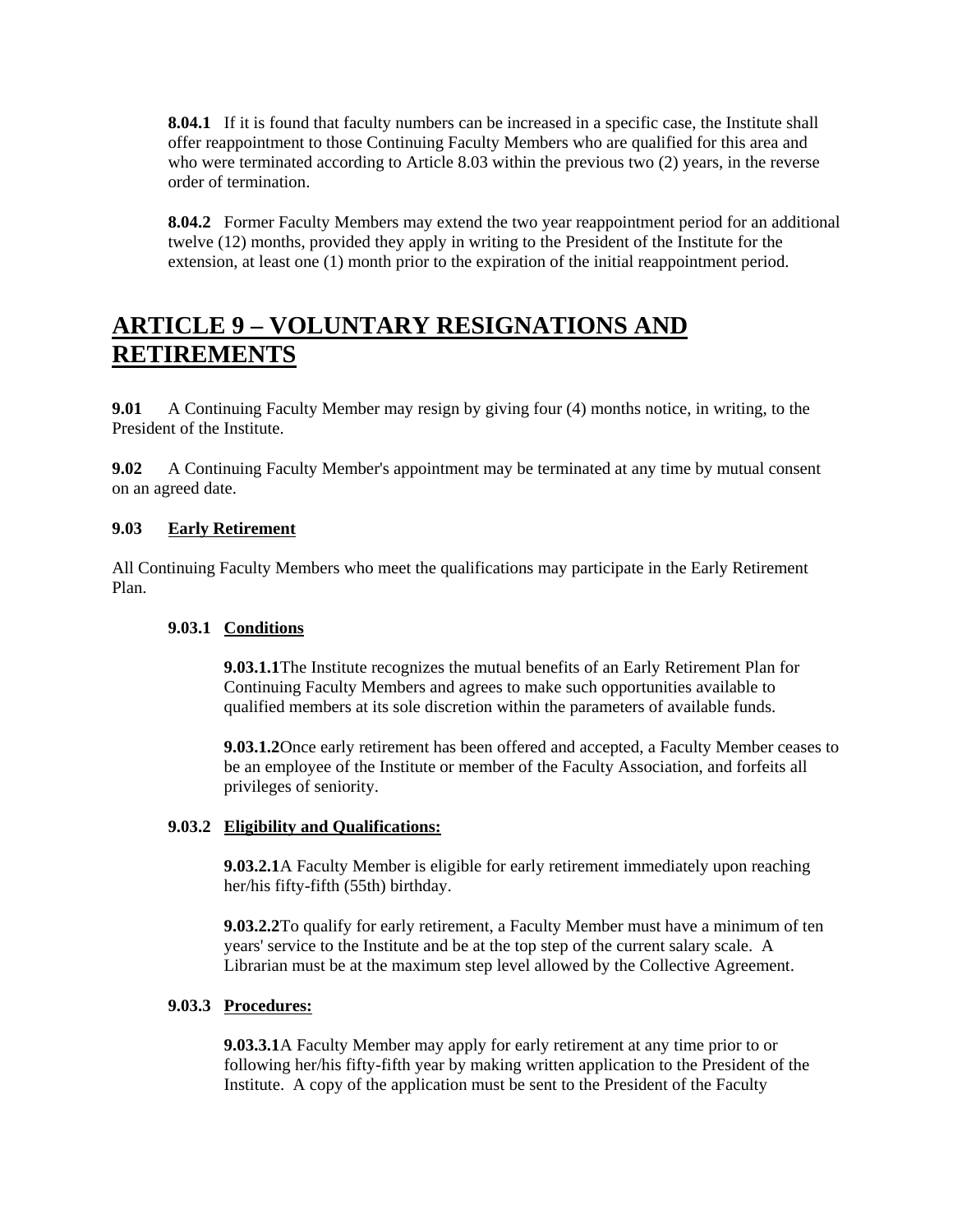**8.04.1** If it is found that faculty numbers can be increased in a specific case, the Institute shall offer reappointment to those Continuing Faculty Members who are qualified for this area and who were terminated according to Article 8.03 within the previous two (2) years, in the reverse order of termination.

**8.04.2** Former Faculty Members may extend the two year reappointment period for an additional twelve (12) months, provided they apply in writing to the President of the Institute for the extension, at least one (1) month prior to the expiration of the initial reappointment period.

# ARTICLE 9 – VOLUNTARY RESIGNATIONS AND RETIREMENTS

**9.01** A Continuing Faculty Member may resign by giving four (4) months notice, in writing, to the President of the Institute.

**9.02** A Continuing Faculty Member's appointment may be terminated at any time by mutual consent on an agreed date.

**9.03 Early Retirement**

All Continuing Faculty Members who meet the qualifications may participate in the Early Retirement Plan.

**9.03.1 Conditions**

**9.03.1.1** The Institute recognizes the mutual benefits of an Early Retirement Plan for Continuing Faculty Members and agrees to make such opportunities available to qualified members at its sole discretion within the parameters of available funds.

**9.03.1.2** Once early retirement has been offered and accepted, a Faculty Member ceases to be an employee of the Institute or member of the Faculty Association, and forfeits all privileges of seniority.

**9.03.2 Eligibility and Qualifications:**

**9.03.2.1** A Faculty Member is eligible for early retirement immediately upon reaching her/his fifty-fifth (55th) birthday.

**9.03.2.2** To qualify for early retirement, a Faculty Member must have a minimum of ten years' service to the Institute and be at the top step of the current salary scale. A Librarian must be at the maximum step level allowed by the Collective Agreement.

**9.03.3 Procedures:**

**9.03.3.1** A Faculty Member may apply for early retirement at any time prior to or following her/his fifty-fifth year by making written application to the President of the Institute. A copy of the application must be sent to the President of the Faculty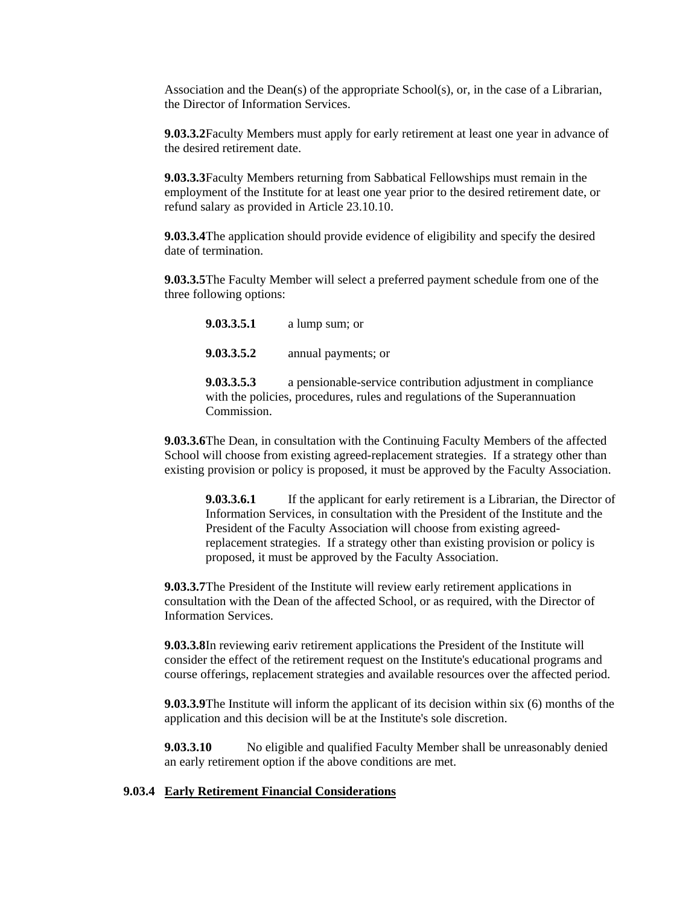Association and the Dean(s) of the appropriate School(s), or, in the case of a Librarian, the Director of Information Services.

**9.03.3.2** Faculty Members must apply for early retirement at least one year in advance of the desired retirement date.

**9.03.3.3** Faculty Members returning from Sabbatical Fellowships must remain in the employment of the Institute for at least one year prior to the desired retirement date, or refund salary as provided in Article 23.10.10.

**9.03.3.4** The application should provide evidence of eligibility and specify the desired date of termination.

**9.03.3.5** The Faculty Member will select a preferred payment schedule from one of the three following options:

> **9.03.3.5.1** a lump sum; or
>
> **9.03.3.5.2** annual payments; or
>
> **9.03.3.5.3** a pensionable-service contribution adjustment in compliance with the policies, procedures, rules and regulations of the Superannuation Commission.

**9.03.3.6** The Dean, in consultation with the Continuing Faculty Members of the affected School will choose from existing agreed-replacement strategies. If a strategy other than existing provision or policy is proposed, it must be approved by the Faculty Association.

> **9.03.3.6.1** If the applicant for early retirement is a Librarian, the Director of Information Services, in consultation with the President of the Institute and the President of the Faculty Association will choose from existing agreed-replacement strategies. If a strategy other than existing provision or policy is proposed, it must be approved by the Faculty Association.

**9.03.3.7** The President of the Institute will review early retirement applications in consultation with the Dean of the affected School, or as required, with the Director of Information Services.

**9.03.3.8** In reviewing eariv retirement applications the President of the Institute will consider the effect of the retirement request on the Institute's educational programs and course offerings, replacement strategies and available resources over the affected period.

**9.03.3.9** The Institute will inform the applicant of its decision within six (6) months of the application and this decision will be at the Institute's sole discretion.

**9.03.3.10** No eligible and qualified Faculty Member shall be unreasonably denied an early retirement option if the above conditions are met.

### 9.03.4 Early Retirement Financial Considerations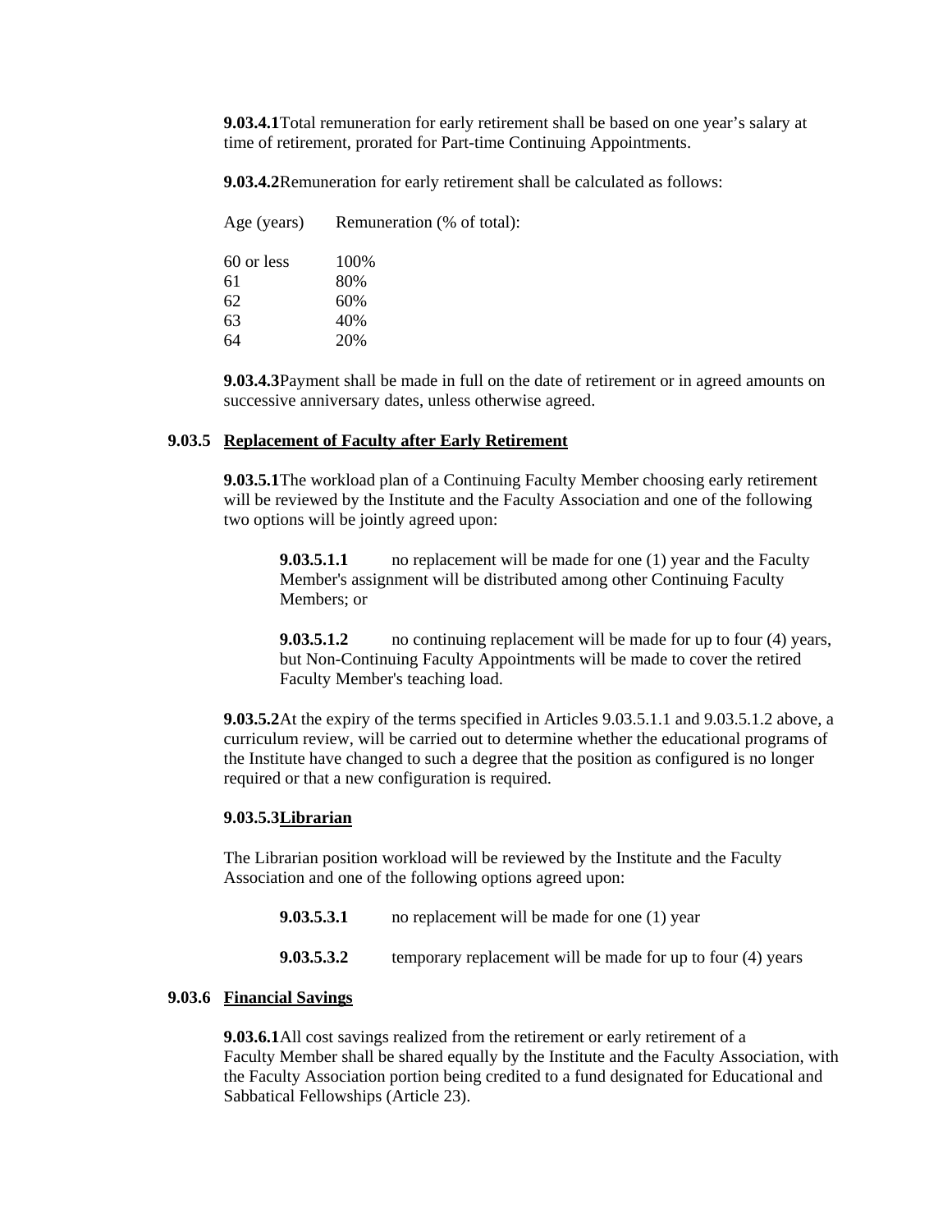**9.03.4.1** Total remuneration for early retirement shall be based on one year's salary at time of retirement, prorated for Part-time Continuing Appointments.

**9.03.4.2** Remuneration for early retirement shall be calculated as follows:

| Age (years) | Remuneration (% of total): |
|---|---|
| 60 or less | 100% |
| 61 | 80% |
| 62 | 60% |
| 63 | 40% |
| 64 | 20% |

**9.03.4.3** Payment shall be made in full on the date of retirement or in agreed amounts on successive anniversary dates, unless otherwise agreed.

**9.03.5 Replacement of Faculty after Early Retirement**

**9.03.5.1** The workload plan of a Continuing Faculty Member choosing early retirement will be reviewed by the Institute and the Faculty Association and one of the following two options will be jointly agreed upon:

**9.03.5.1.1** no replacement will be made for one (1) year and the Faculty Member's assignment will be distributed among other Continuing Faculty Members; or

**9.03.5.1.2** no continuing replacement will be made for up to four (4) years, but Non-Continuing Faculty Appointments will be made to cover the retired Faculty Member's teaching load.

**9.03.5.2** At the expiry of the terms specified in Articles 9.03.5.1.1 and 9.03.5.1.2 above, a curriculum review, will be carried out to determine whether the educational programs of the Institute have changed to such a degree that the position as configured is no longer required or that a new configuration is required.

**9.03.5.3 Librarian**

The Librarian position workload will be reviewed by the Institute and the Faculty Association and one of the following options agreed upon:

**9.03.5.3.1** no replacement will be made for one (1) year

**9.03.5.3.2** temporary replacement will be made for up to four (4) years

**9.03.6 Financial Savings**

**9.03.6.1** All cost savings realized from the retirement or early retirement of a Faculty Member shall be shared equally by the Institute and the Faculty Association, with the Faculty Association portion being credited to a fund designated for Educational and Sabbatical Fellowships (Article 23).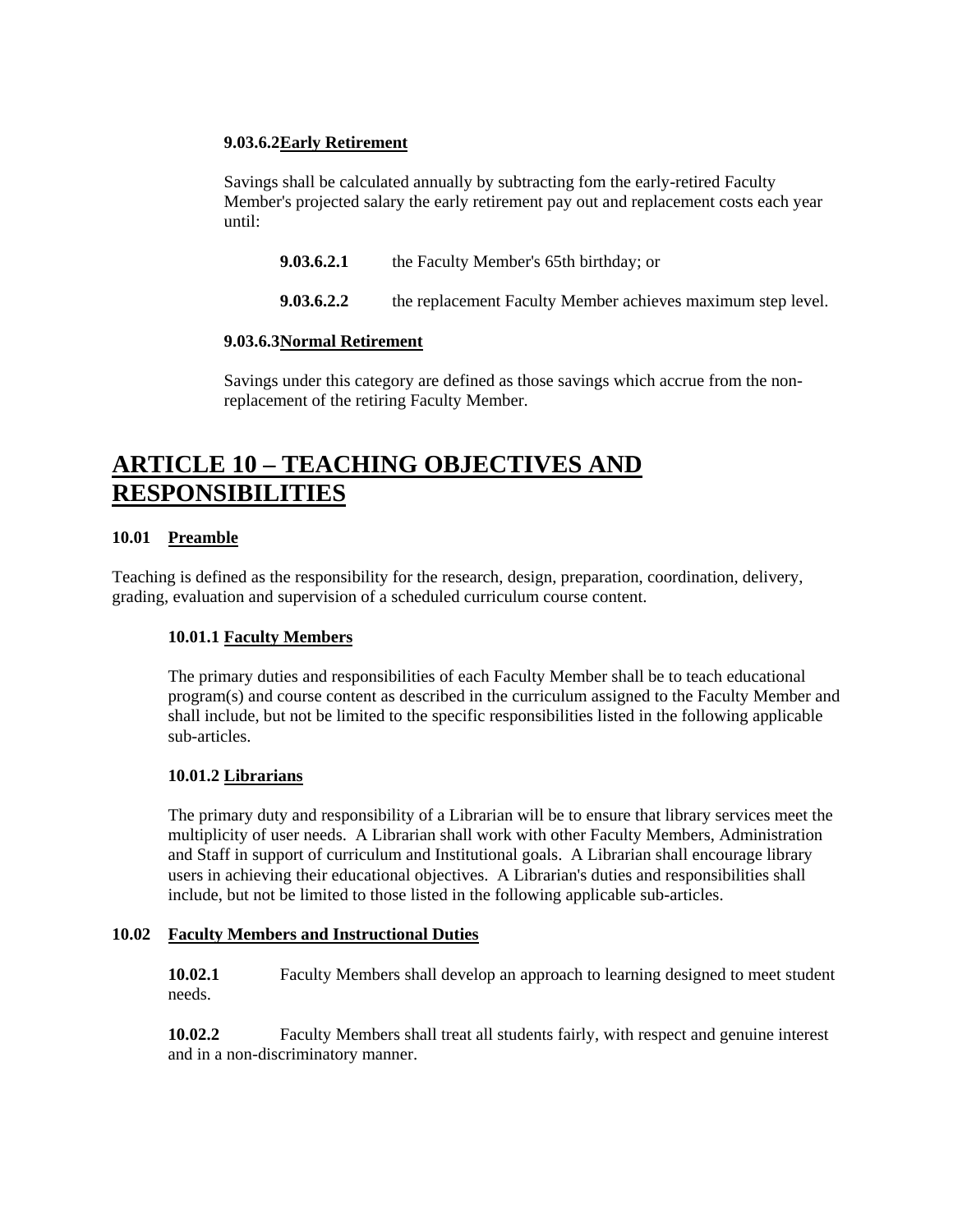**9.03.6.2** **Early Retirement**

Savings shall be calculated annually by subtracting fom the early-retired Faculty Member's projected salary the early retirement pay out and replacement costs each year until:

**9.03.6.2.1** the Faculty Member's 65th birthday; or

**9.03.6.2.2** the replacement Faculty Member achieves maximum step level.

**9.03.6.3** **Normal Retirement**

Savings under this category are defined as those savings which accrue from the non-replacement of the retiring Faculty Member.

# ARTICLE 10 – TEACHING OBJECTIVES AND RESPONSIBILITIES

### 10.01 Preamble

Teaching is defined as the responsibility for the research, design, preparation, coordination, delivery, grading, evaluation and supervision of a scheduled curriculum course content.

#### 10.01.1 Faculty Members

The primary duties and responsibilities of each Faculty Member shall be to teach educational program(s) and course content as described in the curriculum assigned to the Faculty Member and shall include, but not be limited to the specific responsibilities listed in the following applicable sub-articles.

#### 10.01.2 Librarians

The primary duty and responsibility of a Librarian will be to ensure that library services meet the multiplicity of user needs. A Librarian shall work with other Faculty Members, Administration and Staff in support of curriculum and Institutional goals. A Librarian shall encourage library users in achieving their educational objectives. A Librarian's duties and responsibilities shall include, but not be limited to those listed in the following applicable sub-articles.

### 10.02 Faculty Members and Instructional Duties

**10.02.1** Faculty Members shall develop an approach to learning designed to meet student needs.

**10.02.2** Faculty Members shall treat all students fairly, with respect and genuine interest and in a non-discriminatory manner.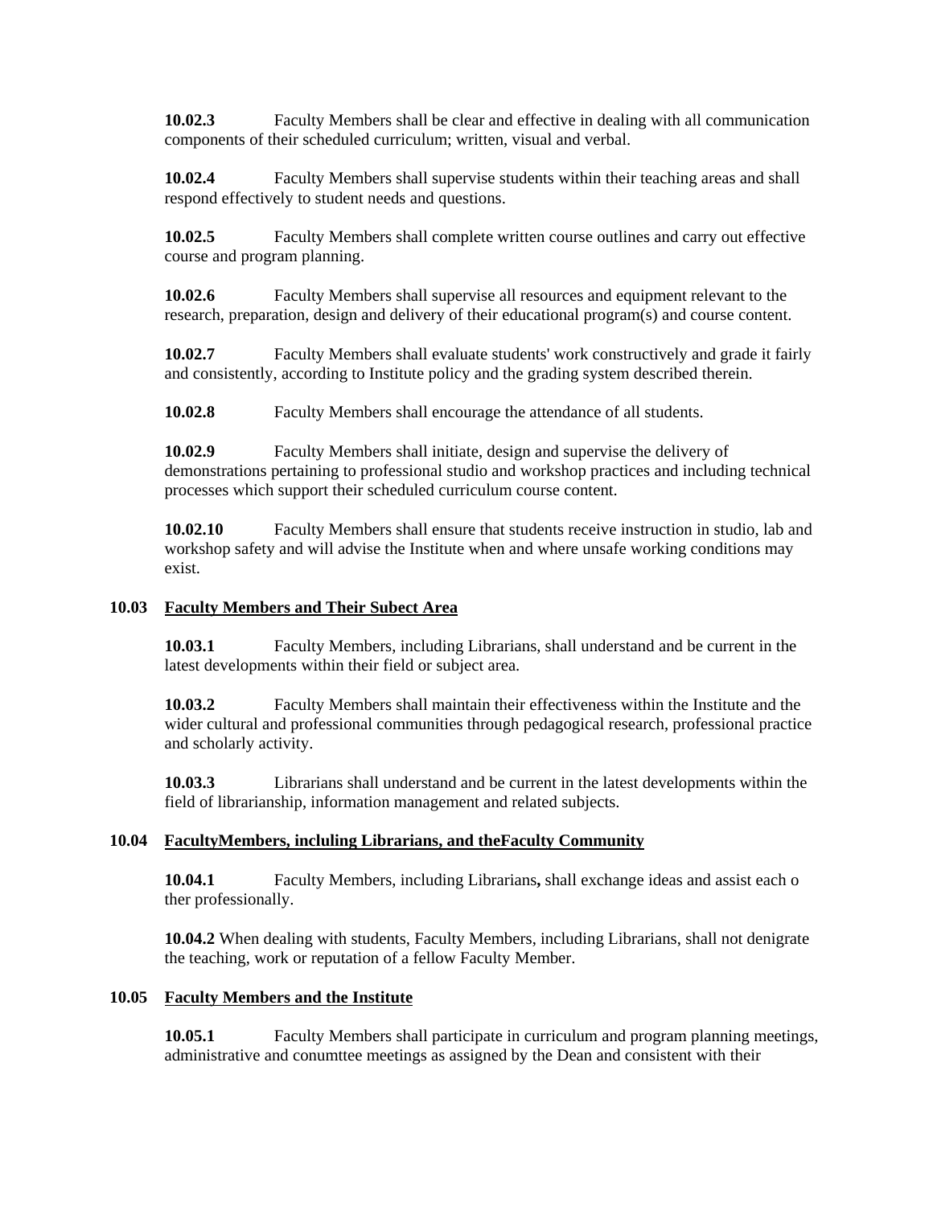**10.02.3** Faculty Members shall be clear and effective in dealing with all communication components of their scheduled curriculum; written, visual and verbal.

**10.02.4** Faculty Members shall supervise students within their teaching areas and shall respond effectively to student needs and questions.

**10.02.5** Faculty Members shall complete written course outlines and carry out effective course and program planning.

**10.02.6** Faculty Members shall supervise all resources and equipment relevant to the research, preparation, design and delivery of their educational program(s) and course content.

**10.02.7** Faculty Members shall evaluate students' work constructively and grade it fairly and consistently, according to Institute policy and the grading system described therein.

**10.02.8** Faculty Members shall encourage the attendance of all students.

**10.02.9** Faculty Members shall initiate, design and supervise the delivery of demonstrations pertaining to professional studio and workshop practices and including technical processes which support their scheduled curriculum course content.

**10.02.10** Faculty Members shall ensure that students receive instruction in studio, lab and workshop safety and will advise the Institute when and where unsafe working conditions may exist.

**10.03 Faculty Members and Their Subect Area**

**10.03.1** Faculty Members, including Librarians, shall understand and be current in the latest developments within their field or subject area.

**10.03.2** Faculty Members shall maintain their effectiveness within the Institute and the wider cultural and professional communities through pedagogical research, professional practice and scholarly activity.

**10.03.3** Librarians shall understand and be current in the latest developments within the field of librarianship, information management and related subjects.

**10.04 FacultyMembers, incluling Librarians, and theFaculty Community**

**10.04.1** Faculty Members, including Librarians**,** shall exchange ideas and assist each o ther professionally.

**10.04.2** When dealing with students, Faculty Members, including Librarians, shall not denigrate the teaching, work or reputation of a fellow Faculty Member.

**10.05 Faculty Members and the Institute**

**10.05.1** Faculty Members shall participate in curriculum and program planning meetings, administrative and conumttee meetings as assigned by the Dean and consistent with their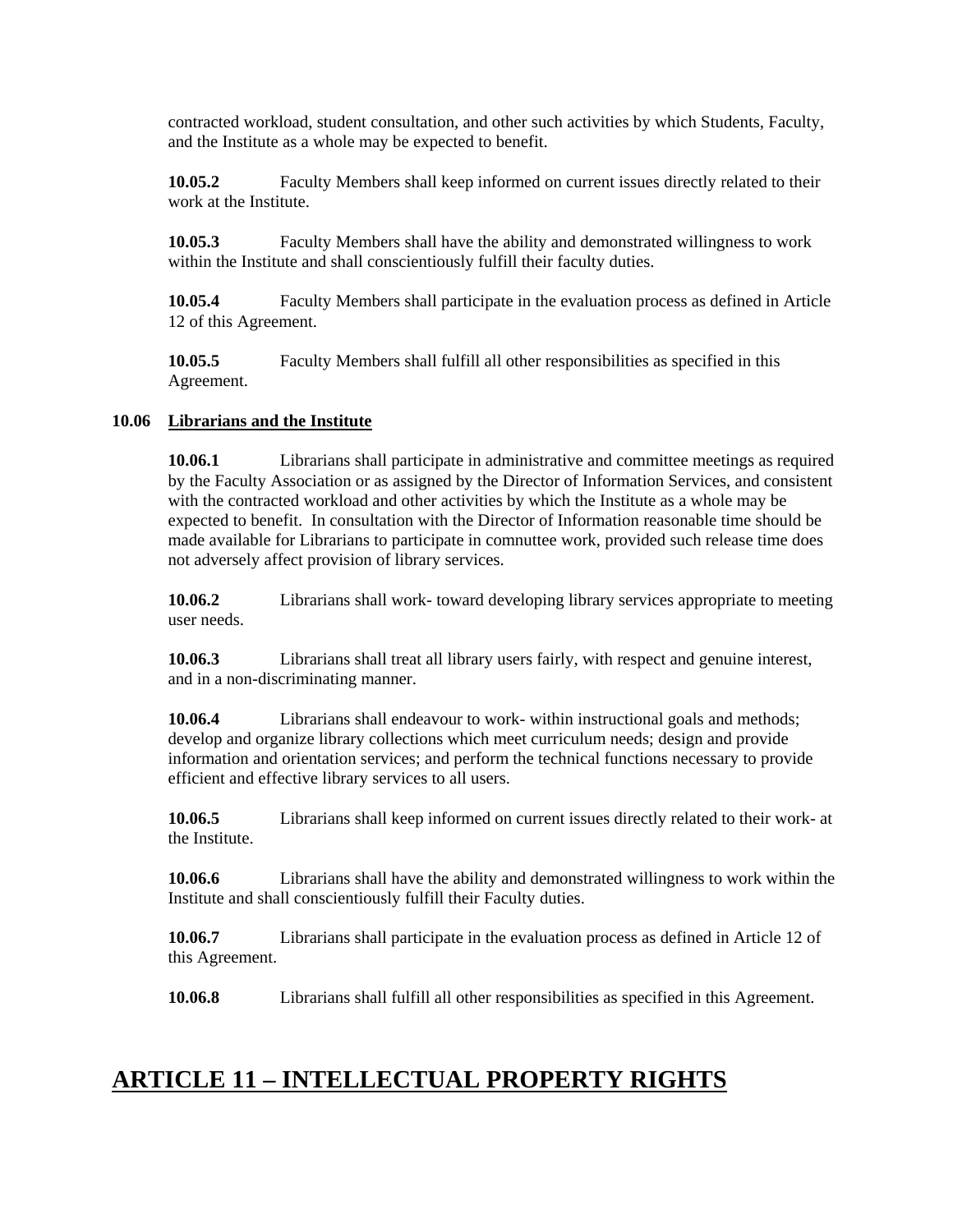contracted workload, student consultation, and other such activities by which Students, Faculty, and the Institute as a whole may be expected to benefit.

**10.05.2** Faculty Members shall keep informed on current issues directly related to their work at the Institute.

**10.05.3** Faculty Members shall have the ability and demonstrated willingness to work within the Institute and shall conscientiously fulfill their faculty duties.

**10.05.4** Faculty Members shall participate in the evaluation process as defined in Article 12 of this Agreement.

**10.05.5** Faculty Members shall fulfill all other responsibilities as specified in this Agreement.

**10.06 Librarians and the Institute**

**10.06.1** Librarians shall participate in administrative and committee meetings as required by the Faculty Association or as assigned by the Director of Information Services, and consistent with the contracted workload and other activities by which the Institute as a whole may be expected to benefit. In consultation with the Director of Information reasonable time should be made available for Librarians to participate in comnuttee work, provided such release time does not adversely affect provision of library services.

**10.06.2** Librarians shall work- toward developing library services appropriate to meeting user needs.

**10.06.3** Librarians shall treat all library users fairly, with respect and genuine interest, and in a non-discriminating manner.

**10.06.4** Librarians shall endeavour to work- within instructional goals and methods; develop and organize library collections which meet curriculum needs; design and provide information and orientation services; and perform the technical functions necessary to provide efficient and effective library services to all users.

**10.06.5** Librarians shall keep informed on current issues directly related to their work- at the Institute.

**10.06.6** Librarians shall have the ability and demonstrated willingness to work within the Institute and shall conscientiously fulfill their Faculty duties.

**10.06.7** Librarians shall participate in the evaluation process as defined in Article 12 of this Agreement.

**10.06.8** Librarians shall fulfill all other responsibilities as specified in this Agreement.

# ARTICLE 11 – INTELLECTUAL PROPERTY RIGHTS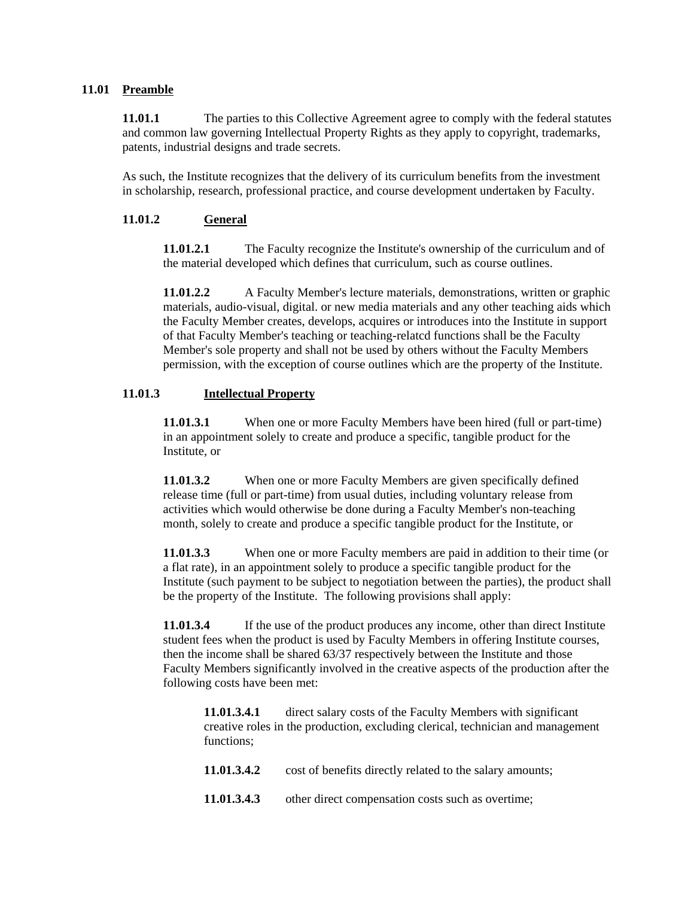**11.01 Preamble**

**11.01.1** The parties to this Collective Agreement agree to comply with the federal statutes and common law governing Intellectual Property Rights as they apply to copyright, trademarks, patents, industrial designs and trade secrets.

As such, the Institute recognizes that the delivery of its curriculum benefits from the investment in scholarship, research, professional practice, and course development undertaken by Faculty.

**11.01.2 General**

**11.01.2.1** The Faculty recognize the Institute's ownership of the curriculum and of the material developed which defines that curriculum, such as course outlines.

**11.01.2.2** A Faculty Member's lecture materials, demonstrations, written or graphic materials, audio-visual, digital. or new media materials and any other teaching aids which the Faculty Member creates, develops, acquires or introduces into the Institute in support of that Faculty Member's teaching or teaching-relatcd functions shall be the Faculty Member's sole property and shall not be used by others without the Faculty Members permission, with the exception of course outlines which are the property of the Institute.

**11.01.3 Intellectual Property**

**11.01.3.1** When one or more Faculty Members have been hired (full or part-time) in an appointment solely to create and produce a specific, tangible product for the Institute, or

**11.01.3.2** When one or more Faculty Members are given specifically defined release time (full or part-time) from usual duties, including voluntary release from activities which would otherwise be done during a Faculty Member's non-teaching month, solely to create and produce a specific tangible product for the Institute, or

**11.01.3.3** When one or more Faculty members are paid in addition to their time (or a flat rate), in an appointment solely to produce a specific tangible product for the Institute (such payment to be subject to negotiation between the parties), the product shall be the property of the Institute. The following provisions shall apply:

**11.01.3.4** If the use of the product produces any income, other than direct Institute student fees when the product is used by Faculty Members in offering Institute courses, then the income shall be shared 63/37 respectively between the Institute and those Faculty Members significantly involved in the creative aspects of the production after the following costs have been met:

**11.01.3.4.1** direct salary costs of the Faculty Members with significant creative roles in the production, excluding clerical, technician and management functions;

**11.01.3.4.2** cost of benefits directly related to the salary amounts;

**11.01.3.4.3** other direct compensation costs such as overtime;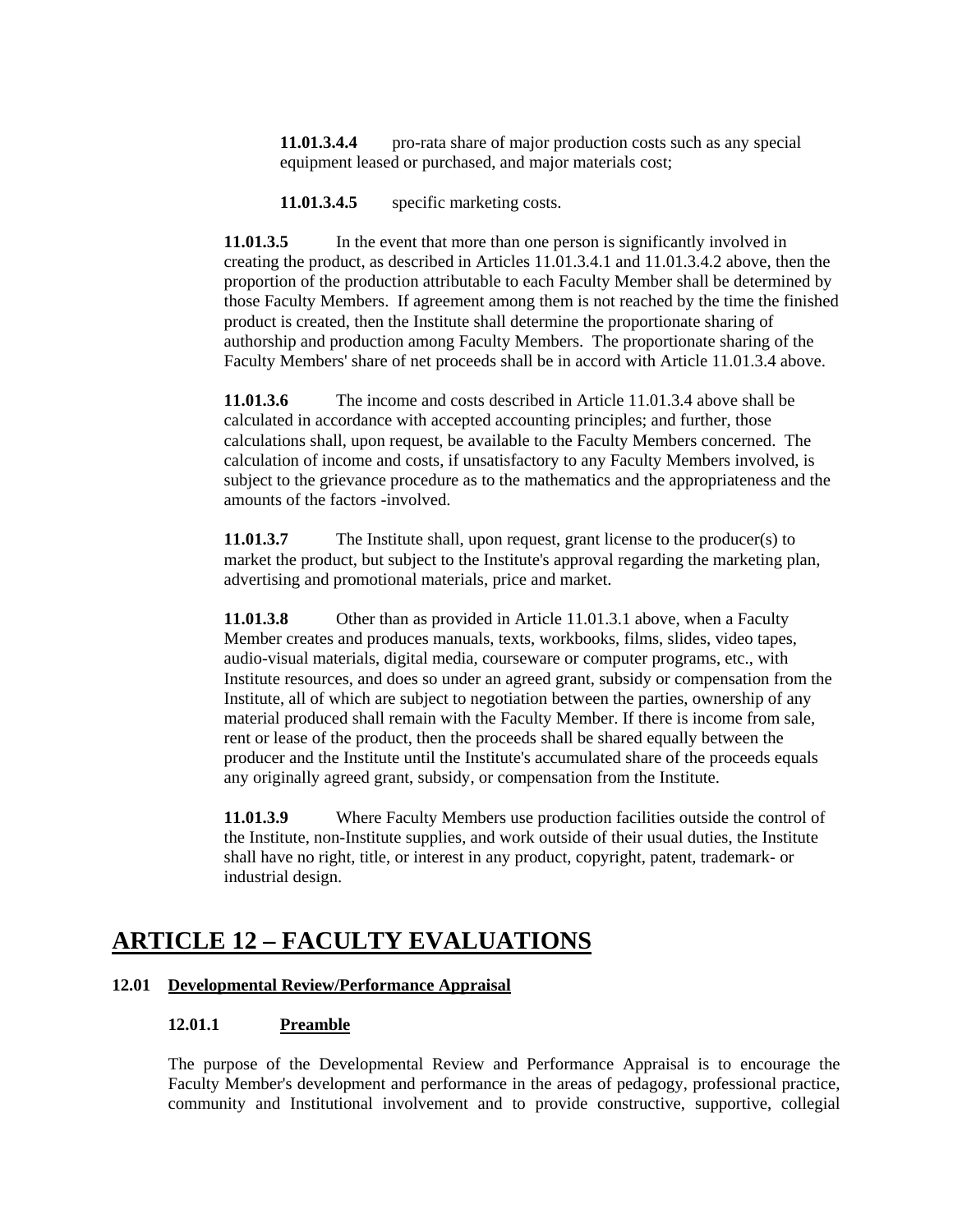**11.01.3.4.4** pro-rata share of major production costs such as any special equipment leased or purchased, and major materials cost;

**11.01.3.4.5** specific marketing costs.

**11.01.3.5** In the event that more than one person is significantly involved in creating the product, as described in Articles 11.01.3.4.1 and 11.01.3.4.2 above, then the proportion of the production attributable to each Faculty Member shall be determined by those Faculty Members. If agreement among them is not reached by the time the finished product is created, then the Institute shall determine the proportionate sharing of authorship and production among Faculty Members. The proportionate sharing of the Faculty Members' share of net proceeds shall be in accord with Article 11.01.3.4 above.

**11.01.3.6** The income and costs described in Article 11.01.3.4 above shall be calculated in accordance with accepted accounting principles; and further, those calculations shall, upon request, be available to the Faculty Members concerned. The calculation of income and costs, if unsatisfactory to any Faculty Members involved, is subject to the grievance procedure as to the mathematics and the appropriateness and the amounts of the factors -involved.

**11.01.3.7** The Institute shall, upon request, grant license to the producer(s) to market the product, but subject to the Institute's approval regarding the marketing plan, advertising and promotional materials, price and market.

**11.01.3.8** Other than as provided in Article 11.01.3.1 above, when a Faculty Member creates and produces manuals, texts, workbooks, films, slides, video tapes, audio-visual materials, digital media, courseware or computer programs, etc., with Institute resources, and does so under an agreed grant, subsidy or compensation from the Institute, all of which are subject to negotiation between the parties, ownership of any material produced shall remain with the Faculty Member. If there is income from sale, rent or lease of the product, then the proceeds shall be shared equally between the producer and the Institute until the Institute's accumulated share of the proceeds equals any originally agreed grant, subsidy, or compensation from the Institute.

**11.01.3.9** Where Faculty Members use production facilities outside the control of the Institute, non-Institute supplies, and work outside of their usual duties, the Institute shall have no right, title, or interest in any product, copyright, patent, trademark- or industrial design.

# ARTICLE 12 – FACULTY EVALUATIONS

## 12.01 Developmental Review/Performance Appraisal

### 12.01.1 Preamble

The purpose of the Developmental Review and Performance Appraisal is to encourage the Faculty Member's development and performance in the areas of pedagogy, professional practice, community and Institutional involvement and to provide constructive, supportive, collegial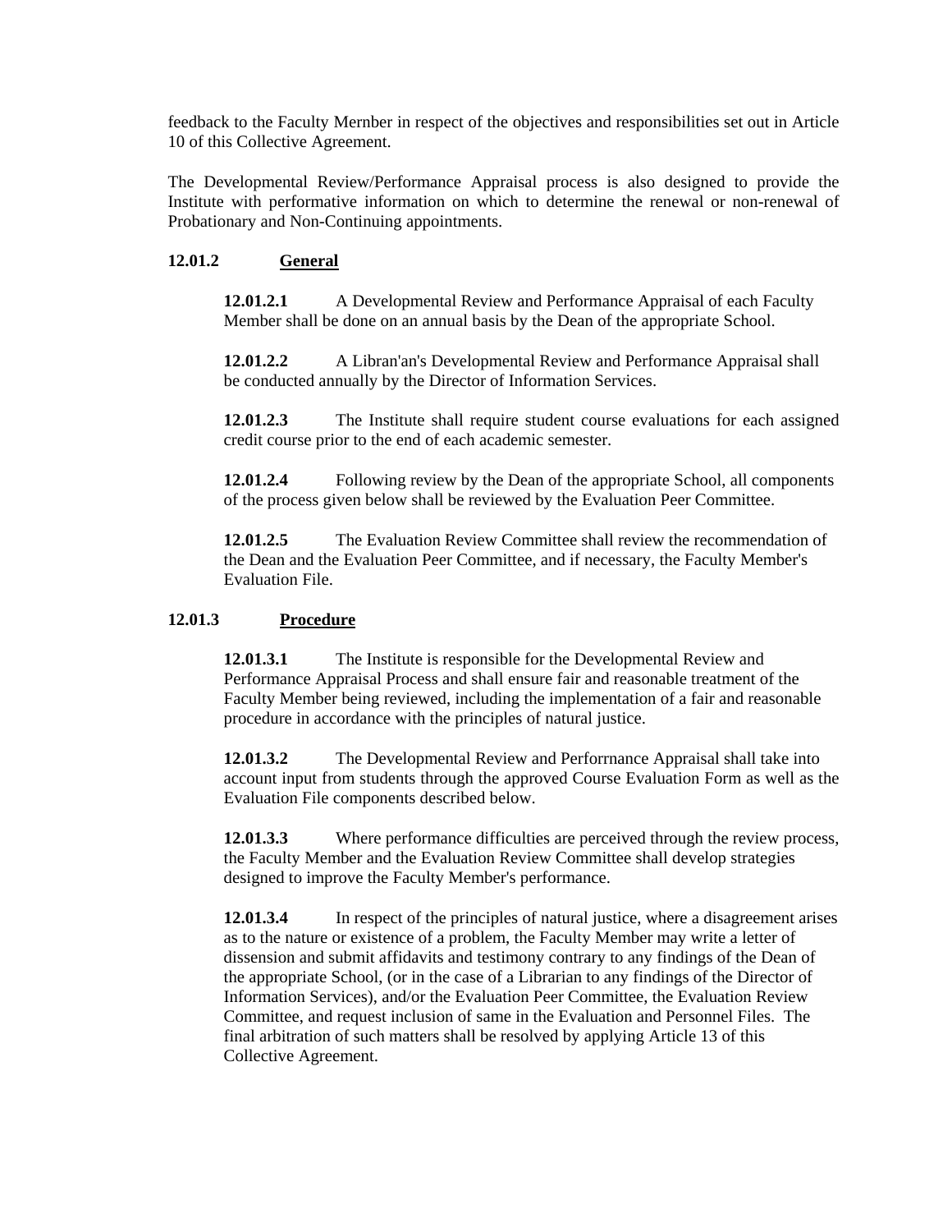feedback to the Faculty Mernber in respect of the objectives and responsibilities set out in Article 10 of this Collective Agreement.

The Developmental Review/Performance Appraisal process is also designed to provide the Institute with performative information on which to determine the renewal or non-renewal of Probationary and Non-Continuing appointments.

**12.01.2 General**

**12.01.2.1** A Developmental Review and Performance Appraisal of each Faculty Member shall be done on an annual basis by the Dean of the appropriate School.

**12.01.2.2** A Libran'an's Developmental Review and Performance Appraisal shall be conducted annually by the Director of Information Services.

**12.01.2.3** The Institute shall require student course evaluations for each assigned credit course prior to the end of each academic semester.

**12.01.2.4** Following review by the Dean of the appropriate School, all components of the process given below shall be reviewed by the Evaluation Peer Committee.

**12.01.2.5** The Evaluation Review Committee shall review the recommendation of the Dean and the Evaluation Peer Committee, and if necessary, the Faculty Member's Evaluation File.

**12.01.3 Procedure**

**12.01.3.1** The Institute is responsible for the Developmental Review and Performance Appraisal Process and shall ensure fair and reasonable treatment of the Faculty Member being reviewed, including the implementation of a fair and reasonable procedure in accordance with the principles of natural justice.

**12.01.3.2** The Developmental Review and Perforrnance Appraisal shall take into account input from students through the approved Course Evaluation Form as well as the Evaluation File components described below.

**12.01.3.3** Where performance difficulties are perceived through the review process, the Faculty Member and the Evaluation Review Committee shall develop strategies designed to improve the Faculty Member's performance.

**12.01.3.4** In respect of the principles of natural justice, where a disagreement arises as to the nature or existence of a problem, the Faculty Member may write a letter of dissension and submit affidavits and testimony contrary to any findings of the Dean of the appropriate School, (or in the case of a Librarian to any findings of the Director of Information Services), and/or the Evaluation Peer Committee, the Evaluation Review Committee, and request inclusion of same in the Evaluation and Personnel Files. The final arbitration of such matters shall be resolved by applying Article 13 of this Collective Agreement.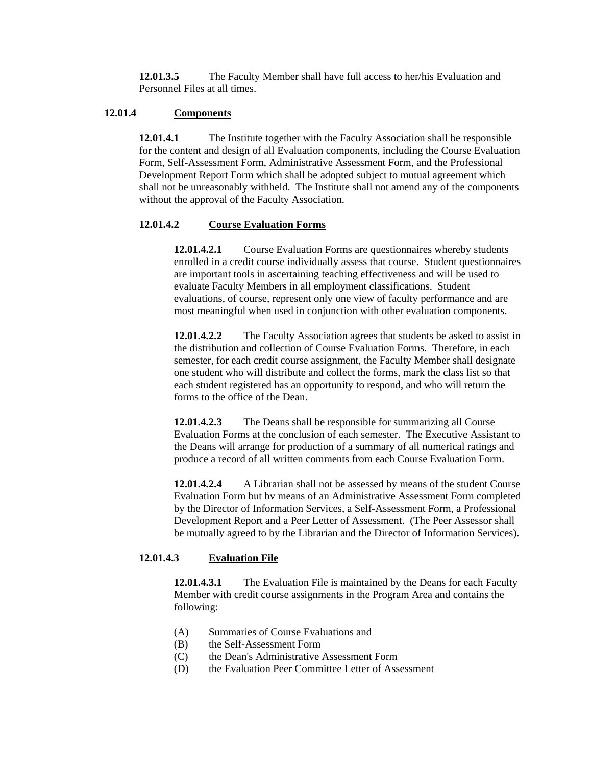**12.01.3.5** The Faculty Member shall have full access to her/his Evaluation and Personnel Files at all times.

**12.01.4 Components**

**12.01.4.1** The Institute together with the Faculty Association shall be responsible for the content and design of all Evaluation components, including the Course Evaluation Form, Self-Assessment Form, Administrative Assessment Form, and the Professional Development Report Form which shall be adopted subject to mutual agreement which shall not be unreasonably withheld. The Institute shall not amend any of the components without the approval of the Faculty Association.

**12.01.4.2 Course Evaluation Forms**

**12.01.4.2.1** Course Evaluation Forms are questionnaires whereby students enrolled in a credit course individually assess that course. Student questionnaires are important tools in ascertaining teaching effectiveness and will be used to evaluate Faculty Members in all employment classifications. Student evaluations, of course, represent only one view of faculty performance and are most meaningful when used in conjunction with other evaluation components.

**12.01.4.2.2** The Faculty Association agrees that students be asked to assist in the distribution and collection of Course Evaluation Forms. Therefore, in each semester, for each credit course assignment, the Faculty Member shall designate one student who will distribute and collect the forms, mark the class list so that each student registered has an opportunity to respond, and who will return the forms to the office of the Dean.

**12.01.4.2.3** The Deans shall be responsible for summarizing all Course Evaluation Forms at the conclusion of each semester. The Executive Assistant to the Deans will arrange for production of a summary of all numerical ratings and produce a record of all written comments from each Course Evaluation Form.

**12.01.4.2.4** A Librarian shall not be assessed by means of the student Course Evaluation Form but bv means of an Administrative Assessment Form completed by the Director of Information Services, a Self-Assessment Form, a Professional Development Report and a Peer Letter of Assessment. (The Peer Assessor shall be mutually agreed to by the Librarian and the Director of Information Services).

**12.01.4.3 Evaluation File**

**12.01.4.3.1** The Evaluation File is maintained by the Deans for each Faculty Member with credit course assignments in the Program Area and contains the following:

(A) Summaries of Course Evaluations and
(B) the Self-Assessment Form
(C) the Dean's Administrative Assessment Form
(D) the Evaluation Peer Committee Letter of Assessment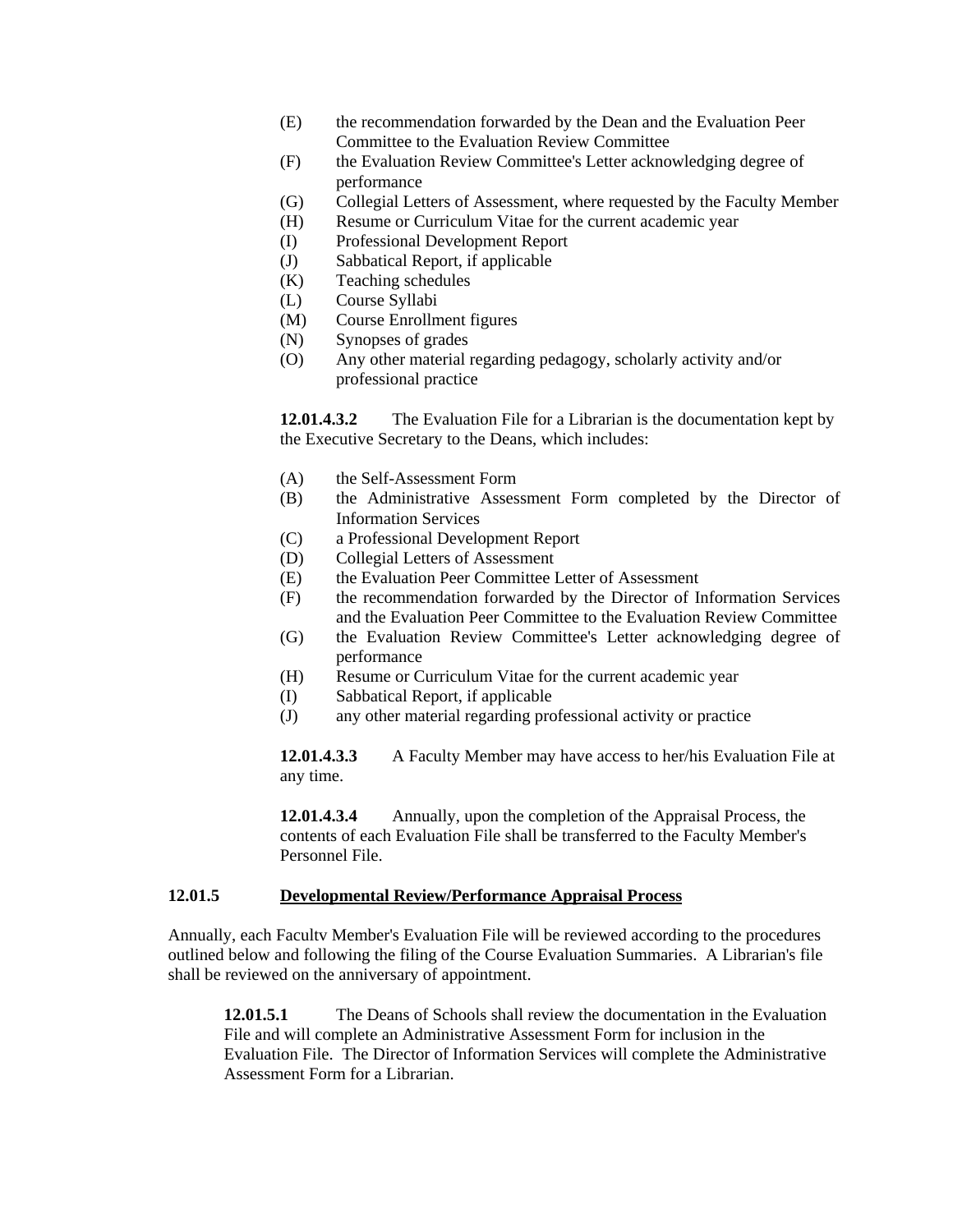(E) the recommendation forwarded by the Dean and the Evaluation Peer Committee to the Evaluation Review Committee
(F) the Evaluation Review Committee's Letter acknowledging degree of performance
(G) Collegial Letters of Assessment, where requested by the Faculty Member
(H) Resume or Curriculum Vitae for the current academic year
(I) Professional Development Report
(J) Sabbatical Report, if applicable
(K) Teaching schedules
(L) Course Syllabi
(M) Course Enrollment figures
(N) Synopses of grades
(O) Any other material regarding pedagogy, scholarly activity and/or professional practice

**12.01.4.3.2** The Evaluation File for a Librarian is the documentation kept by the Executive Secretary to the Deans, which includes:

(A) the Self-Assessment Form
(B) the Administrative Assessment Form completed by the Director of Information Services
(C) a Professional Development Report
(D) Collegial Letters of Assessment
(E) the Evaluation Peer Committee Letter of Assessment
(F) the recommendation forwarded by the Director of Information Services and the Evaluation Peer Committee to the Evaluation Review Committee
(G) the Evaluation Review Committee's Letter acknowledging degree of performance
(H) Resume or Curriculum Vitae for the current academic year
(I) Sabbatical Report, if applicable
(J) any other material regarding professional activity or practice

**12.01.4.3.3** A Faculty Member may have access to her/his Evaluation File at any time.

**12.01.4.3.4** Annually, upon the completion of the Appraisal Process, the contents of each Evaluation File shall be transferred to the Faculty Member's Personnel File.

**12.01.5** **<u>Developmental Review/Performance Appraisal Process</u>**

Annually, each Facultv Member's Evaluation File will be reviewed according to the procedures outlined below and following the filing of the Course Evaluation Summaries. A Librarian's file shall be reviewed on the anniversary of appointment.

**12.01.5.1** The Deans of Schools shall review the documentation in the Evaluation File and will complete an Administrative Assessment Form for inclusion in the Evaluation File. The Director of Information Services will complete the Administrative Assessment Form for a Librarian.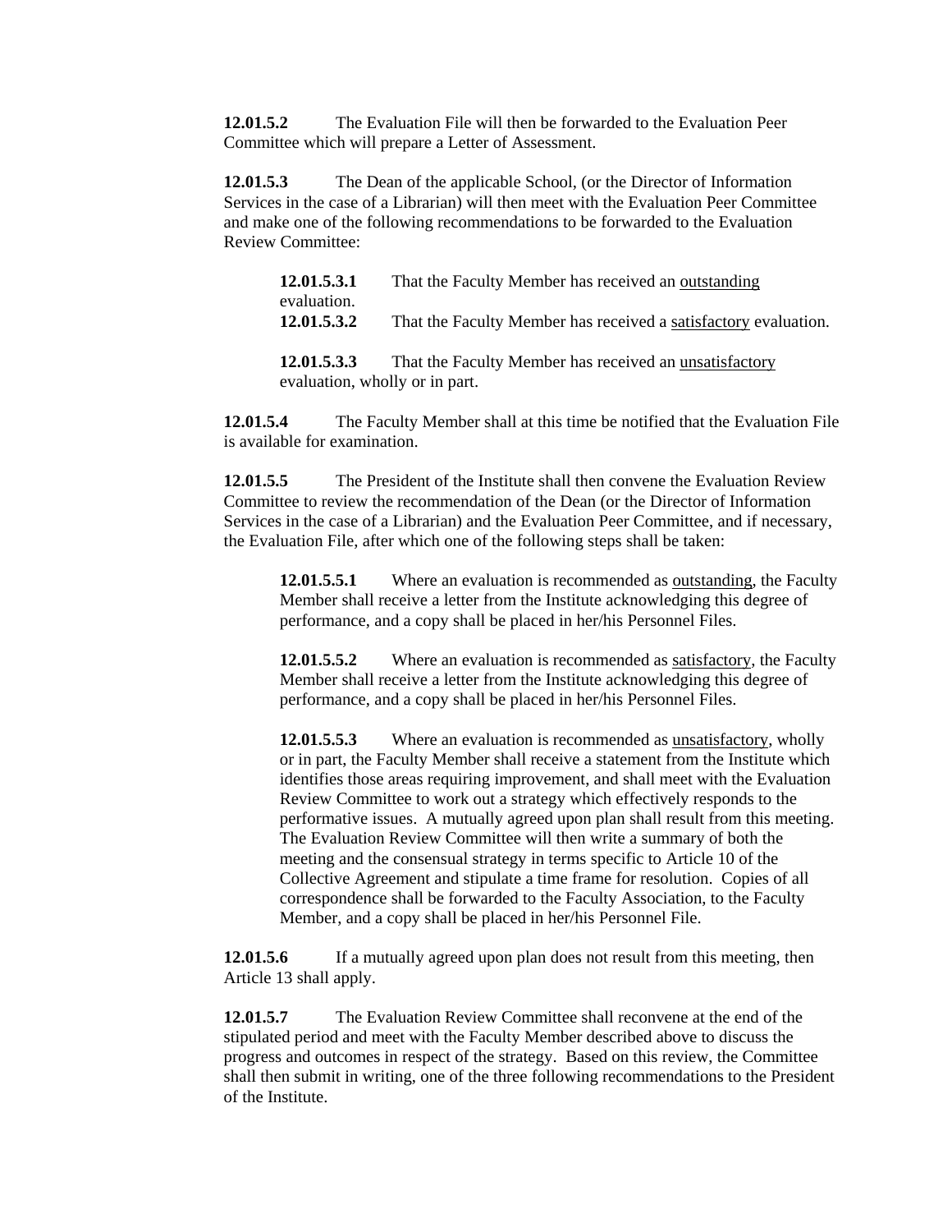**12.01.5.2** The Evaluation File will then be forwarded to the Evaluation Peer Committee which will prepare a Letter of Assessment.

**12.01.5.3** The Dean of the applicable School, (or the Director of Information Services in the case of a Librarian) will then meet with the Evaluation Peer Committee and make one of the following recommendations to be forwarded to the Evaluation Review Committee:

> **12.01.5.3.1** That the Faculty Member has received an <u>outstanding</u> evaluation.
> **12.01.5.3.2** That the Faculty Member has received a <u>satisfactory</u> evaluation.
>
> **12.01.5.3.3** That the Faculty Member has received an <u>unsatisfactory</u> evaluation, wholly or in part.

**12.01.5.4** The Faculty Member shall at this time be notified that the Evaluation File is available for examination.

**12.01.5.5** The President of the Institute shall then convene the Evaluation Review Committee to review the recommendation of the Dean (or the Director of Information Services in the case of a Librarian) and the Evaluation Peer Committee, and if necessary, the Evaluation File, after which one of the following steps shall be taken:

> **12.01.5.5.1** Where an evaluation is recommended as <u>outstanding</u>, the Faculty Member shall receive a letter from the Institute acknowledging this degree of performance, and a copy shall be placed in her/his Personnel Files.
>
> **12.01.5.5.2** Where an evaluation is recommended as <u>satisfactory</u>, the Faculty Member shall receive a letter from the Institute acknowledging this degree of performance, and a copy shall be placed in her/his Personnel Files.
>
> **12.01.5.5.3** Where an evaluation is recommended as <u>unsatisfactory</u>, wholly or in part, the Faculty Member shall receive a statement from the Institute which identifies those areas requiring improvement, and shall meet with the Evaluation Review Committee to work out a strategy which effectively responds to the performative issues. A mutually agreed upon plan shall result from this meeting. The Evaluation Review Committee will then write a summary of both the meeting and the consensual strategy in terms specific to Article 10 of the Collective Agreement and stipulate a time frame for resolution. Copies of all correspondence shall be forwarded to the Faculty Association, to the Faculty Member, and a copy shall be placed in her/his Personnel File.

**12.01.5.6** If a mutually agreed upon plan does not result from this meeting, then Article 13 shall apply.

**12.01.5.7** The Evaluation Review Committee shall reconvene at the end of the stipulated period and meet with the Faculty Member described above to discuss the progress and outcomes in respect of the strategy. Based on this review, the Committee shall then submit in writing, one of the three following recommendations to the President of the Institute.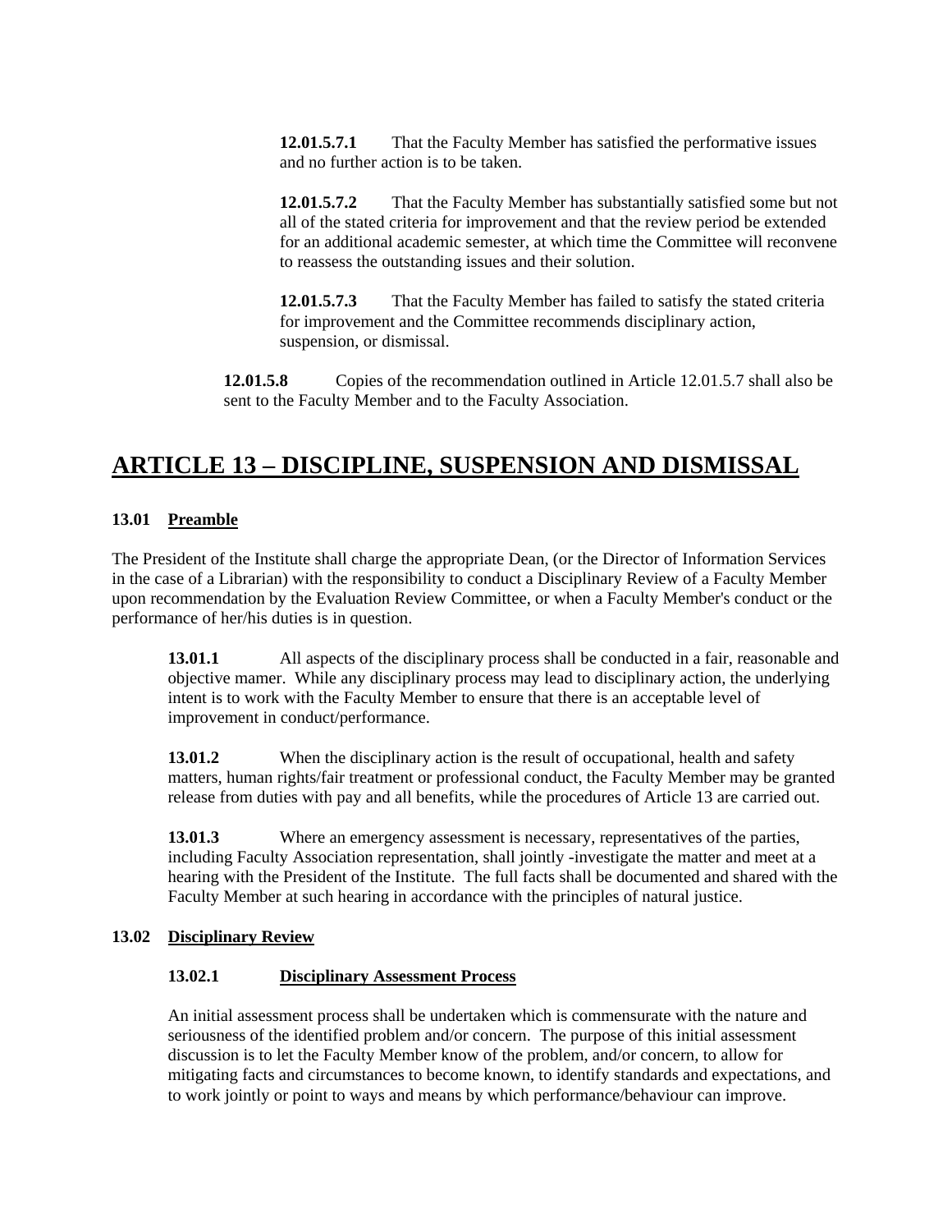**12.01.5.7.1** That the Faculty Member has satisfied the performative issues and no further action is to be taken.

**12.01.5.7.2** That the Faculty Member has substantially satisfied some but not all of the stated criteria for improvement and that the review period be extended for an additional academic semester, at which time the Committee will reconvene to reassess the outstanding issues and their solution.

**12.01.5.7.3** That the Faculty Member has failed to satisfy the stated criteria for improvement and the Committee recommends disciplinary action, suspension, or dismissal.

**12.01.5.8** Copies of the recommendation outlined in Article 12.01.5.7 shall also be sent to the Faculty Member and to the Faculty Association.

# ARTICLE 13 – DISCIPLINE, SUSPENSION AND DISMISSAL

## 13.01 Preamble

The President of the Institute shall charge the appropriate Dean, (or the Director of Information Services in the case of a Librarian) with the responsibility to conduct a Disciplinary Review of a Faculty Member upon recommendation by the Evaluation Review Committee, or when a Faculty Member's conduct or the performance of her/his duties is in question.

**13.01.1** All aspects of the disciplinary process shall be conducted in a fair, reasonable and objective mamer. While any disciplinary process may lead to disciplinary action, the underlying intent is to work with the Faculty Member to ensure that there is an acceptable level of improvement in conduct/performance.

**13.01.2** When the disciplinary action is the result of occupational, health and safety matters, human rights/fair treatment or professional conduct, the Faculty Member may be granted release from duties with pay and all benefits, while the procedures of Article 13 are carried out.

**13.01.3** Where an emergency assessment is necessary, representatives of the parties, including Faculty Association representation, shall jointly -investigate the matter and meet at a hearing with the President of the Institute. The full facts shall be documented and shared with the Faculty Member at such hearing in accordance with the principles of natural justice.

## 13.02 Disciplinary Review

### 13.02.1 Disciplinary Assessment Process

An initial assessment process shall be undertaken which is commensurate with the nature and seriousness of the identified problem and/or concern. The purpose of this initial assessment discussion is to let the Faculty Member know of the problem, and/or concern, to allow for mitigating facts and circumstances to become known, to identify standards and expectations, and to work jointly or point to ways and means by which performance/behaviour can improve.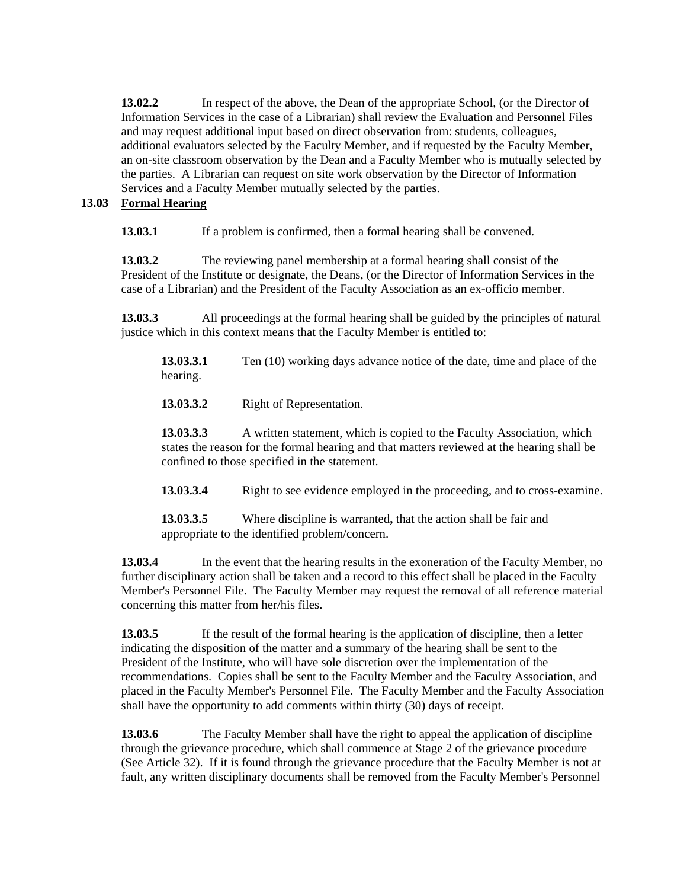**13.02.2** In respect of the above, the Dean of the appropriate School, (or the Director of Information Services in the case of a Librarian) shall review the Evaluation and Personnel Files and may request additional input based on direct observation from: students, colleagues, additional evaluators selected by the Faculty Member, and if requested by the Faculty Member, an on-site classroom observation by the Dean and a Faculty Member who is mutually selected by the parties. A Librarian can request on site work observation by the Director of Information Services and a Faculty Member mutually selected by the parties.

## 13.03 Formal Hearing

**13.03.1** If a problem is confirmed, then a formal hearing shall be convened.

**13.03.2** The reviewing panel membership at a formal hearing shall consist of the President of the Institute or designate, the Deans, (or the Director of Information Services in the case of a Librarian) and the President of the Faculty Association as an ex-officio member.

**13.03.3** All proceedings at the formal hearing shall be guided by the principles of natural justice which in this context means that the Faculty Member is entitled to:

**13.03.3.1** Ten (10) working days advance notice of the date, time and place of the hearing.

**13.03.3.2** Right of Representation.

**13.03.3.3** A written statement, which is copied to the Faculty Association, which states the reason for the formal hearing and that matters reviewed at the hearing shall be confined to those specified in the statement.

**13.03.3.4** Right to see evidence employed in the proceeding, and to cross-examine.

**13.03.3.5** Where discipline is warranted**,** that the action shall be fair and appropriate to the identified problem/concern.

**13.03.4** In the event that the hearing results in the exoneration of the Faculty Member, no further disciplinary action shall be taken and a record to this effect shall be placed in the Faculty Member's Personnel File. The Faculty Member may request the removal of all reference material concerning this matter from her/his files.

**13.03.5** If the result of the formal hearing is the application of discipline, then a letter indicating the disposition of the matter and a summary of the hearing shall be sent to the President of the Institute, who will have sole discretion over the implementation of the recommendations. Copies shall be sent to the Faculty Member and the Faculty Association, and placed in the Faculty Member's Personnel File. The Faculty Member and the Faculty Association shall have the opportunity to add comments within thirty (30) days of receipt.

**13.03.6** The Faculty Member shall have the right to appeal the application of discipline through the grievance procedure, which shall commence at Stage 2 of the grievance procedure (See Article 32). If it is found through the grievance procedure that the Faculty Member is not at fault, any written disciplinary documents shall be removed from the Faculty Member's Personnel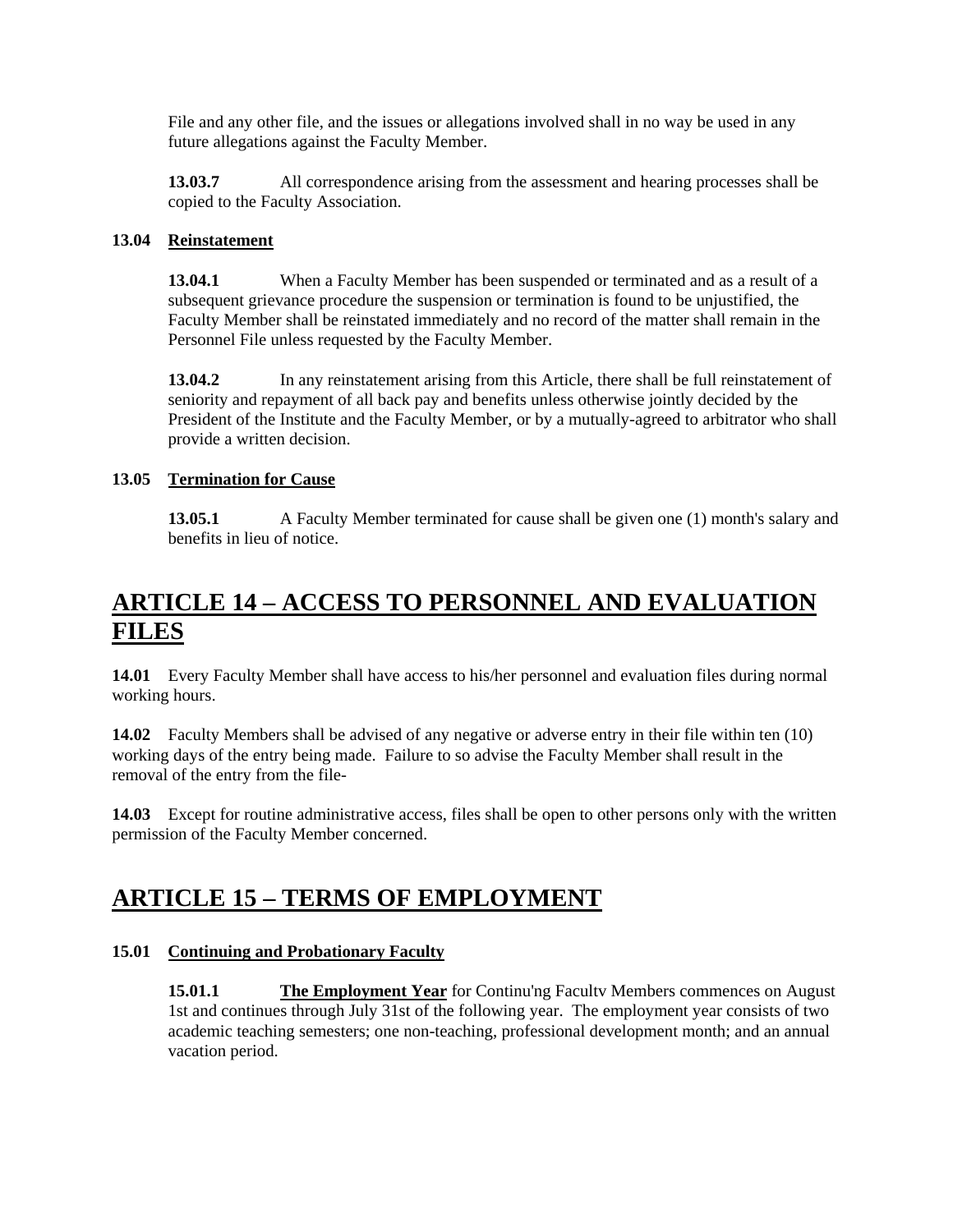File and any other file, and the issues or allegations involved shall in no way be used in any future allegations against the Faculty Member.

**13.03.7** All correspondence arising from the assessment and hearing processes shall be copied to the Faculty Association.

**13.04 Reinstatement**

**13.04.1** When a Faculty Member has been suspended or terminated and as a result of a subsequent grievance procedure the suspension or termination is found to be unjustified, the Faculty Member shall be reinstated immediately and no record of the matter shall remain in the Personnel File unless requested by the Faculty Member.

**13.04.2** In any reinstatement arising from this Article, there shall be full reinstatement of seniority and repayment of all back pay and benefits unless otherwise jointly decided by the President of the Institute and the Faculty Member, or by a mutually-agreed to arbitrator who shall provide a written decision.

**13.05 Termination for Cause**

**13.05.1** A Faculty Member terminated for cause shall be given one (1) month's salary and benefits in lieu of notice.

# ARTICLE 14 – ACCESS TO PERSONNEL AND EVALUATION FILES

**14.01** Every Faculty Member shall have access to his/her personnel and evaluation files during normal working hours.

**14.02** Faculty Members shall be advised of any negative or adverse entry in their file within ten (10) working days of the entry being made. Failure to so advise the Faculty Member shall result in the removal of the entry from the file-

**14.03** Except for routine administrative access, files shall be open to other persons only with the written permission of the Faculty Member concerned.

# ARTICLE 15 – TERMS OF EMPLOYMENT

**15.01 Continuing and Probationary Faculty**

**15.01.1** **The Employment Year** for Continu'ng Facultv Members commences on August 1st and continues through July 31st of the following year. The employment year consists of two academic teaching semesters; one non-teaching, professional development month; and an annual vacation period.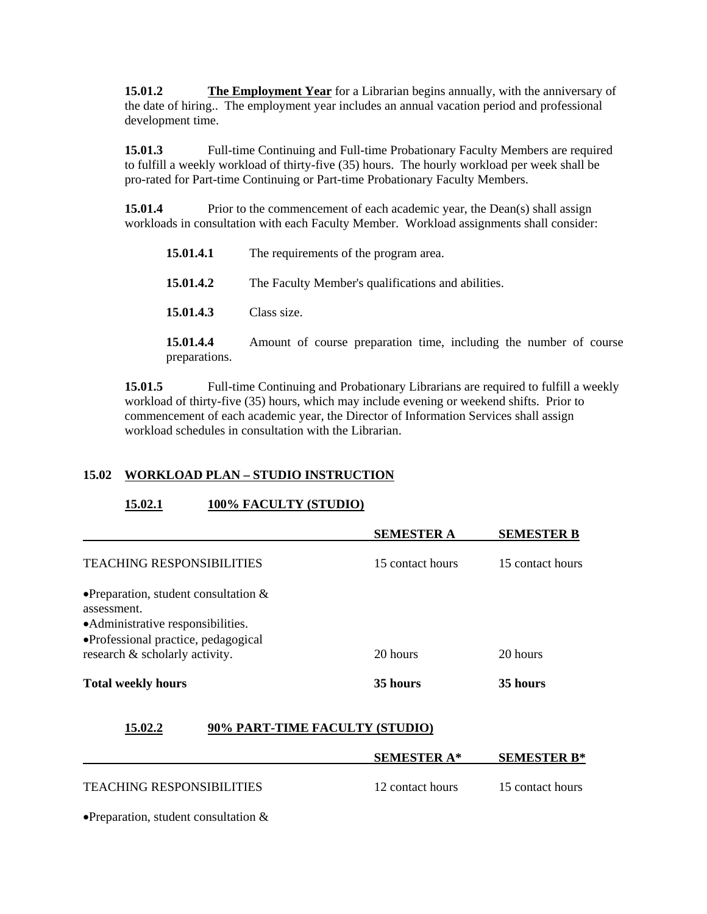**15.01.2** **The Employment Year** for a Librarian begins annually, with the anniversary of the date of hiring.. The employment year includes an annual vacation period and professional development time.

**15.01.3** Full-time Continuing and Full-time Probationary Faculty Members are required to fulfill a weekly workload of thirty-five (35) hours. The hourly workload per week shall be pro-rated for Part-time Continuing or Part-time Probationary Faculty Members.

**15.01.4** Prior to the commencement of each academic year, the Dean(s) shall assign workloads in consultation with each Faculty Member. Workload assignments shall consider:

**15.01.4.1** The requirements of the program area.

**15.01.4.2** The Faculty Member's qualifications and abilities.

**15.01.4.3** Class size.

**15.01.4.4** Amount of course preparation time, including the number of course preparations.

**15.01.5** Full-time Continuing and Probationary Librarians are required to fulfill a weekly workload of thirty-five (35) hours, which may include evening or weekend shifts. Prior to commencement of each academic year, the Director of Information Services shall assign workload schedules in consultation with the Librarian.

## 15.02 WORKLOAD PLAN – STUDIO INSTRUCTION

### 15.02.1 100% FACULTY (STUDIO)

| | **SEMESTER A** | **SEMESTER B** |
|---|---|---|
| TEACHING RESPONSIBILITIES | 15 contact hours | 15 contact hours |
| •Preparation, student consultation & assessment.<br>•Administrative responsibilities.<br>•Professional practice, pedagogical research & scholarly activity. | 20 hours | 20 hours |
| **Total weekly hours** | **35 hours** | **35 hours** |

### 15.02.2 90% PART-TIME FACULTY (STUDIO)

| | **SEMESTER A*** | **SEMESTER B*** |
|---|---|---|
| TEACHING RESPONSIBILITIES | 12 contact hours | 15 contact hours |
| •Preparation, student consultation & | | |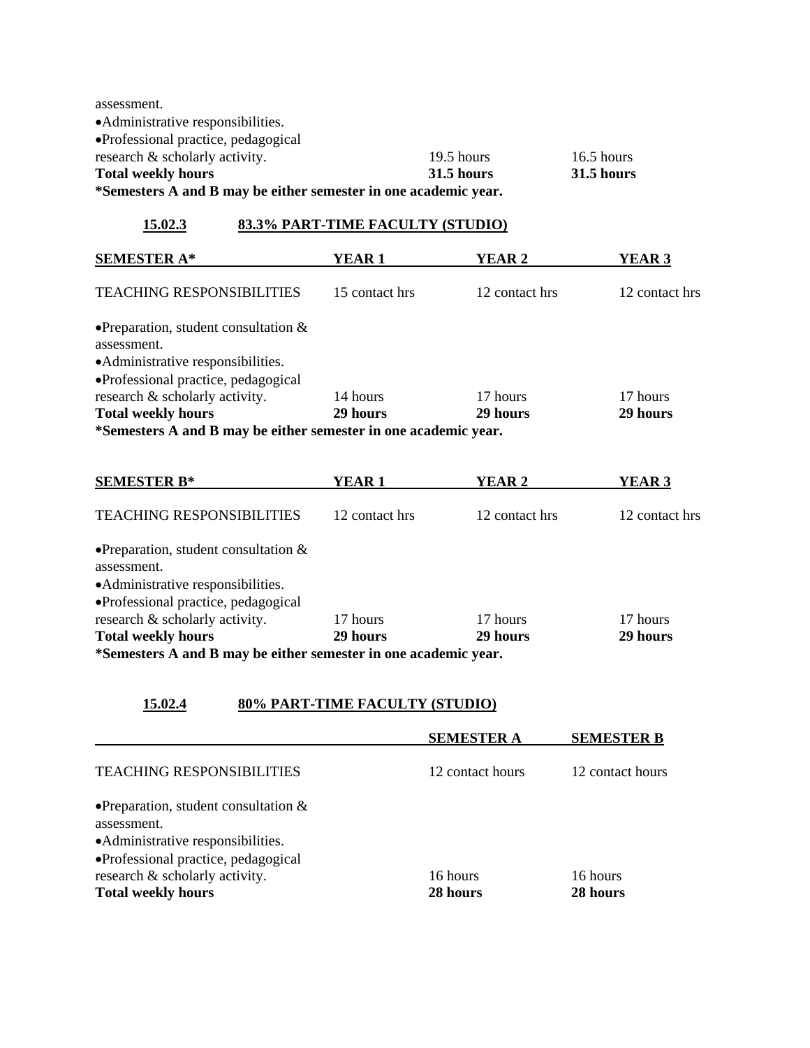| | | |
|---|---|---|
| assessment.<br>•Administrative responsibilities.<br>•Professional practice, pedagogical research & scholarly activity. | 19.5 hours | 16.5 hours |
| **Total weekly hours** | **31.5 hours** | **31.5 hours** |

**\*Semesters A and B may be either semester in one academic year.**

### 15.02.3 83.3% PART-TIME FACULTY (STUDIO)

| SEMESTER A* | YEAR 1 | YEAR 2 | YEAR 3 |
|---|---|---|---|
| TEACHING RESPONSIBILITIES | 15 contact hrs | 12 contact hrs | 12 contact hrs |
| •Preparation, student consultation & assessment.<br>•Administrative responsibilities.<br>•Professional practice, pedagogical research & scholarly activity. | 14 hours | 17 hours | 17 hours |
| **Total weekly hours** | **29 hours** | **29 hours** | **29 hours** |

**\*Semesters A and B may be either semester in one academic year.**

| SEMESTER B* | YEAR 1 | YEAR 2 | YEAR 3 |
|---|---|---|---|
| TEACHING RESPONSIBILITIES | 12 contact hrs | 12 contact hrs | 12 contact hrs |
| •Preparation, student consultation & assessment.<br>•Administrative responsibilities.<br>•Professional practice, pedagogical research & scholarly activity. | 17 hours | 17 hours | 17 hours |
| **Total weekly hours** | **29 hours** | **29 hours** | **29 hours** |

**\*Semesters A and B may be either semester in one academic year.**

### 15.02.4 80% PART-TIME FACULTY (STUDIO)

| | SEMESTER A | SEMESTER B |
|---|---|---|
| TEACHING RESPONSIBILITIES | 12 contact hours | 12 contact hours |
| •Preparation, student consultation & assessment.<br>•Administrative responsibilities.<br>•Professional practice, pedagogical research & scholarly activity. | 16 hours | 16 hours |
| **Total weekly hours** | **28 hours** | **28 hours** |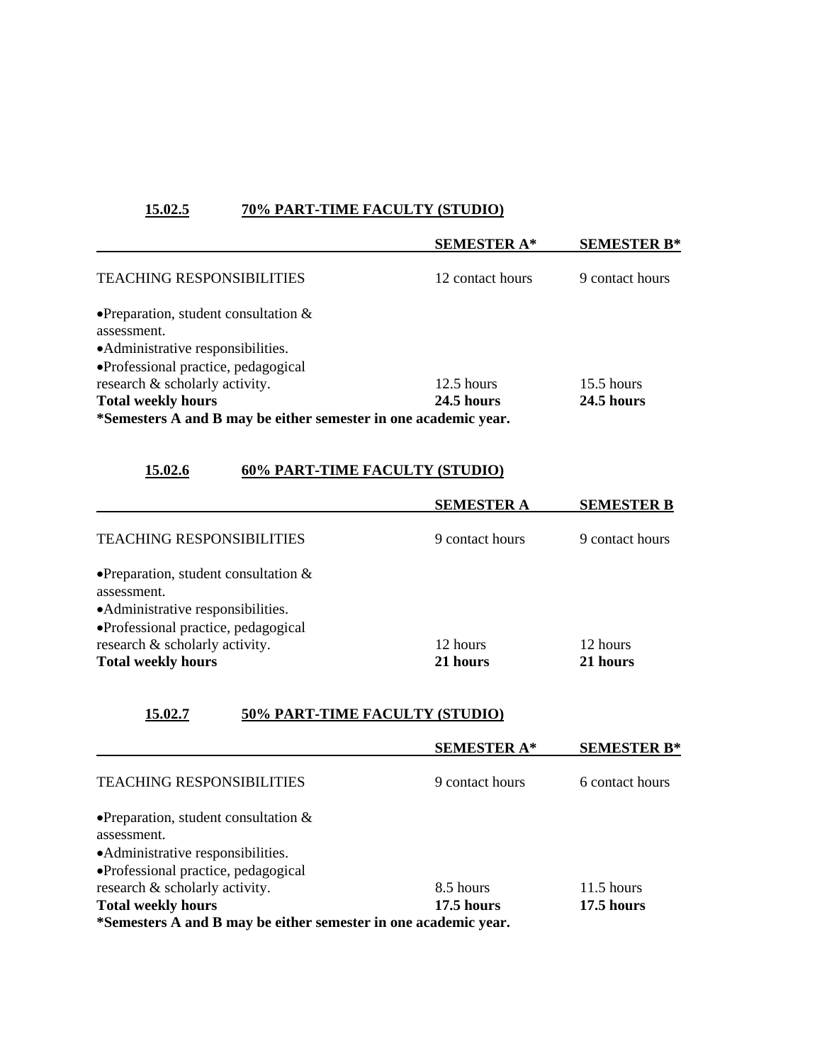### 15.02.5 70% PART-TIME FACULTY (STUDIO)

| | SEMESTER A* | SEMESTER B* |
|---|---|---|
| TEACHING RESPONSIBILITIES | 12 contact hours | 9 contact hours |
| •Preparation, student consultation & assessment.<br>•Administrative responsibilities.<br>•Professional practice, pedagogical research & scholarly activity. | 12.5 hours | 15.5 hours |
| **Total weekly hours** | **24.5 hours** | **24.5 hours** |

**\*Semesters A and B may be either semester in one academic year.**

### 15.02.6 60% PART-TIME FACULTY (STUDIO)

| | SEMESTER A | SEMESTER B |
|---|---|---|
| TEACHING RESPONSIBILITIES | 9 contact hours | 9 contact hours |
| •Preparation, student consultation & assessment.<br>•Administrative responsibilities.<br>•Professional practice, pedagogical research & scholarly activity. | 12 hours | 12 hours |
| **Total weekly hours** | **21 hours** | **21 hours** |

### 15.02.7 50% PART-TIME FACULTY (STUDIO)

| | SEMESTER A* | SEMESTER B* |
|---|---|---|
| TEACHING RESPONSIBILITIES | 9 contact hours | 6 contact hours |
| •Preparation, student consultation & assessment.<br>•Administrative responsibilities.<br>•Professional practice, pedagogical research & scholarly activity. | 8.5 hours | 11.5 hours |
| **Total weekly hours** | **17.5 hours** | **17.5 hours** |

**\*Semesters A and B may be either semester in one academic year.**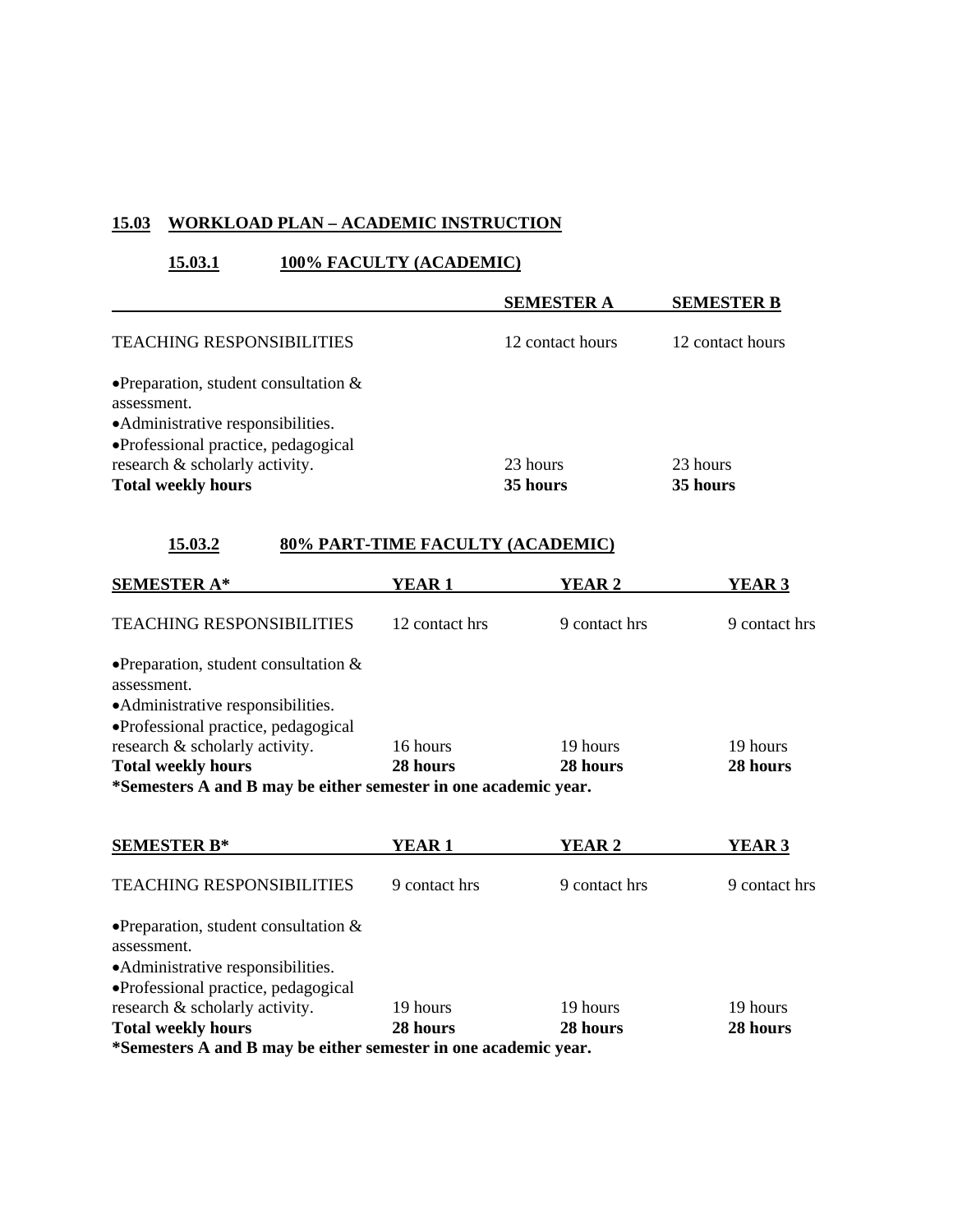## 15.03 WORKLOAD PLAN – ACADEMIC INSTRUCTION

### 15.03.1 100% FACULTY (ACADEMIC)

| | SEMESTER A | SEMESTER B |
|---|---|---|
| TEACHING RESPONSIBILITIES | 12 contact hours | 12 contact hours |
| •Preparation, student consultation & assessment.<br>•Administrative responsibilities.<br>•Professional practice, pedagogical research & scholarly activity. | 23 hours | 23 hours |
| **Total weekly hours** | **35 hours** | **35 hours** |

### 15.03.2 80% PART-TIME FACULTY (ACADEMIC)

| SEMESTER A* | YEAR 1 | YEAR 2 | YEAR 3 |
|---|---|---|---|
| TEACHING RESPONSIBILITIES | 12 contact hrs | 9 contact hrs | 9 contact hrs |
| •Preparation, student consultation & assessment.<br>•Administrative responsibilities.<br>•Professional practice, pedagogical research & scholarly activity. | 16 hours | 19 hours | 19 hours |
| **Total weekly hours** | **28 hours** | **28 hours** | **28 hours** |

**\*Semesters A and B may be either semester in one academic year.**

| SEMESTER B* | YEAR 1 | YEAR 2 | YEAR 3 |
|---|---|---|---|
| TEACHING RESPONSIBILITIES | 9 contact hrs | 9 contact hrs | 9 contact hrs |
| •Preparation, student consultation & assessment.<br>•Administrative responsibilities.<br>•Professional practice, pedagogical research & scholarly activity. | 19 hours | 19 hours | 19 hours |
| **Total weekly hours** | **28 hours** | **28 hours** | **28 hours** |

**\*Semesters A and B may be either semester in one academic year.**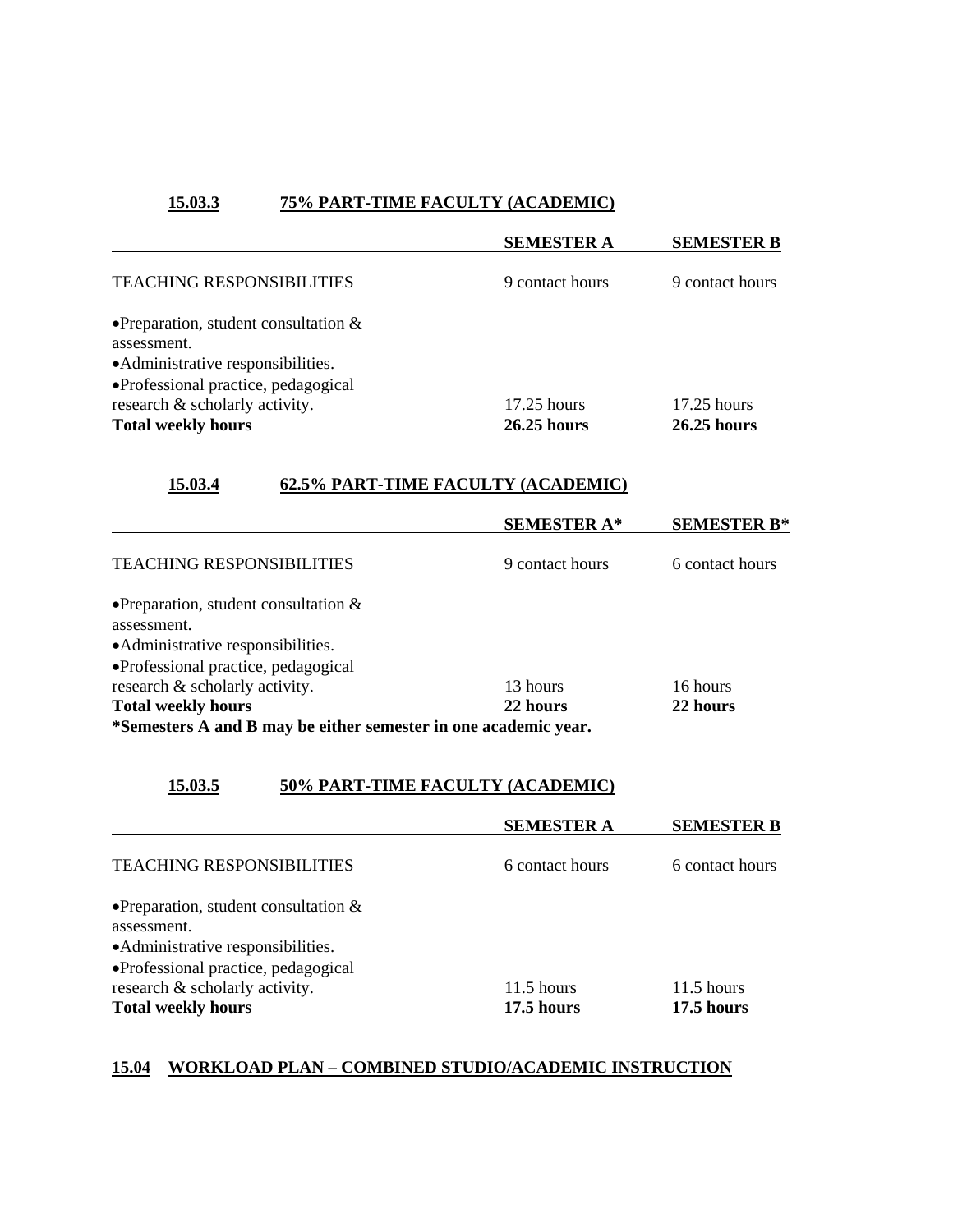### 15.03.3 75% PART-TIME FACULTY (ACADEMIC)

| | SEMESTER A | SEMESTER B |
|---|---|---|
| TEACHING RESPONSIBILITIES | 9 contact hours | 9 contact hours |
| •Preparation, student consultation & assessment.<br>•Administrative responsibilities.<br>•Professional practice, pedagogical research & scholarly activity. | 17.25 hours | 17.25 hours |
| **Total weekly hours** | **26.25 hours** | **26.25 hours** |

### 15.03.4 62.5% PART-TIME FACULTY (ACADEMIC)

| | SEMESTER A* | SEMESTER B* |
|---|---|---|
| TEACHING RESPONSIBILITIES | 9 contact hours | 6 contact hours |
| •Preparation, student consultation & assessment.<br>•Administrative responsibilities.<br>•Professional practice, pedagogical research & scholarly activity. | 13 hours | 16 hours |
| **Total weekly hours** | **22 hours** | **22 hours** |

**\*Semesters A and B may be either semester in one academic year.**

### 15.03.5 50% PART-TIME FACULTY (ACADEMIC)

| | SEMESTER A | SEMESTER B |
|---|---|---|
| TEACHING RESPONSIBILITIES | 6 contact hours | 6 contact hours |
| •Preparation, student consultation & assessment.<br>•Administrative responsibilities.<br>•Professional practice, pedagogical research & scholarly activity. | 11.5 hours | 11.5 hours |
| **Total weekly hours** | **17.5 hours** | **17.5 hours** |

## 15.04 WORKLOAD PLAN – COMBINED STUDIO/ACADEMIC INSTRUCTION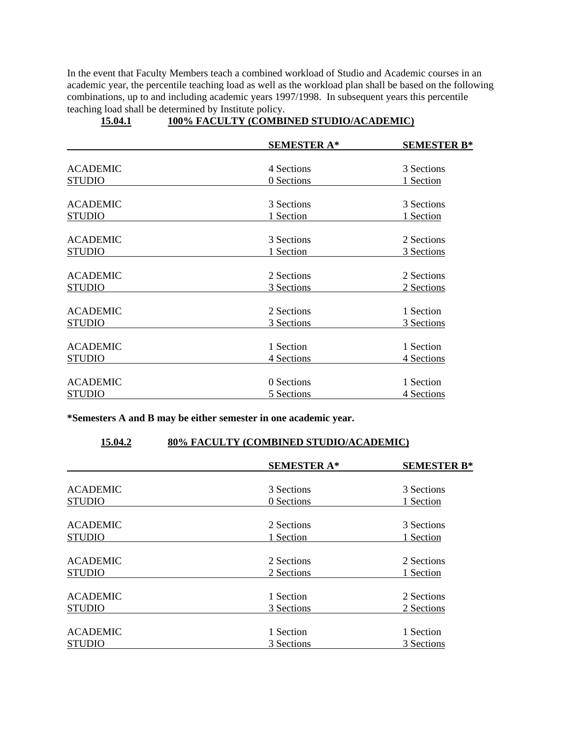In the event that Faculty Members teach a combined workload of Studio and Academic courses in an academic year, the percentile teaching load as well as the workload plan shall be based on the following combinations, up to and including academic years 1997/1998. In subsequent years this percentile teaching load shall be determined by Institute policy.

**15.04.1 100% FACULTY (COMBINED STUDIO/ACADEMIC)**

| | SEMESTER A* | SEMESTER B* |
|---|---|---|
| ACADEMIC | 4 Sections | 3 Sections |
| STUDIO | 0 Sections | 1 Section |
| ACADEMIC | 3 Sections | 3 Sections |
| STUDIO | 1 Section | 1 Section |
| ACADEMIC | 3 Sections | 2 Sections |
| STUDIO | 1 Section | 3 Sections |
| ACADEMIC | 2 Sections | 2 Sections |
| STUDIO | 3 Sections | 2 Sections |
| ACADEMIC | 2 Sections | 1 Section |
| STUDIO | 3 Sections | 3 Sections |
| ACADEMIC | 1 Section | 1 Section |
| STUDIO | 4 Sections | 4 Sections |
| ACADEMIC | 0 Sections | 1 Section |
| STUDIO | 5 Sections | 4 Sections |

**\*Semesters A and B may be either semester in one academic year.**

**15.04.2 80% FACULTY (COMBINED STUDIO/ACADEMIC)**

| | SEMESTER A* | SEMESTER B* |
|---|---|---|
| ACADEMIC | 3 Sections | 3 Sections |
| STUDIO | 0 Sections | 1 Section |
| ACADEMIC | 2 Sections | 3 Sections |
| STUDIO | 1 Section | 1 Section |
| ACADEMIC | 2 Sections | 2 Sections |
| STUDIO | 2 Sections | 1 Section |
| ACADEMIC | 1 Section | 2 Sections |
| STUDIO | 3 Sections | 2 Sections |
| ACADEMIC | 1 Section | 1 Section |
| STUDIO | 3 Sections | 3 Sections |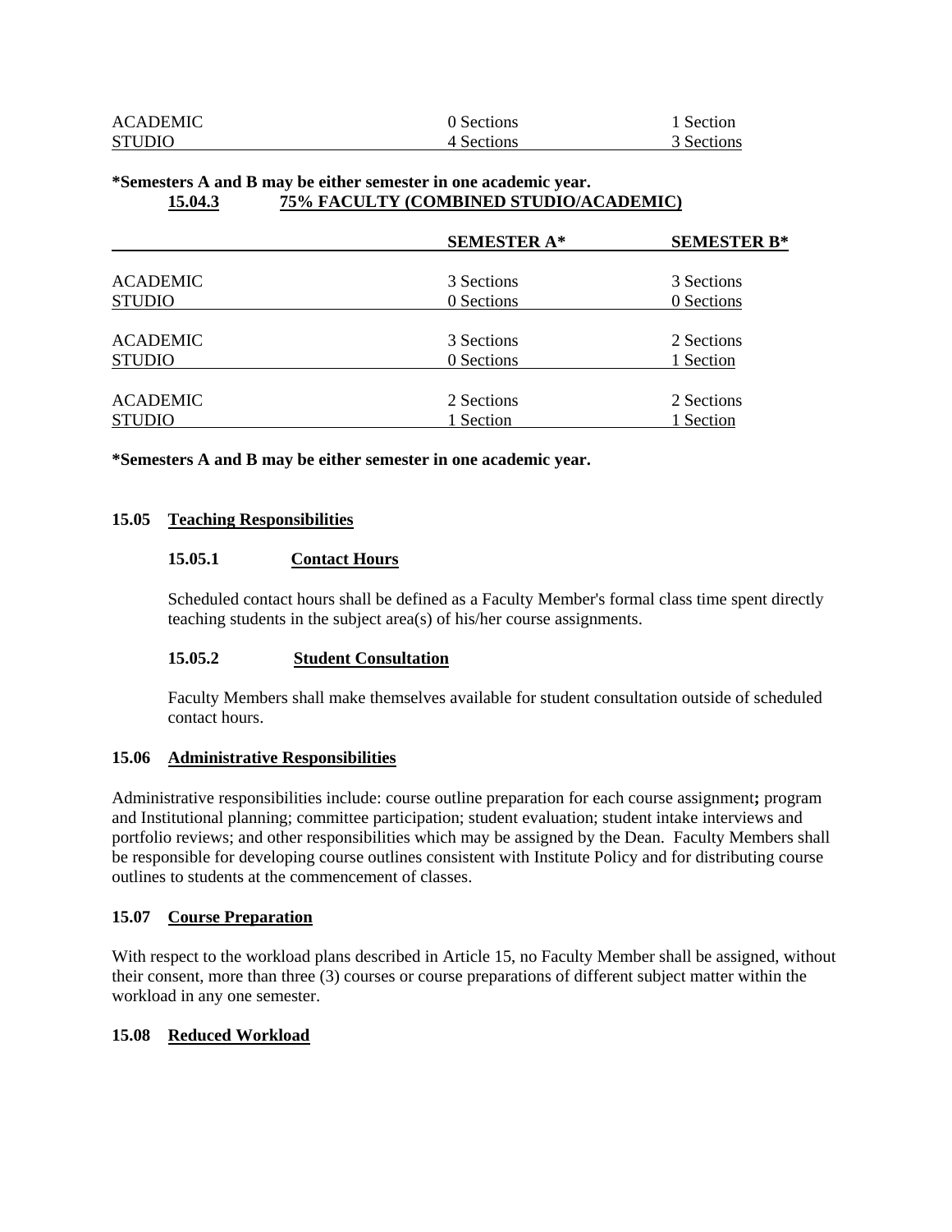| | | |
|---|---|---|
| ACADEMIC | 0 Sections | 1 Section |
| STUDIO | 4 Sections | 3 Sections |

**\*Semesters A and B may be either semester in one academic year.**

**15.04.3 75% FACULTY (COMBINED STUDIO/ACADEMIC)**

| | SEMESTER A* | SEMESTER B* |
|---|---|---|
| ACADEMIC | 3 Sections | 3 Sections |
| STUDIO | 0 Sections | 0 Sections |
| ACADEMIC | 3 Sections | 2 Sections |
| STUDIO | 0 Sections | 1 Section |
| ACADEMIC | 2 Sections | 2 Sections |
| STUDIO | 1 Section | 1 Section |

**\*Semesters A and B may be either semester in one academic year.**

## 15.05 Teaching Responsibilities

### 15.05.1 Contact Hours

Scheduled contact hours shall be defined as a Faculty Member's formal class time spent directly teaching students in the subject area(s) of his/her course assignments.

### 15.05.2 Student Consultation

Faculty Members shall make themselves available for student consultation outside of scheduled contact hours.

## 15.06 Administrative Responsibilities

Administrative responsibilities include: course outline preparation for each course assignment**;** program and Institutional planning; committee participation; student evaluation; student intake interviews and portfolio reviews; and other responsibilities which may be assigned by the Dean. Faculty Members shall be responsible for developing course outlines consistent with Institute Policy and for distributing course outlines to students at the commencement of classes.

## 15.07 Course Preparation

With respect to the workload plans described in Article 15, no Faculty Member shall be assigned, without their consent, more than three (3) courses or course preparations of different subject matter within the workload in any one semester.

## 15.08 Reduced Workload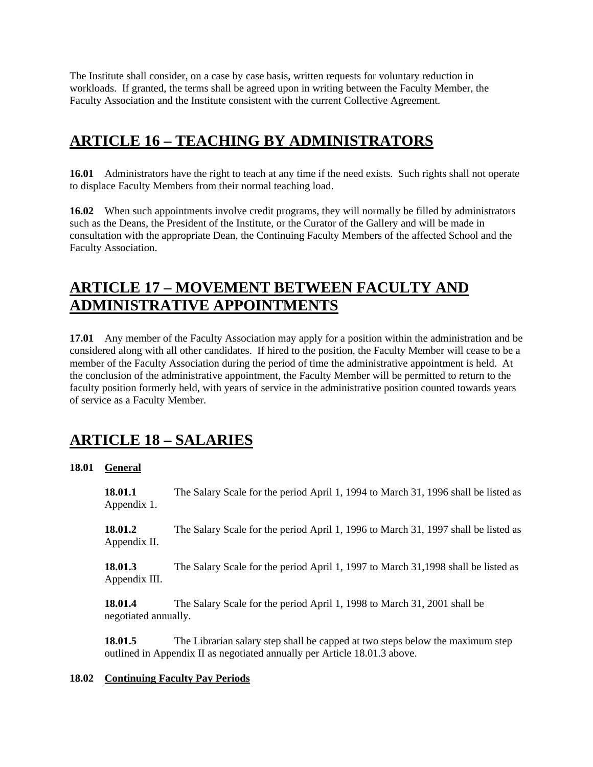The Institute shall consider, on a case by case basis, written requests for voluntary reduction in workloads. If granted, the terms shall be agreed upon in writing between the Faculty Member, the Faculty Association and the Institute consistent with the current Collective Agreement.

# ARTICLE 16 – TEACHING BY ADMINISTRATORS

**16.01** Administrators have the right to teach at any time if the need exists. Such rights shall not operate to displace Faculty Members from their normal teaching load.

**16.02** When such appointments involve credit programs, they will normally be filled by administrators such as the Deans, the President of the Institute, or the Curator of the Gallery and will be made in consultation with the appropriate Dean, the Continuing Faculty Members of the affected School and the Faculty Association.

# ARTICLE 17 – MOVEMENT BETWEEN FACULTY AND ADMINISTRATIVE APPOINTMENTS

**17.01** Any member of the Faculty Association may apply for a position within the administration and be considered along with all other candidates. If hired to the position, the Faculty Member will cease to be a member of the Faculty Association during the period of time the administrative appointment is held. At the conclusion of the administrative appointment, the Faculty Member will be permitted to return to the faculty position formerly held, with years of service in the administrative position counted towards years of service as a Faculty Member.

# ARTICLE 18 – SALARIES

**18.01 General**

**18.01.1** The Salary Scale for the period April 1, 1994 to March 31, 1996 shall be listed as Appendix 1.

**18.01.2** The Salary Scale for the period April 1, 1996 to March 31, 1997 shall be listed as Appendix II.

**18.01.3** The Salary Scale for the period April 1, 1997 to March 31,1998 shall be listed as Appendix III.

**18.01.4** The Salary Scale for the period April 1, 1998 to March 31, 2001 shall be negotiated annually.

**18.01.5** The Librarian salary step shall be capped at two steps below the maximum step outlined in Appendix II as negotiated annually per Article 18.01.3 above.

**18.02 Continuing Faculty Pay Periods**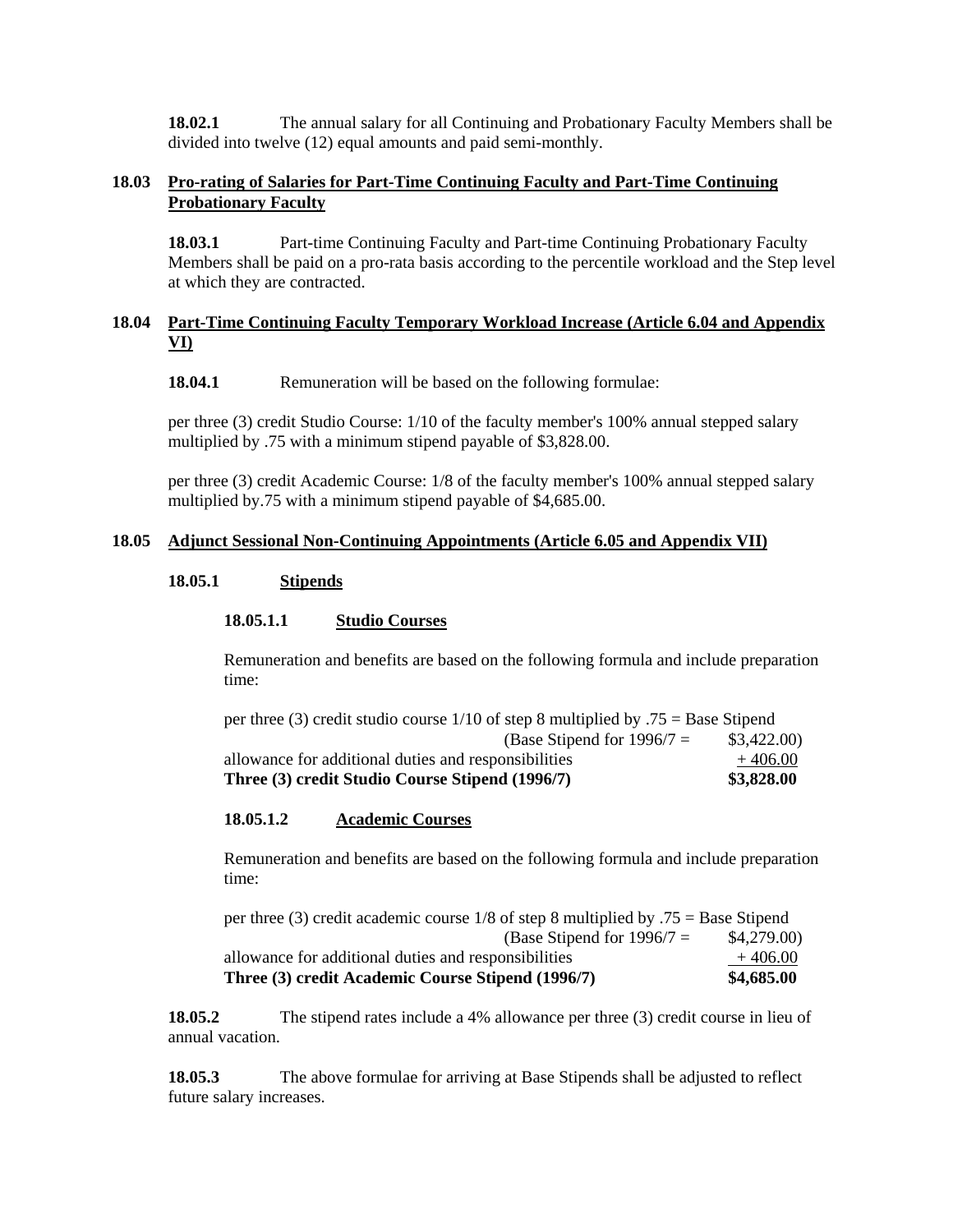**18.02.1** The annual salary for all Continuing and Probationary Faculty Members shall be divided into twelve (12) equal amounts and paid semi-monthly.

## 18.03 Pro-rating of Salaries for Part-Time Continuing Faculty and Part-Time Continuing Probationary Faculty

**18.03.1** Part-time Continuing Faculty and Part-time Continuing Probationary Faculty Members shall be paid on a pro-rata basis according to the percentile workload and the Step level at which they are contracted.

## 18.04 Part-Time Continuing Faculty Temporary Workload Increase (Article 6.04 and Appendix VI)

**18.04.1** Remuneration will be based on the following formulae:

per three (3) credit Studio Course: 1/10 of the faculty member's 100% annual stepped salary multiplied by .75 with a minimum stipend payable of $3,828.00.

per three (3) credit Academic Course: 1/8 of the faculty member's 100% annual stepped salary multiplied by.75 with a minimum stipend payable of $4,685.00.

## 18.05 Adjunct Sessional Non-Continuing Appointments (Article 6.05 and Appendix VII)

### 18.05.1 Stipends

#### 18.05.1.1 Studio Courses

Remuneration and benefits are based on the following formula and include preparation time:

| | |
|---|---|
| per three (3) credit studio course 1/10 of step 8 multiplied by .75 = Base Stipend | |
| (Base Stipend for 1996/7 = | $3,422.00) |
| allowance for additional duties and responsibilities | + 406.00 |
| **Three (3) credit Studio Course Stipend (1996/7)** | **$3,828.00** |

#### 18.05.1.2 Academic Courses

Remuneration and benefits are based on the following formula and include preparation time:

| | |
|---|---|
| per three (3) credit academic course 1/8 of step 8 multiplied by .75 = Base Stipend | |
| (Base Stipend for 1996/7 = | $4,279.00) |
| allowance for additional duties and responsibilities | + 406.00 |
| **Three (3) credit Academic Course Stipend (1996/7)** | **$4,685.00** |

**18.05.2** The stipend rates include a 4% allowance per three (3) credit course in lieu of annual vacation.

**18.05.3** The above formulae for arriving at Base Stipends shall be adjusted to reflect future salary increases.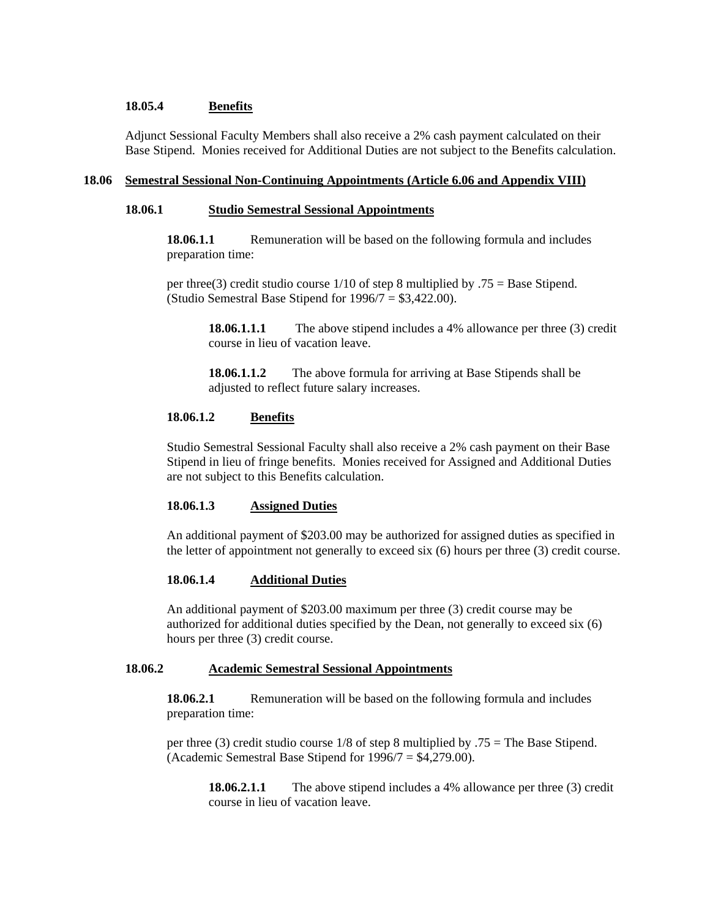**18.05.4 Benefits**

Adjunct Sessional Faculty Members shall also receive a 2% cash payment calculated on their Base Stipend. Monies received for Additional Duties are not subject to the Benefits calculation.

**18.06 Semestral Sessional Non-Continuing Appointments (Article 6.06 and Appendix VIII)**

**18.06.1 Studio Semestral Sessional Appointments**

**18.06.1.1** Remuneration will be based on the following formula and includes preparation time:

per three(3) credit studio course 1/10 of step 8 multiplied by .75 = Base Stipend. (Studio Semestral Base Stipend for 1996/7 = $3,422.00).

**18.06.1.1.1** The above stipend includes a 4% allowance per three (3) credit course in lieu of vacation leave.

**18.06.1.1.2** The above formula for arriving at Base Stipends shall be adjusted to reflect future salary increases.

**18.06.1.2 Benefits**

Studio Semestral Sessional Faculty shall also receive a 2% cash payment on their Base Stipend in lieu of fringe benefits. Monies received for Assigned and Additional Duties are not subject to this Benefits calculation.

**18.06.1.3 Assigned Duties**

An additional payment of $203.00 may be authorized for assigned duties as specified in the letter of appointment not generally to exceed six (6) hours per three (3) credit course.

**18.06.1.4 Additional Duties**

An additional payment of $203.00 maximum per three (3) credit course may be authorized for additional duties specified by the Dean, not generally to exceed six (6) hours per three (3) credit course.

**18.06.2 Academic Semestral Sessional Appointments**

**18.06.2.1** Remuneration will be based on the following formula and includes preparation time:

per three (3) credit studio course 1/8 of step 8 multiplied by .75 = The Base Stipend. (Academic Semestral Base Stipend for 1996/7 = $4,279.00).

**18.06.2.1.1** The above stipend includes a 4% allowance per three (3) credit course in lieu of vacation leave.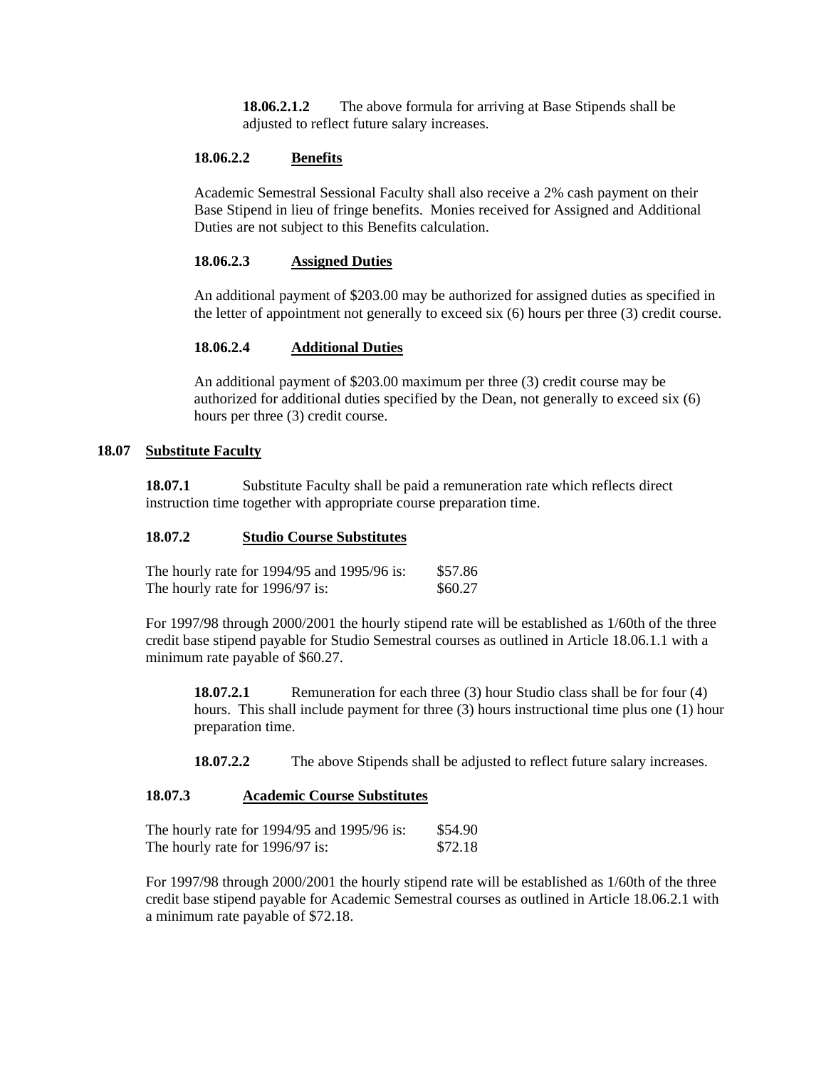**18.06.2.1.2** The above formula for arriving at Base Stipends shall be adjusted to reflect future salary increases.

**18.06.2.2 Benefits**

Academic Semestral Sessional Faculty shall also receive a 2% cash payment on their Base Stipend in lieu of fringe benefits. Monies received for Assigned and Additional Duties are not subject to this Benefits calculation.

**18.06.2.3 Assigned Duties**

An additional payment of $203.00 may be authorized for assigned duties as specified in the letter of appointment not generally to exceed six (6) hours per three (3) credit course.

**18.06.2.4 Additional Duties**

An additional payment of $203.00 maximum per three (3) credit course may be authorized for additional duties specified by the Dean, not generally to exceed six (6) hours per three (3) credit course.

## 18.07 Substitute Faculty

**18.07.1** Substitute Faculty shall be paid a remuneration rate which reflects direct instruction time together with appropriate course preparation time.

**18.07.2 Studio Course Substitutes**

| | |
|---|---|
| The hourly rate for 1994/95 and 1995/96 is: | $57.86 |
| The hourly rate for 1996/97 is: | $60.27 |

For 1997/98 through 2000/2001 the hourly stipend rate will be established as 1/60th of the three credit base stipend payable for Studio Semestral courses as outlined in Article 18.06.1.1 with a minimum rate payable of $60.27.

**18.07.2.1** Remuneration for each three (3) hour Studio class shall be for four (4) hours. This shall include payment for three (3) hours instructional time plus one (1) hour preparation time.

**18.07.2.2** The above Stipends shall be adjusted to reflect future salary increases.

**18.07.3 Academic Course Substitutes**

| | |
|---|---|
| The hourly rate for 1994/95 and 1995/96 is: | $54.90 |
| The hourly rate for 1996/97 is: | $72.18 |

For 1997/98 through 2000/2001 the hourly stipend rate will be established as 1/60th of the three credit base stipend payable for Academic Semestral courses as outlined in Article 18.06.2.1 with a minimum rate payable of $72.18.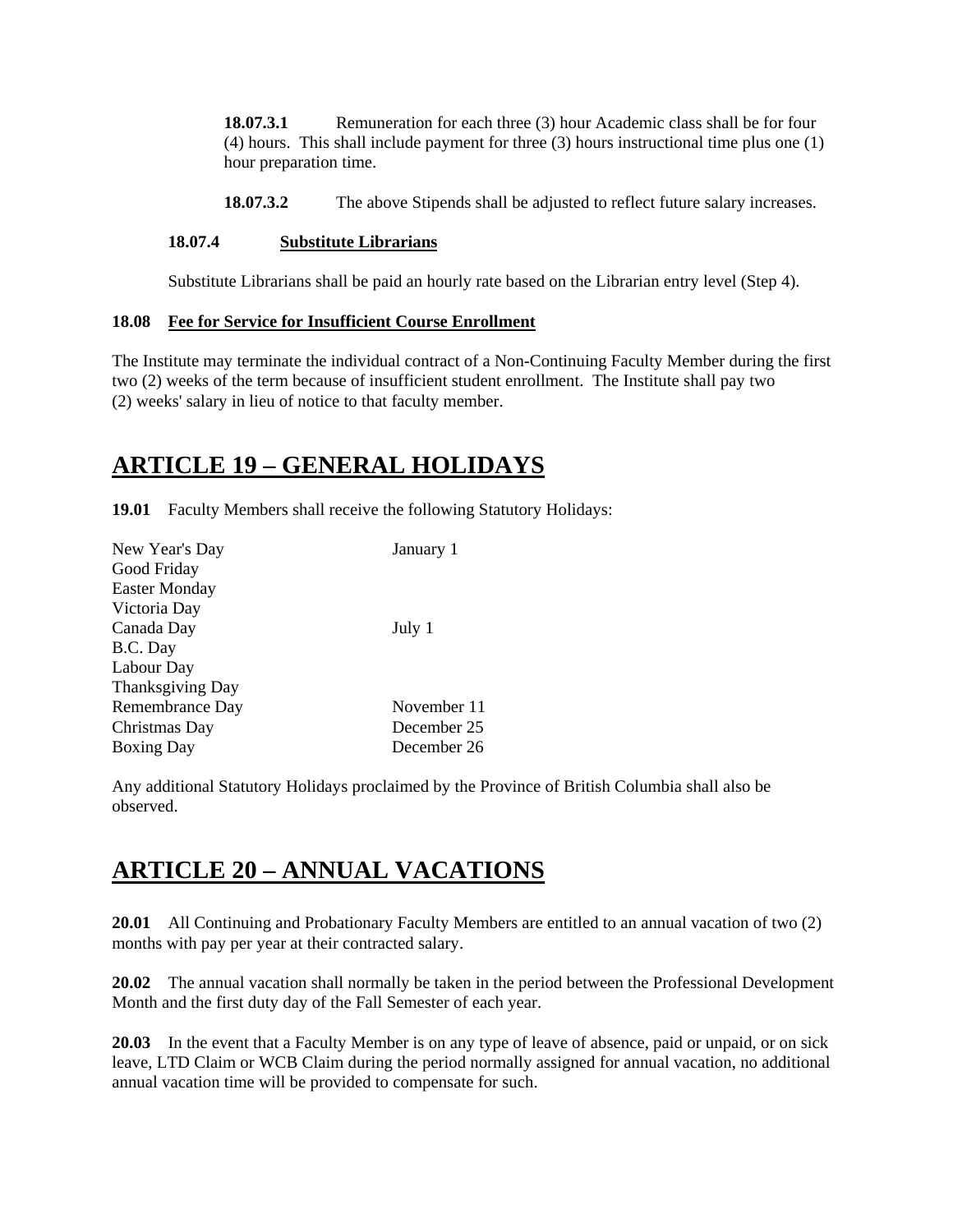**18.07.3.1** Remuneration for each three (3) hour Academic class shall be for four (4) hours. This shall include payment for three (3) hours instructional time plus one (1) hour preparation time.

**18.07.3.2** The above Stipends shall be adjusted to reflect future salary increases.

**18.07.4 Substitute Librarians**

Substitute Librarians shall be paid an hourly rate based on the Librarian entry level (Step 4).

**18.08 Fee for Service for Insufficient Course Enrollment**

The Institute may terminate the individual contract of a Non-Continuing Faculty Member during the first two (2) weeks of the term because of insufficient student enrollment. The Institute shall pay two (2) weeks' salary in lieu of notice to that faculty member.

# ARTICLE 19 – GENERAL HOLIDAYS

**19.01** Faculty Members shall receive the following Statutory Holidays:

| | |
|---|---|
| New Year's Day | January 1 |
| Good Friday | |
| Easter Monday | |
| Victoria Day | |
| Canada Day | July 1 |
| B.C. Day | |
| Labour Day | |
| Thanksgiving Day | |
| Remembrance Day | November 11 |
| Christmas Day | December 25 |
| Boxing Day | December 26 |

Any additional Statutory Holidays proclaimed by the Province of British Columbia shall also be observed.

# ARTICLE 20 – ANNUAL VACATIONS

**20.01** All Continuing and Probationary Faculty Members are entitled to an annual vacation of two (2) months with pay per year at their contracted salary.

**20.02** The annual vacation shall normally be taken in the period between the Professional Development Month and the first duty day of the Fall Semester of each year.

**20.03** In the event that a Faculty Member is on any type of leave of absence, paid or unpaid, or on sick leave, LTD Claim or WCB Claim during the period normally assigned for annual vacation, no additional annual vacation time will be provided to compensate for such.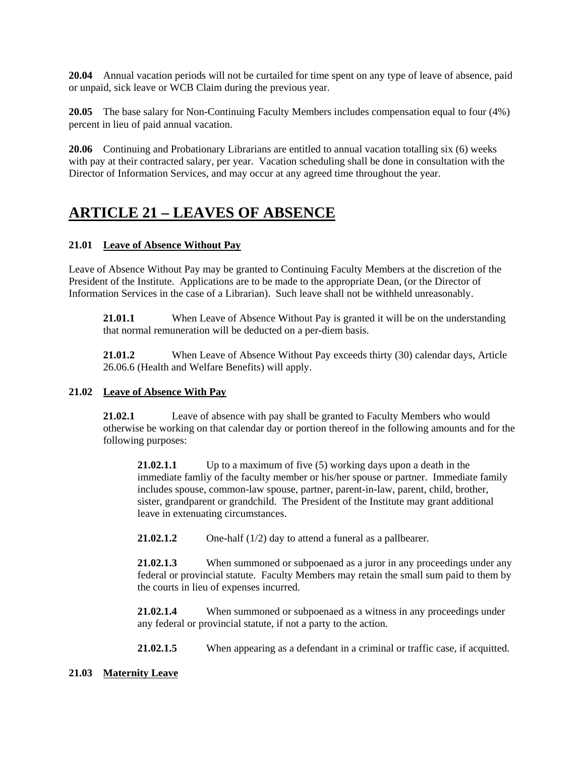**20.04** Annual vacation periods will not be curtailed for time spent on any type of leave of absence, paid or unpaid, sick leave or WCB Claim during the previous year.

**20.05** The base salary for Non-Continuing Faculty Members includes compensation equal to four (4%) percent in lieu of paid annual vacation.

**20.06** Continuing and Probationary Librarians are entitled to annual vacation totalling six (6) weeks with pay at their contracted salary, per year. Vacation scheduling shall be done in consultation with the Director of Information Services, and may occur at any agreed time throughout the year.

# ARTICLE 21 – LEAVES OF ABSENCE

**21.01 Leave of Absence Without Pay**

Leave of Absence Without Pay may be granted to Continuing Faculty Members at the discretion of the President of the Institute. Applications are to be made to the appropriate Dean, (or the Director of Information Services in the case of a Librarian). Such leave shall not be withheld unreasonably.

> **21.01.1** When Leave of Absence Without Pay is granted it will be on the understanding that normal remuneration will be deducted on a per-diem basis.
>
> **21.01.2** When Leave of Absence Without Pay exceeds thirty (30) calendar days, Article 26.06.6 (Health and Welfare Benefits) will apply.

**21.02 Leave of Absence With Pay**

> **21.02.1** Leave of absence with pay shall be granted to Faculty Members who would otherwise be working on that calendar day or portion thereof in the following amounts and for the following purposes:
>
> > **21.02.1.1** Up to a maximum of five (5) working days upon a death in the immediate famliy of the faculty member or his/her spouse or partner. Immediate family includes spouse, common-law spouse, partner, parent-in-law, parent, child, brother, sister, grandparent or grandchild. The President of the Institute may grant additional leave in extenuating circumstances.
> >
> > **21.02.1.2** One-half (1/2) day to attend a funeral as a pallbearer.
> >
> > **21.02.1.3** When summoned or subpoenaed as a juror in any proceedings under any federal or provincial statute. Faculty Members may retain the small sum paid to them by the courts in lieu of expenses incurred.
> >
> > **21.02.1.4** When summoned or subpoenaed as a witness in any proceedings under any federal or provincial statute, if not a party to the action.
> >
> > **21.02.1.5** When appearing as a defendant in a criminal or traffic case, if acquitted.

**21.03 Maternity Leave**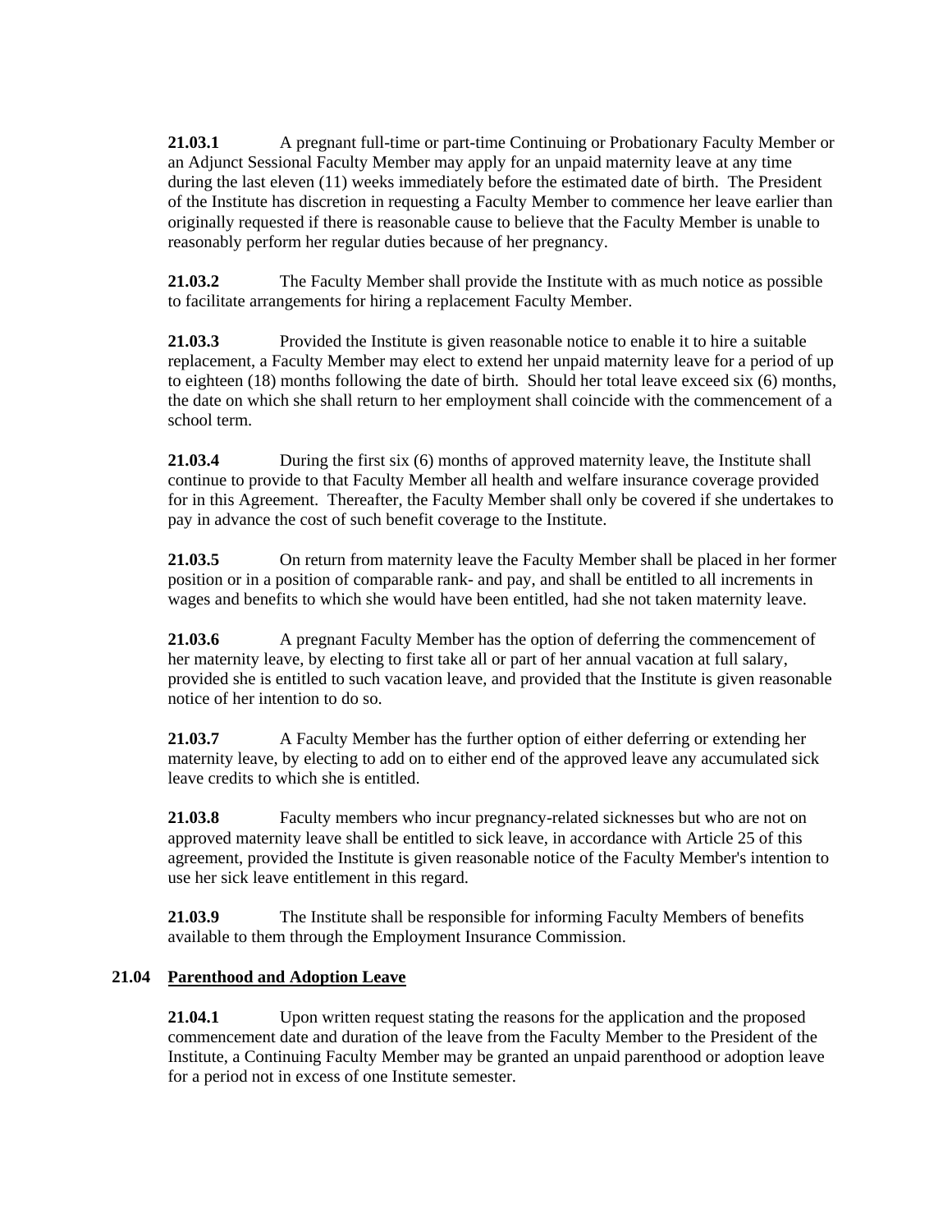**21.03.1** A pregnant full-time or part-time Continuing or Probationary Faculty Member or an Adjunct Sessional Faculty Member may apply for an unpaid maternity leave at any time during the last eleven (11) weeks immediately before the estimated date of birth. The President of the Institute has discretion in requesting a Faculty Member to commence her leave earlier than originally requested if there is reasonable cause to believe that the Faculty Member is unable to reasonably perform her regular duties because of her pregnancy.

**21.03.2** The Faculty Member shall provide the Institute with as much notice as possible to facilitate arrangements for hiring a replacement Faculty Member.

**21.03.3** Provided the Institute is given reasonable notice to enable it to hire a suitable replacement, a Faculty Member may elect to extend her unpaid maternity leave for a period of up to eighteen (18) months following the date of birth. Should her total leave exceed six (6) months, the date on which she shall return to her employment shall coincide with the commencement of a school term.

**21.03.4** During the first six (6) months of approved maternity leave, the Institute shall continue to provide to that Faculty Member all health and welfare insurance coverage provided for in this Agreement. Thereafter, the Faculty Member shall only be covered if she undertakes to pay in advance the cost of such benefit coverage to the Institute.

**21.03.5** On return from maternity leave the Faculty Member shall be placed in her former position or in a position of comparable rank- and pay, and shall be entitled to all increments in wages and benefits to which she would have been entitled, had she not taken maternity leave.

**21.03.6** A pregnant Faculty Member has the option of deferring the commencement of her maternity leave, by electing to first take all or part of her annual vacation at full salary, provided she is entitled to such vacation leave, and provided that the Institute is given reasonable notice of her intention to do so.

**21.03.7** A Faculty Member has the further option of either deferring or extending her maternity leave, by electing to add on to either end of the approved leave any accumulated sick leave credits to which she is entitled.

**21.03.8** Faculty members who incur pregnancy-related sicknesses but who are not on approved maternity leave shall be entitled to sick leave, in accordance with Article 25 of this agreement, provided the Institute is given reasonable notice of the Faculty Member's intention to use her sick leave entitlement in this regard.

**21.03.9** The Institute shall be responsible for informing Faculty Members of benefits available to them through the Employment Insurance Commission.

### 21.04 Parenthood and Adoption Leave

**21.04.1** Upon written request stating the reasons for the application and the proposed commencement date and duration of the leave from the Faculty Member to the President of the Institute, a Continuing Faculty Member may be granted an unpaid parenthood or adoption leave for a period not in excess of one Institute semester.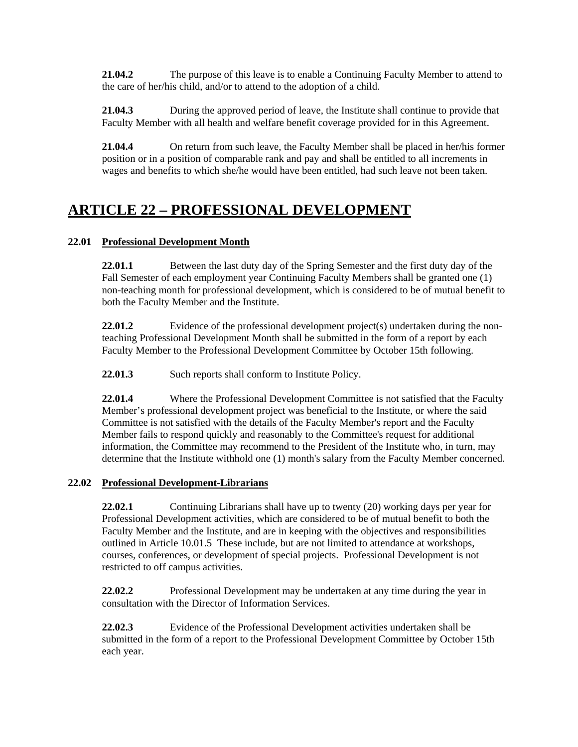**21.04.2** The purpose of this leave is to enable a Continuing Faculty Member to attend to the care of her/his child, and/or to attend to the adoption of a child.

**21.04.3** During the approved period of leave, the Institute shall continue to provide that Faculty Member with all health and welfare benefit coverage provided for in this Agreement.

**21.04.4** On return from such leave, the Faculty Member shall be placed in her/his former position or in a position of comparable rank and pay and shall be entitled to all increments in wages and benefits to which she/he would have been entitled, had such leave not been taken.

# ARTICLE 22 – PROFESSIONAL DEVELOPMENT

**22.01 Professional Development Month**

**22.01.1** Between the last duty day of the Spring Semester and the first duty day of the Fall Semester of each employment year Continuing Faculty Members shall be granted one (1) non-teaching month for professional development, which is considered to be of mutual benefit to both the Faculty Member and the Institute.

**22.01.2** Evidence of the professional development project(s) undertaken during the non-teaching Professional Development Month shall be submitted in the form of a report by each Faculty Member to the Professional Development Committee by October 15th following.

**22.01.3** Such reports shall conform to Institute Policy.

**22.01.4** Where the Professional Development Committee is not satisfied that the Faculty Member's professional development project was beneficial to the Institute, or where the said Committee is not satisfied with the details of the Faculty Member's report and the Faculty Member fails to respond quickly and reasonably to the Committee's request for additional information, the Committee may recommend to the President of the Institute who, in turn, may determine that the Institute withhold one (1) month's salary from the Faculty Member concerned.

**22.02 Professional Development-Librarians**

**22.02.1** Continuing Librarians shall have up to twenty (20) working days per year for Professional Development activities, which are considered to be of mutual benefit to both the Faculty Member and the Institute, and are in keeping with the objectives and responsibilities outlined in Article 10.01.5 These include, but are not limited to attendance at workshops, courses, conferences, or development of special projects. Professional Development is not restricted to off campus activities.

**22.02.2** Professional Development may be undertaken at any time during the year in consultation with the Director of Information Services.

**22.02.3** Evidence of the Professional Development activities undertaken shall be submitted in the form of a report to the Professional Development Committee by October 15th each year.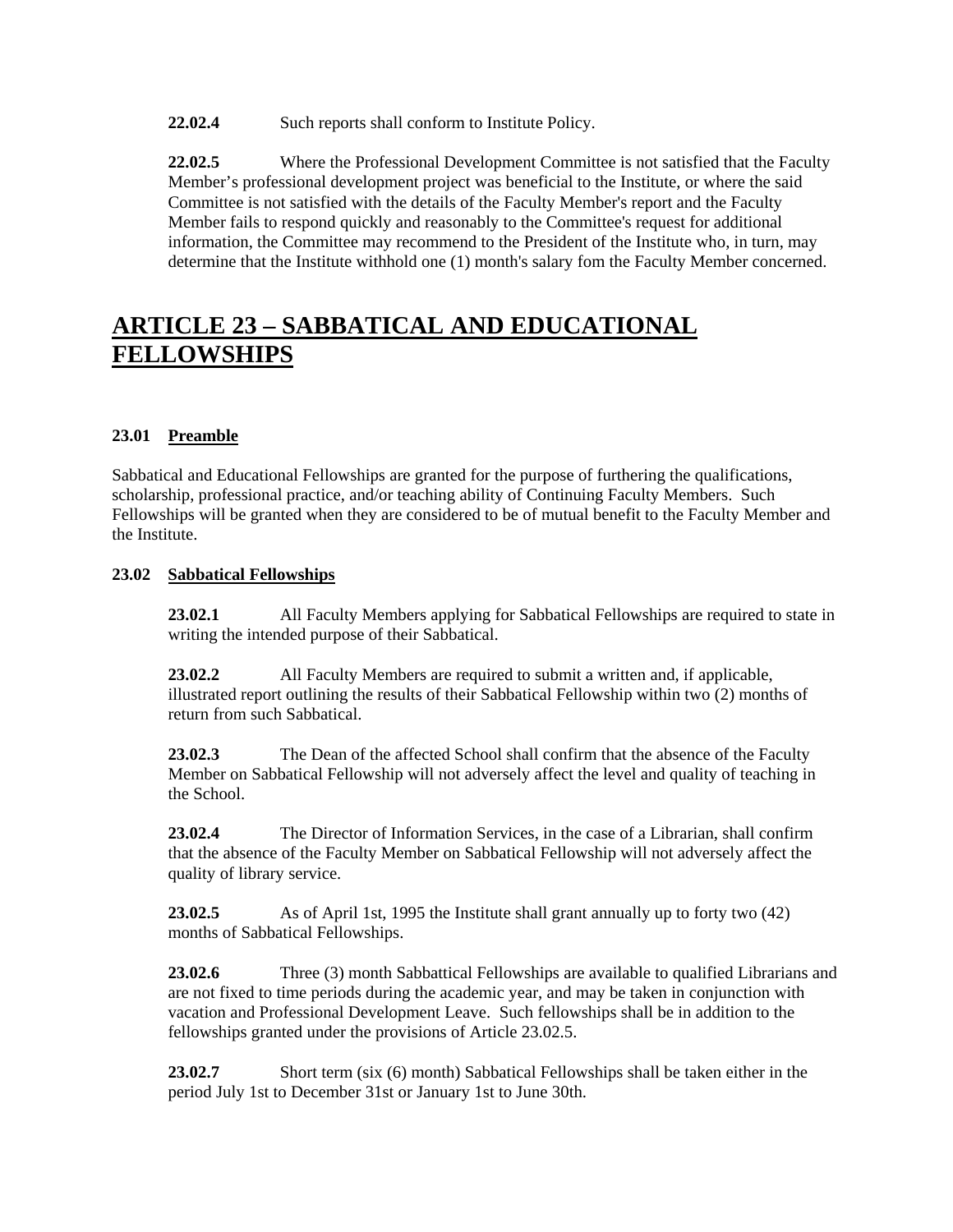**22.02.4** Such reports shall conform to Institute Policy.

**22.02.5** Where the Professional Development Committee is not satisfied that the Faculty Member's professional development project was beneficial to the Institute, or where the said Committee is not satisfied with the details of the Faculty Member's report and the Faculty Member fails to respond quickly and reasonably to the Committee's request for additional information, the Committee may recommend to the President of the Institute who, in turn, may determine that the Institute withhold one (1) month's salary fom the Faculty Member concerned.

# ARTICLE 23 – SABBATICAL AND EDUCATIONAL FELLOWSHIPS

### 23.01 Preamble

Sabbatical and Educational Fellowships are granted for the purpose of furthering the qualifications, scholarship, professional practice, and/or teaching ability of Continuing Faculty Members. Such Fellowships will be granted when they are considered to be of mutual benefit to the Faculty Member and the Institute.

### 23.02 Sabbatical Fellowships

**23.02.1** All Faculty Members applying for Sabbatical Fellowships are required to state in writing the intended purpose of their Sabbatical.

**23.02.2** All Faculty Members are required to submit a written and, if applicable, illustrated report outlining the results of their Sabbatical Fellowship within two (2) months of return from such Sabbatical.

**23.02.3** The Dean of the affected School shall confirm that the absence of the Faculty Member on Sabbatical Fellowship will not adversely affect the level and quality of teaching in the School.

**23.02.4** The Director of Information Services, in the case of a Librarian, shall confirm that the absence of the Faculty Member on Sabbatical Fellowship will not adversely affect the quality of library service.

**23.02.5** As of April 1st, 1995 the Institute shall grant annually up to forty two (42) months of Sabbatical Fellowships.

**23.02.6** Three (3) month Sabbattical Fellowships are available to qualified Librarians and are not fixed to time periods during the academic year, and may be taken in conjunction with vacation and Professional Development Leave. Such fellowships shall be in addition to the fellowships granted under the provisions of Article 23.02.5.

**23.02.7** Short term (six (6) month) Sabbatical Fellowships shall be taken either in the period July 1st to December 31st or January 1st to June 30th.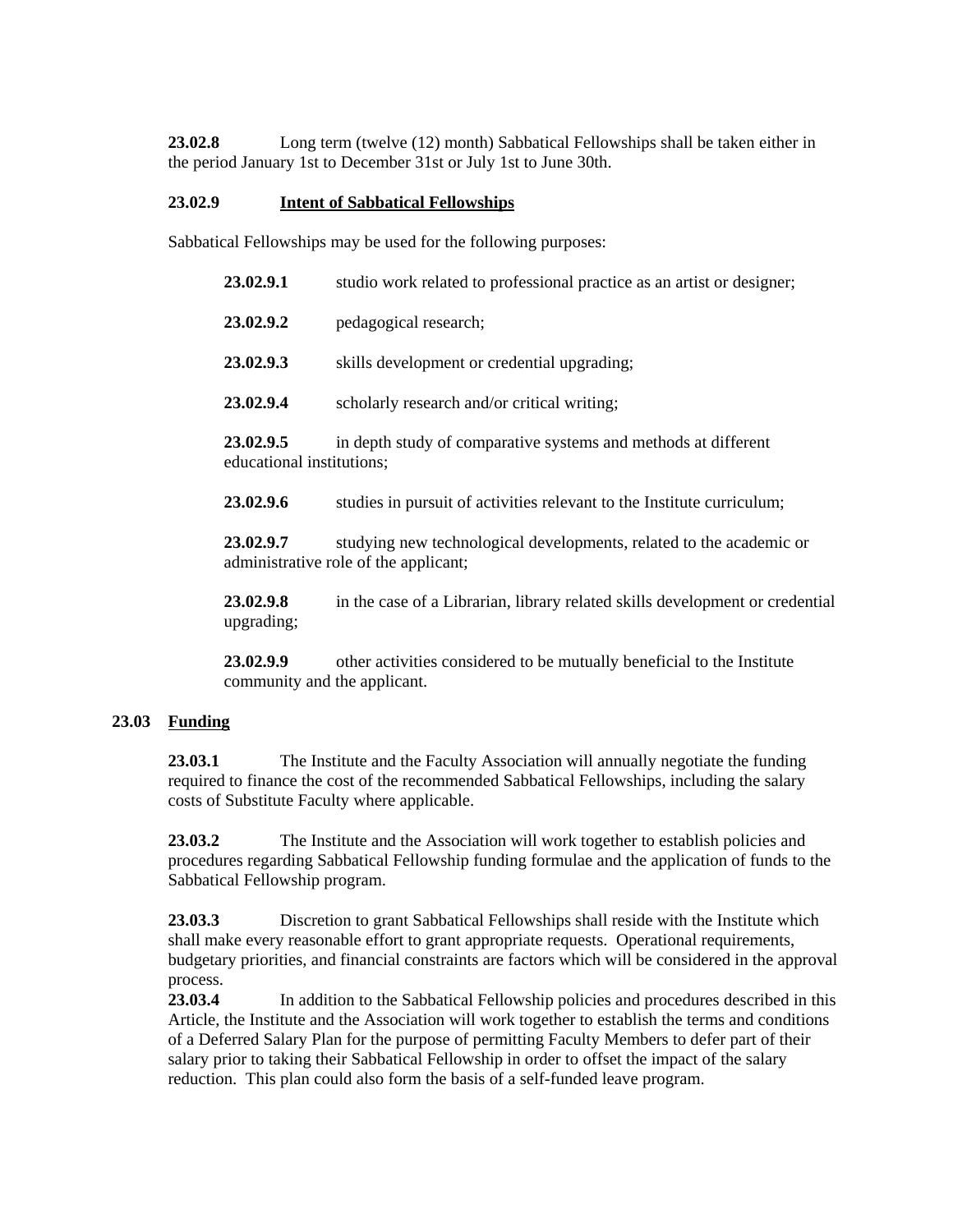**23.02.8** Long term (twelve (12) month) Sabbatical Fellowships shall be taken either in the period January 1st to December 31st or July 1st to June 30th.

**23.02.9** **Intent of Sabbatical Fellowships**

Sabbatical Fellowships may be used for the following purposes:

> **23.02.9.1** studio work related to professional practice as an artist or designer;
>
> **23.02.9.2** pedagogical research;
>
> **23.02.9.3** skills development or credential upgrading;
>
> **23.02.9.4** scholarly research and/or critical writing;
>
> **23.02.9.5** in depth study of comparative systems and methods at different educational institutions;
>
> **23.02.9.6** studies in pursuit of activities relevant to the Institute curriculum;
>
> **23.02.9.7** studying new technological developments, related to the academic or administrative role of the applicant;
>
> **23.02.9.8** in the case of a Librarian, library related skills development or credential upgrading;
>
> **23.02.9.9** other activities considered to be mutually beneficial to the Institute community and the applicant.

## 23.03 Funding

**23.03.1** The Institute and the Faculty Association will annually negotiate the funding required to finance the cost of the recommended Sabbatical Fellowships, including the salary costs of Substitute Faculty where applicable.

**23.03.2** The Institute and the Association will work together to establish policies and procedures regarding Sabbatical Fellowship funding formulae and the application of funds to the Sabbatical Fellowship program.

**23.03.3** Discretion to grant Sabbatical Fellowships shall reside with the Institute which shall make every reasonable effort to grant appropriate requests. Operational requirements, budgetary priorities, and financial constraints are factors which will be considered in the approval process.

**23.03.4** In addition to the Sabbatical Fellowship policies and procedures described in this Article, the Institute and the Association will work together to establish the terms and conditions of a Deferred Salary Plan for the purpose of permitting Faculty Members to defer part of their salary prior to taking their Sabbatical Fellowship in order to offset the impact of the salary reduction. This plan could also form the basis of a self-funded leave program.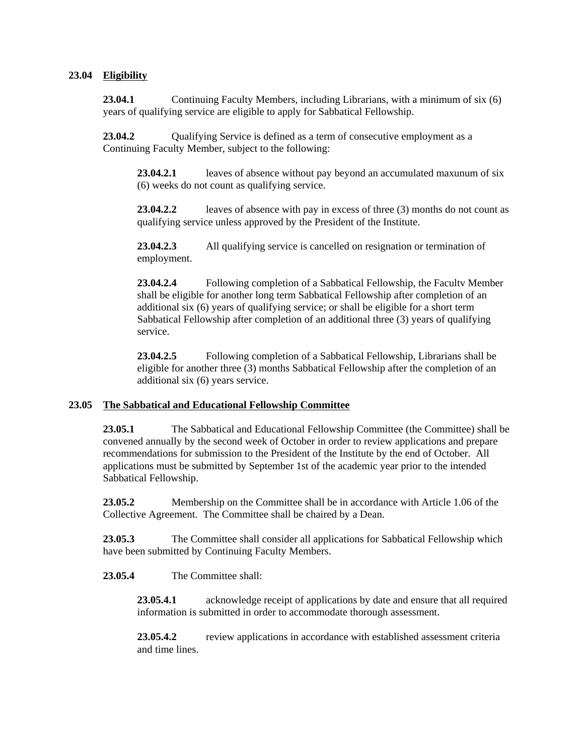**23.04 Eligibility**

**23.04.1** Continuing Faculty Members, including Librarians, with a minimum of six (6) years of qualifying service are eligible to apply for Sabbatical Fellowship.

**23.04.2** Qualifying Service is defined as a term of consecutive employment as a Continuing Faculty Member, subject to the following:

**23.04.2.1** leaves of absence without pay beyond an accumulated maxunum of six (6) weeks do not count as qualifying service.

**23.04.2.2** leaves of absence with pay in excess of three (3) months do not count as qualifying service unless approved by the President of the Institute.

**23.04.2.3** All qualifying service is cancelled on resignation or termination of employment.

**23.04.2.4** Following completion of a Sabbatical Fellowship, the Facultv Member shall be eligible for another long term Sabbatical Fellowship after completion of an additional six (6) years of qualifying service; or shall be eligible for a short term Sabbatical Fellowship after completion of an additional three (3) years of qualifying service.

**23.04.2.5** Following completion of a Sabbatical Fellowship, Librarians shall be eligible for another three (3) months Sabbatical Fellowship after the completion of an additional six (6) years service.

**23.05 The Sabbatical and Educational Fellowship Committee**

**23.05.1** The Sabbatical and Educational Fellowship Committee (the Committee) shall be convened annually by the second week of October in order to review applications and prepare recommendations for submission to the President of the Institute by the end of October. All applications must be submitted by September 1st of the academic year prior to the intended Sabbatical Fellowship.

**23.05.2** Membership on the Committee shall be in accordance with Article 1.06 of the Collective Agreement. The Committee shall be chaired by a Dean.

**23.05.3** The Committee shall consider all applications for Sabbatical Fellowship which have been submitted by Continuing Faculty Members.

**23.05.4** The Committee shall:

**23.05.4.1** acknowledge receipt of applications by date and ensure that all required information is submitted in order to accommodate thorough assessment.

**23.05.4.2** review applications in accordance with established assessment criteria and time lines.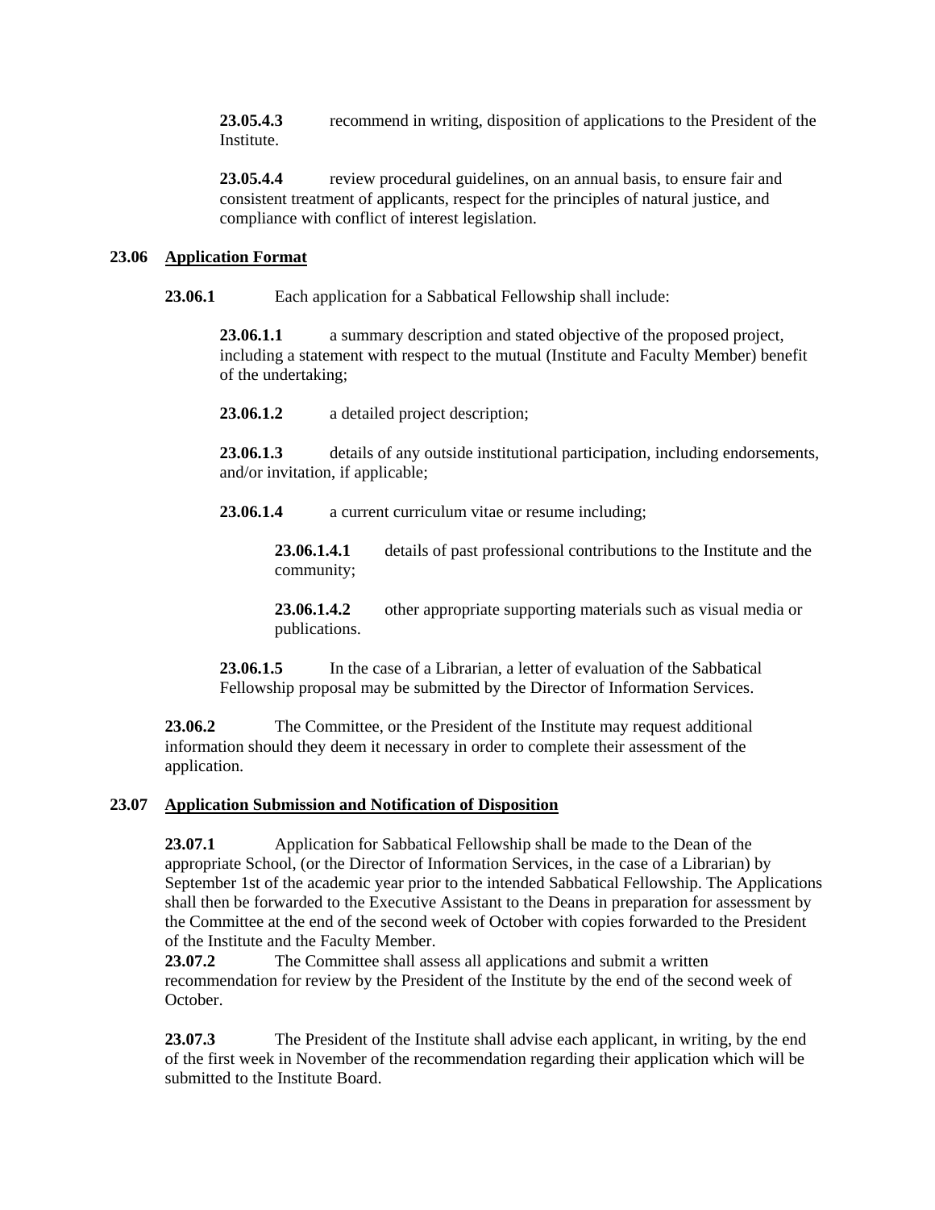**23.05.4.3** recommend in writing, disposition of applications to the President of the Institute.

**23.05.4.4** review procedural guidelines, on an annual basis, to ensure fair and consistent treatment of applicants, respect for the principles of natural justice, and compliance with conflict of interest legislation.

## 23.06 Application Format

**23.06.1** Each application for a Sabbatical Fellowship shall include:

**23.06.1.1** a summary description and stated objective of the proposed project, including a statement with respect to the mutual (Institute and Faculty Member) benefit of the undertaking;

**23.06.1.2** a detailed project description;

**23.06.1.3** details of any outside institutional participation, including endorsements, and/or invitation, if applicable;

**23.06.1.4** a current curriculum vitae or resume including;

**23.06.1.4.1** details of past professional contributions to the Institute and the community;

**23.06.1.4.2** other appropriate supporting materials such as visual media or publications.

**23.06.1.5** In the case of a Librarian, a letter of evaluation of the Sabbatical Fellowship proposal may be submitted by the Director of Information Services.

**23.06.2** The Committee, or the President of the Institute may request additional information should they deem it necessary in order to complete their assessment of the application.

## 23.07 Application Submission and Notification of Disposition

**23.07.1** Application for Sabbatical Fellowship shall be made to the Dean of the appropriate School, (or the Director of Information Services, in the case of a Librarian) by September 1st of the academic year prior to the intended Sabbatical Fellowship. The Applications shall then be forwarded to the Executive Assistant to the Deans in preparation for assessment by the Committee at the end of the second week of October with copies forwarded to the President of the Institute and the Faculty Member.

**23.07.2** The Committee shall assess all applications and submit a written recommendation for review by the President of the Institute by the end of the second week of October.

**23.07.3** The President of the Institute shall advise each applicant, in writing, by the end of the first week in November of the recommendation regarding their application which will be submitted to the Institute Board.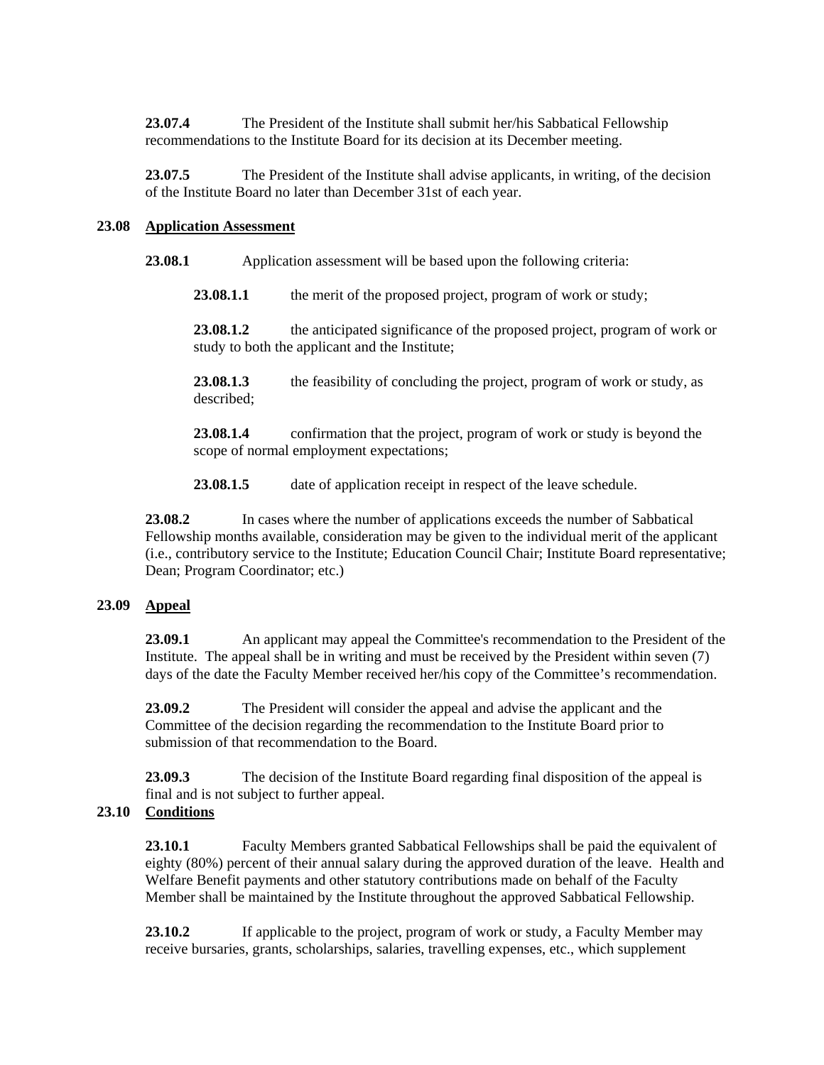**23.07.4** The President of the Institute shall submit her/his Sabbatical Fellowship recommendations to the Institute Board for its decision at its December meeting.

**23.07.5** The President of the Institute shall advise applicants, in writing, of the decision of the Institute Board no later than December 31st of each year.

**23.08 Application Assessment**

**23.08.1** Application assessment will be based upon the following criteria:

**23.08.1.1** the merit of the proposed project, program of work or study;

**23.08.1.2** the anticipated significance of the proposed project, program of work or study to both the applicant and the Institute;

**23.08.1.3** the feasibility of concluding the project, program of work or study, as described;

**23.08.1.4** confirmation that the project, program of work or study is beyond the scope of normal employment expectations;

**23.08.1.5** date of application receipt in respect of the leave schedule.

**23.08.2** In cases where the number of applications exceeds the number of Sabbatical Fellowship months available, consideration may be given to the individual merit of the applicant (i.e., contributory service to the Institute; Education Council Chair; Institute Board representative; Dean; Program Coordinator; etc.)

**23.09 Appeal**

**23.09.1** An applicant may appeal the Committee's recommendation to the President of the Institute. The appeal shall be in writing and must be received by the President within seven (7) days of the date the Faculty Member received her/his copy of the Committee's recommendation.

**23.09.2** The President will consider the appeal and advise the applicant and the Committee of the decision regarding the recommendation to the Institute Board prior to submission of that recommendation to the Board.

**23.09.3** The decision of the Institute Board regarding final disposition of the appeal is final and is not subject to further appeal.

**23.10 Conditions**

**23.10.1** Faculty Members granted Sabbatical Fellowships shall be paid the equivalent of eighty (80%) percent of their annual salary during the approved duration of the leave. Health and Welfare Benefit payments and other statutory contributions made on behalf of the Faculty Member shall be maintained by the Institute throughout the approved Sabbatical Fellowship.

**23.10.2** If applicable to the project, program of work or study, a Faculty Member may receive bursaries, grants, scholarships, salaries, travelling expenses, etc., which supplement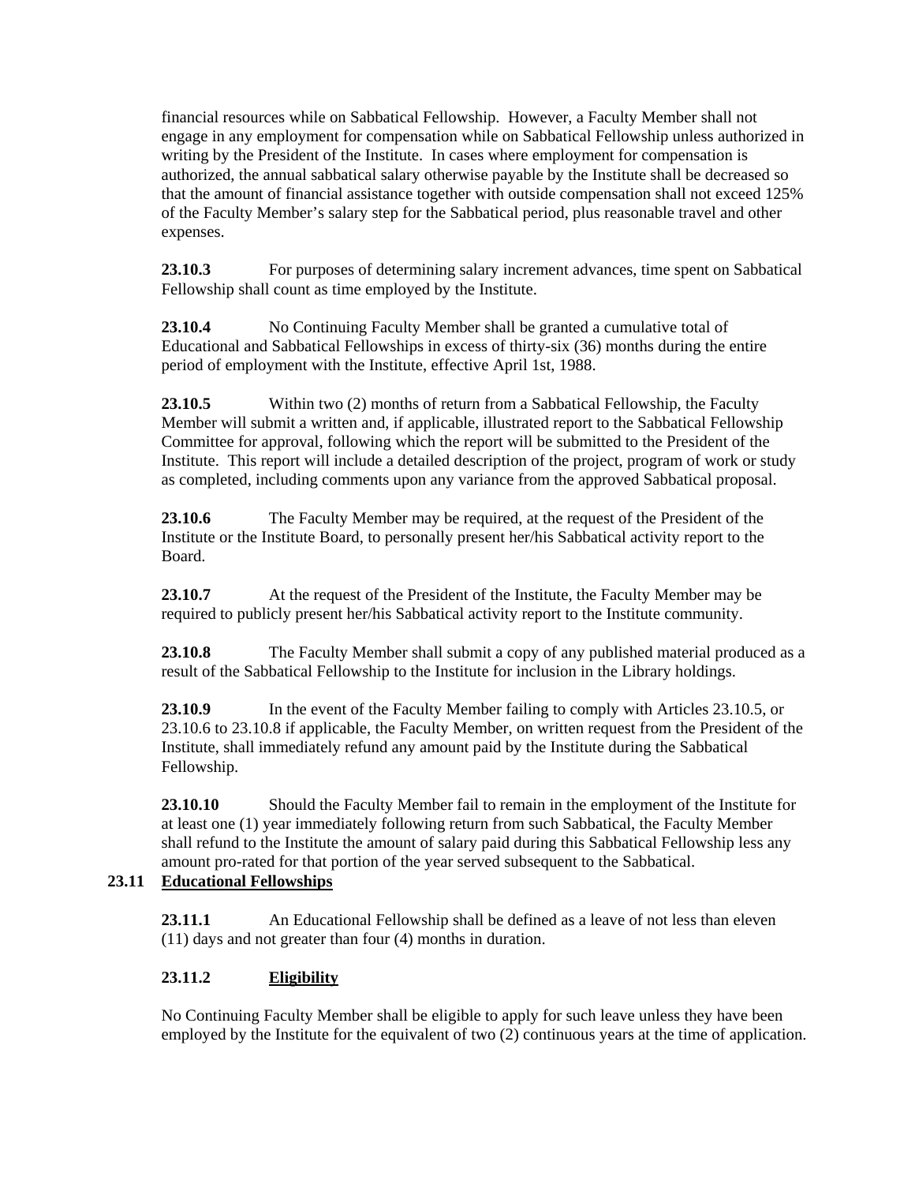financial resources while on Sabbatical Fellowship. However, a Faculty Member shall not engage in any employment for compensation while on Sabbatical Fellowship unless authorized in writing by the President of the Institute. In cases where employment for compensation is authorized, the annual sabbatical salary otherwise payable by the Institute shall be decreased so that the amount of financial assistance together with outside compensation shall not exceed 125% of the Faculty Member's salary step for the Sabbatical period, plus reasonable travel and other expenses.

**23.10.3** For purposes of determining salary increment advances, time spent on Sabbatical Fellowship shall count as time employed by the Institute.

**23.10.4** No Continuing Faculty Member shall be granted a cumulative total of Educational and Sabbatical Fellowships in excess of thirty-six (36) months during the entire period of employment with the Institute, effective April 1st, 1988.

**23.10.5** Within two (2) months of return from a Sabbatical Fellowship, the Faculty Member will submit a written and, if applicable, illustrated report to the Sabbatical Fellowship Committee for approval, following which the report will be submitted to the President of the Institute. This report will include a detailed description of the project, program of work or study as completed, including comments upon any variance from the approved Sabbatical proposal.

**23.10.6** The Faculty Member may be required, at the request of the President of the Institute or the Institute Board, to personally present her/his Sabbatical activity report to the Board.

**23.10.7** At the request of the President of the Institute, the Faculty Member may be required to publicly present her/his Sabbatical activity report to the Institute community.

**23.10.8** The Faculty Member shall submit a copy of any published material produced as a result of the Sabbatical Fellowship to the Institute for inclusion in the Library holdings.

**23.10.9** In the event of the Faculty Member failing to comply with Articles 23.10.5, or 23.10.6 to 23.10.8 if applicable, the Faculty Member, on written request from the President of the Institute, shall immediately refund any amount paid by the Institute during the Sabbatical Fellowship.

**23.10.10** Should the Faculty Member fail to remain in the employment of the Institute for at least one (1) year immediately following return from such Sabbatical, the Faculty Member shall refund to the Institute the amount of salary paid during this Sabbatical Fellowship less any amount pro-rated for that portion of the year served subsequent to the Sabbatical.

## 23.11 Educational Fellowships

**23.11.1** An Educational Fellowship shall be defined as a leave of not less than eleven (11) days and not greater than four (4) months in duration.

### 23.11.2 Eligibility

No Continuing Faculty Member shall be eligible to apply for such leave unless they have been employed by the Institute for the equivalent of two (2) continuous years at the time of application.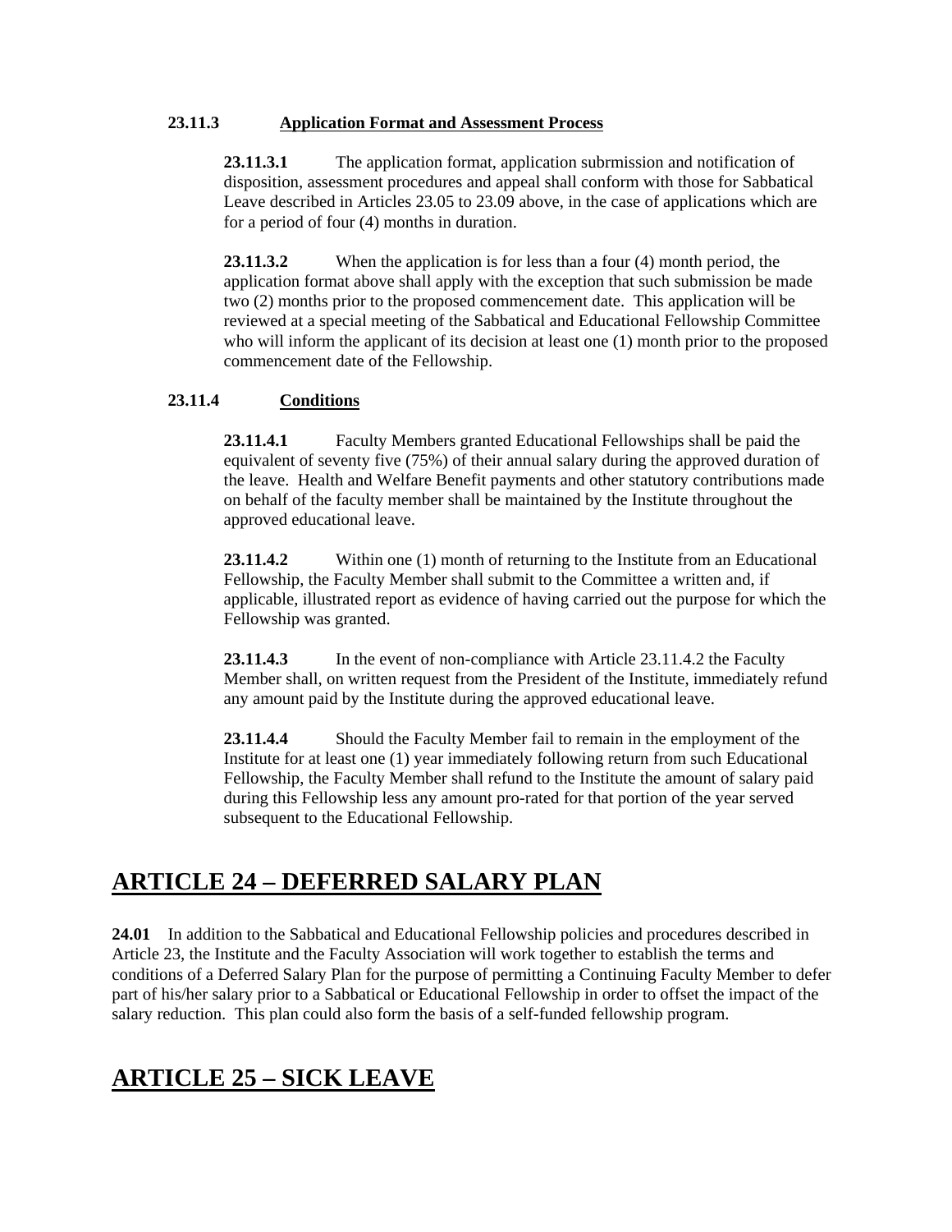**23.11.3 Application Format and Assessment Process**

**23.11.3.1** The application format, application subrmission and notification of disposition, assessment procedures and appeal shall conform with those for Sabbatical Leave described in Articles 23.05 to 23.09 above, in the case of applications which are for a period of four (4) months in duration.

**23.11.3.2** When the application is for less than a four (4) month period, the application format above shall apply with the exception that such submission be made two (2) months prior to the proposed commencement date. This application will be reviewed at a special meeting of the Sabbatical and Educational Fellowship Committee who will inform the applicant of its decision at least one (1) month prior to the proposed commencement date of the Fellowship.

**23.11.4 Conditions**

**23.11.4.1** Faculty Members granted Educational Fellowships shall be paid the equivalent of seventy five (75%) of their annual salary during the approved duration of the leave. Health and Welfare Benefit payments and other statutory contributions made on behalf of the faculty member shall be maintained by the Institute throughout the approved educational leave.

**23.11.4.2** Within one (1) month of returning to the Institute from an Educational Fellowship, the Faculty Member shall submit to the Committee a written and, if applicable, illustrated report as evidence of having carried out the purpose for which the Fellowship was granted.

**23.11.4.3** In the event of non-compliance with Article 23.11.4.2 the Faculty Member shall, on written request from the President of the Institute, immediately refund any amount paid by the Institute during the approved educational leave.

**23.11.4.4** Should the Faculty Member fail to remain in the employment of the Institute for at least one (1) year immediately following return from such Educational Fellowship, the Faculty Member shall refund to the Institute the amount of salary paid during this Fellowship less any amount pro-rated for that portion of the year served subsequent to the Educational Fellowship.

# ARTICLE 24 – DEFERRED SALARY PLAN

**24.01** In addition to the Sabbatical and Educational Fellowship policies and procedures described in Article 23, the Institute and the Faculty Association will work together to establish the terms and conditions of a Deferred Salary Plan for the purpose of permitting a Continuing Faculty Member to defer part of his/her salary prior to a Sabbatical or Educational Fellowship in order to offset the impact of the salary reduction. This plan could also form the basis of a self-funded fellowship program.

# ARTICLE 25 – SICK LEAVE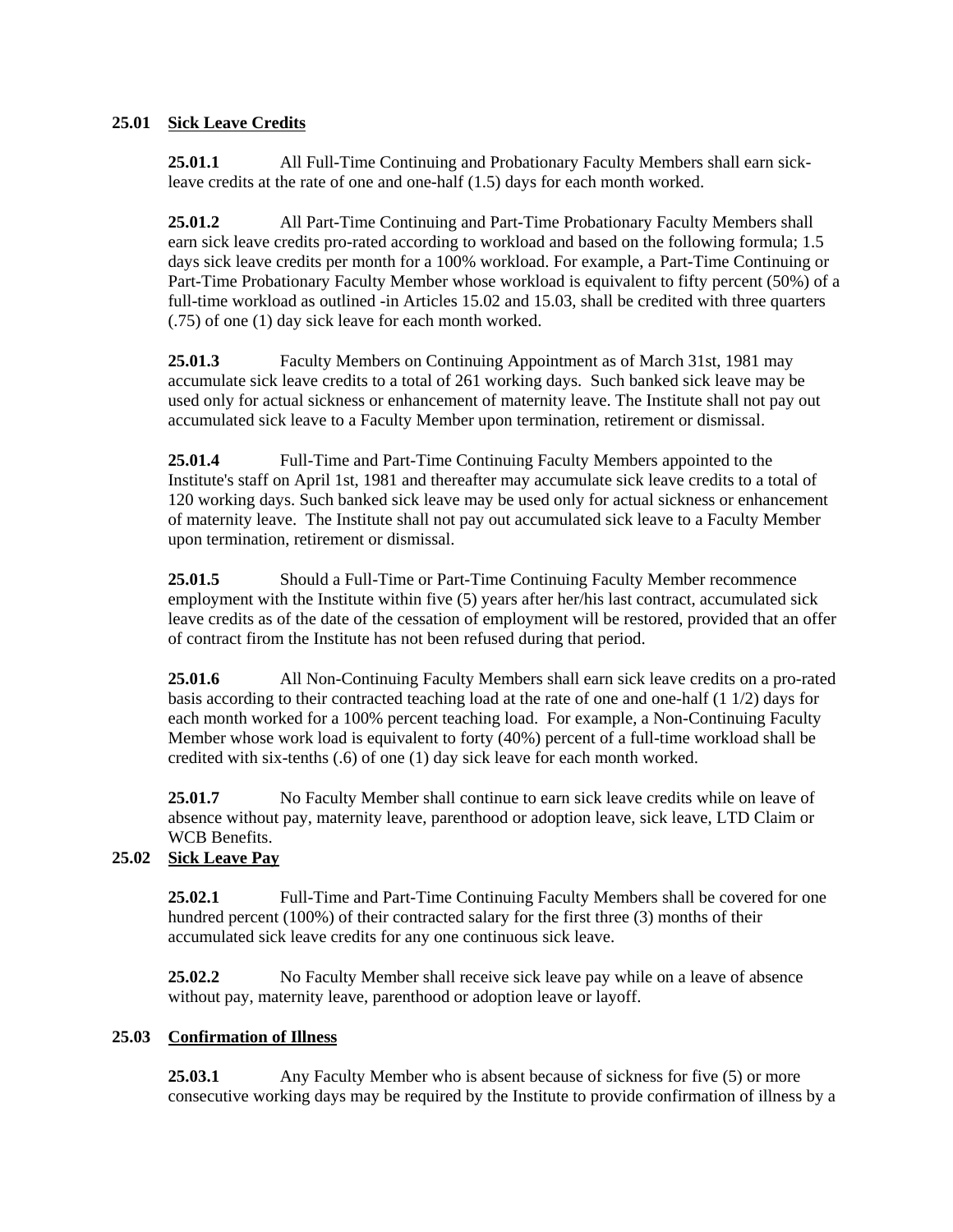**25.01 Sick Leave Credits**

**25.01.1** All Full-Time Continuing and Probationary Faculty Members shall earn sick-leave credits at the rate of one and one-half (1.5) days for each month worked.

**25.01.2** All Part-Time Continuing and Part-Time Probationary Faculty Members shall earn sick leave credits pro-rated according to workload and based on the following formula; 1.5 days sick leave credits per month for a 100% workload. For example, a Part-Time Continuing or Part-Time Probationary Faculty Member whose workload is equivalent to fifty percent (50%) of a full-time workload as outlined -in Articles 15.02 and 15.03, shall be credited with three quarters (.75) of one (1) day sick leave for each month worked.

**25.01.3** Faculty Members on Continuing Appointment as of March 31st, 1981 may accumulate sick leave credits to a total of 261 working days. Such banked sick leave may be used only for actual sickness or enhancement of maternity leave. The Institute shall not pay out accumulated sick leave to a Faculty Member upon termination, retirement or dismissal.

**25.01.4** Full-Time and Part-Time Continuing Faculty Members appointed to the Institute's staff on April 1st, 1981 and thereafter may accumulate sick leave credits to a total of 120 working days. Such banked sick leave may be used only for actual sickness or enhancement of maternity leave. The Institute shall not pay out accumulated sick leave to a Faculty Member upon termination, retirement or dismissal.

**25.01.5** Should a Full-Time or Part-Time Continuing Faculty Member recommence employment with the Institute within five (5) years after her/his last contract, accumulated sick leave credits as of the date of the cessation of employment will be restored, provided that an offer of contract firom the Institute has not been refused during that period.

**25.01.6** All Non-Continuing Faculty Members shall earn sick leave credits on a pro-rated basis according to their contracted teaching load at the rate of one and one-half (1 1/2) days for each month worked for a 100% percent teaching load. For example, a Non-Continuing Faculty Member whose work load is equivalent to forty (40%) percent of a full-time workload shall be credited with six-tenths (.6) of one (1) day sick leave for each month worked.

**25.01.7** No Faculty Member shall continue to earn sick leave credits while on leave of absence without pay, maternity leave, parenthood or adoption leave, sick leave, LTD Claim or WCB Benefits.

**25.02 Sick Leave Pay**

**25.02.1** Full-Time and Part-Time Continuing Faculty Members shall be covered for one hundred percent (100%) of their contracted salary for the first three (3) months of their accumulated sick leave credits for any one continuous sick leave.

**25.02.2** No Faculty Member shall receive sick leave pay while on a leave of absence without pay, maternity leave, parenthood or adoption leave or layoff.

**25.03 Confirmation of Illness**

**25.03.1** Any Faculty Member who is absent because of sickness for five (5) or more consecutive working days may be required by the Institute to provide confirmation of illness by a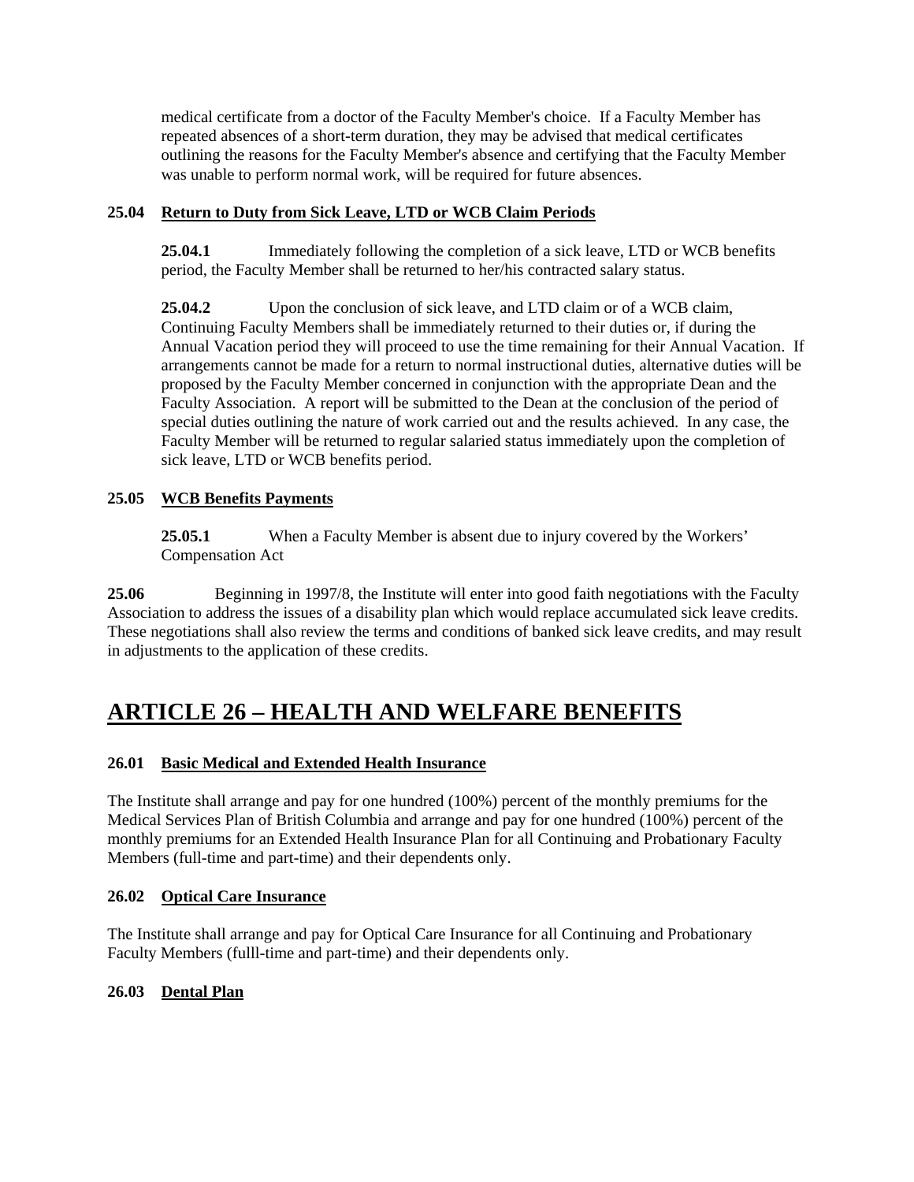medical certificate from a doctor of the Faculty Member's choice. If a Faculty Member has repeated absences of a short-term duration, they may be advised that medical certificates outlining the reasons for the Faculty Member's absence and certifying that the Faculty Member was unable to perform normal work, will be required for future absences.

### 25.04 Return to Duty from Sick Leave, LTD or WCB Claim Periods

**25.04.1** Immediately following the completion of a sick leave, LTD or WCB benefits period, the Faculty Member shall be returned to her/his contracted salary status.

**25.04.2** Upon the conclusion of sick leave, and LTD claim or of a WCB claim, Continuing Faculty Members shall be immediately returned to their duties or, if during the Annual Vacation period they will proceed to use the time remaining for their Annual Vacation. If arrangements cannot be made for a return to normal instructional duties, alternative duties will be proposed by the Faculty Member concerned in conjunction with the appropriate Dean and the Faculty Association. A report will be submitted to the Dean at the conclusion of the period of special duties outlining the nature of work carried out and the results achieved. In any case, the Faculty Member will be returned to regular salaried status immediately upon the completion of sick leave, LTD or WCB benefits period.

### 25.05 WCB Benefits Payments

**25.05.1** When a Faculty Member is absent due to injury covered by the Workers' Compensation Act

**25.06** Beginning in 1997/8, the Institute will enter into good faith negotiations with the Faculty Association to address the issues of a disability plan which would replace accumulated sick leave credits. These negotiations shall also review the terms and conditions of banked sick leave credits, and may result in adjustments to the application of these credits.

# ARTICLE 26 – HEALTH AND WELFARE BENEFITS

### 26.01 Basic Medical and Extended Health Insurance

The Institute shall arrange and pay for one hundred (100%) percent of the monthly premiums for the Medical Services Plan of British Columbia and arrange and pay for one hundred (100%) percent of the monthly premiums for an Extended Health Insurance Plan for all Continuing and Probationary Faculty Members (full-time and part-time) and their dependents only.

### 26.02 Optical Care Insurance

The Institute shall arrange and pay for Optical Care Insurance for all Continuing and Probationary Faculty Members (fulll-time and part-time) and their dependents only.

### 26.03 Dental Plan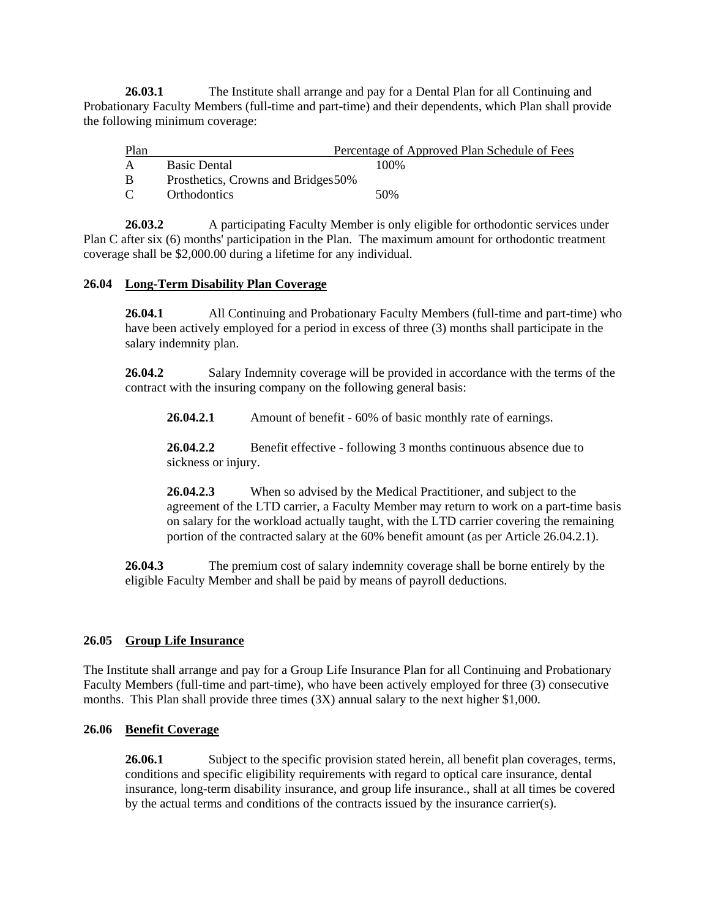**26.03.1** The Institute shall arrange and pay for a Dental Plan for all Continuing and Probationary Faculty Members (full-time and part-time) and their dependents, which Plan shall provide the following minimum coverage:

| Plan | | Percentage of Approved Plan Schedule of Fees |
|---|---|---|
| A | Basic Dental | 100% |
| B | Prosthetics, Crowns and Bridges | 50% |
| C | Orthodontics | 50% |

**26.03.2** A participating Faculty Member is only eligible for orthodontic services under Plan C after six (6) months' participation in the Plan. The maximum amount for orthodontic treatment coverage shall be $2,000.00 during a lifetime for any individual.

## 26.04 Long-Term Disability Plan Coverage

**26.04.1** All Continuing and Probationary Faculty Members (full-time and part-time) who have been actively employed for a period in excess of three (3) months shall participate in the salary indemnity plan.

**26.04.2** Salary Indemnity coverage will be provided in accordance with the terms of the contract with the insuring company on the following general basis:

**26.04.2.1** Amount of benefit - 60% of basic monthly rate of earnings.

**26.04.2.2** Benefit effective - following 3 months continuous absence due to sickness or injury.

**26.04.2.3** When so advised by the Medical Practitioner, and subject to the agreement of the LTD carrier, a Faculty Member may return to work on a part-time basis on salary for the workload actually taught, with the LTD carrier covering the remaining portion of the contracted salary at the 60% benefit amount (as per Article 26.04.2.1).

**26.04.3** The premium cost of salary indemnity coverage shall be borne entirely by the eligible Faculty Member and shall be paid by means of payroll deductions.

## 26.05 Group Life Insurance

The Institute shall arrange and pay for a Group Life Insurance Plan for all Continuing and Probationary Faculty Members (full-time and part-time), who have been actively employed for three (3) consecutive months. This Plan shall provide three times (3X) annual salary to the next higher $1,000.

## 26.06 Benefit Coverage

**26.06.1** Subject to the specific provision stated herein, all benefit plan coverages, terms, conditions and specific eligibility requirements with regard to optical care insurance, dental insurance, long-term disability insurance, and group life insurance., shall at all times be covered by the actual terms and conditions of the contracts issued by the insurance carrier(s).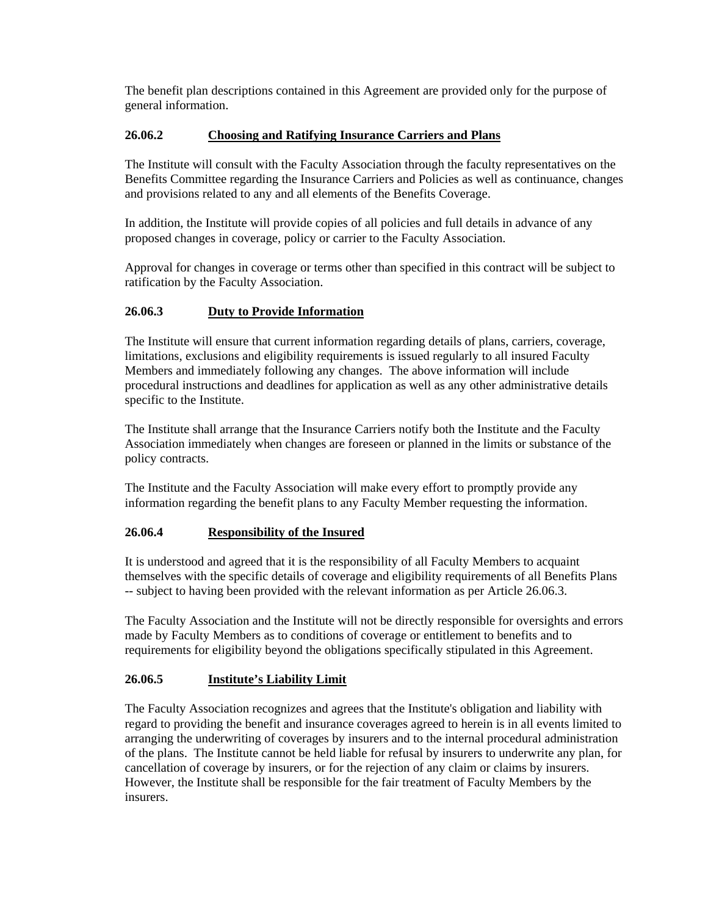The benefit plan descriptions contained in this Agreement are provided only for the purpose of general information.

### 26.06.2 Choosing and Ratifying Insurance Carriers and Plans

The Institute will consult with the Faculty Association through the faculty representatives on the Benefits Committee regarding the Insurance Carriers and Policies as well as continuance, changes and provisions related to any and all elements of the Benefits Coverage.

In addition, the Institute will provide copies of all policies and full details in advance of any proposed changes in coverage, policy or carrier to the Faculty Association.

Approval for changes in coverage or terms other than specified in this contract will be subject to ratification by the Faculty Association.

### 26.06.3 Duty to Provide Information

The Institute will ensure that current information regarding details of plans, carriers, coverage, limitations, exclusions and eligibility requirements is issued regularly to all insured Faculty Members and immediately following any changes. The above information will include procedural instructions and deadlines for application as well as any other administrative details specific to the Institute.

The Institute shall arrange that the Insurance Carriers notify both the Institute and the Faculty Association immediately when changes are foreseen or planned in the limits or substance of the policy contracts.

The Institute and the Faculty Association will make every effort to promptly provide any information regarding the benefit plans to any Faculty Member requesting the information.

### 26.06.4 Responsibility of the Insured

It is understood and agreed that it is the responsibility of all Faculty Members to acquaint themselves with the specific details of coverage and eligibility requirements of all Benefits Plans -- subject to having been provided with the relevant information as per Article 26.06.3.

The Faculty Association and the Institute will not be directly responsible for oversights and errors made by Faculty Members as to conditions of coverage or entitlement to benefits and to requirements for eligibility beyond the obligations specifically stipulated in this Agreement.

### 26.06.5 Institute's Liability Limit

The Faculty Association recognizes and agrees that the Institute's obligation and liability with regard to providing the benefit and insurance coverages agreed to herein is in all events limited to arranging the underwriting of coverages by insurers and to the internal procedural administration of the plans. The Institute cannot be held liable for refusal by insurers to underwrite any plan, for cancellation of coverage by insurers, or for the rejection of any claim or claims by insurers. However, the Institute shall be responsible for the fair treatment of Faculty Members by the insurers.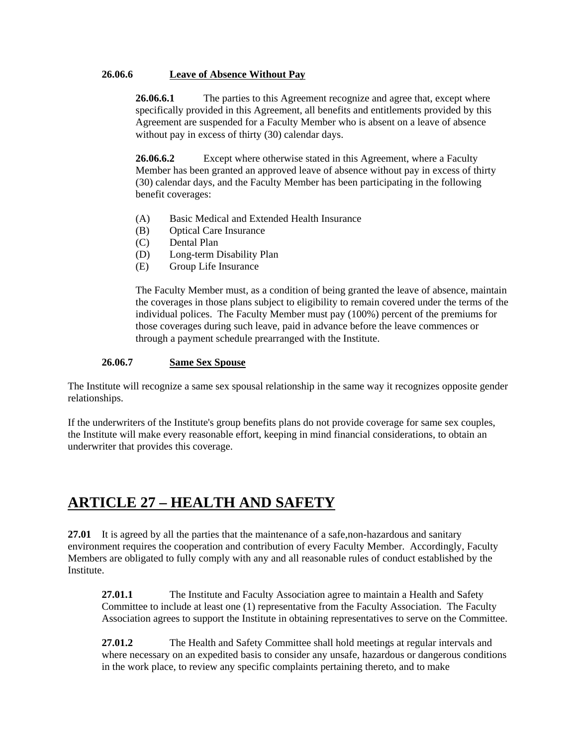**26.06.6 Leave of Absence Without Pay**

**26.06.6.1** The parties to this Agreement recognize and agree that, except where specifically provided in this Agreement, all benefits and entitlements provided by this Agreement are suspended for a Faculty Member who is absent on a leave of absence without pay in excess of thirty (30) calendar days.

**26.06.6.2** Except where otherwise stated in this Agreement, where a Faculty Member has been granted an approved leave of absence without pay in excess of thirty (30) calendar days, and the Faculty Member has been participating in the following benefit coverages:

(A) Basic Medical and Extended Health Insurance
(B) Optical Care Insurance
(C) Dental Plan
(D) Long-term Disability Plan
(E) Group Life Insurance

The Faculty Member must, as a condition of being granted the leave of absence, maintain the coverages in those plans subject to eligibility to remain covered under the terms of the individual polices. The Faculty Member must pay (100%) percent of the premiums for those coverages during such leave, paid in advance before the leave commences or through a payment schedule prearranged with the Institute.

**26.06.7 Same Sex Spouse**

The Institute will recognize a same sex spousal relationship in the same way it recognizes opposite gender relationships.

If the underwriters of the Institute's group benefits plans do not provide coverage for same sex couples, the Institute will make every reasonable effort, keeping in mind financial considerations, to obtain an underwriter that provides this coverage.

# ARTICLE 27 – HEALTH AND SAFETY

**27.01** It is agreed by all the parties that the maintenance of a safe,non-hazardous and sanitary environment requires the cooperation and contribution of every Faculty Member. Accordingly, Faculty Members are obligated to fully comply with any and all reasonable rules of conduct established by the Institute.

**27.01.1** The Institute and Faculty Association agree to maintain a Health and Safety Committee to include at least one (1) representative from the Faculty Association. The Faculty Association agrees to support the Institute in obtaining representatives to serve on the Committee.

**27.01.2** The Health and Safety Committee shall hold meetings at regular intervals and where necessary on an expedited basis to consider any unsafe, hazardous or dangerous conditions in the work place, to review any specific complaints pertaining thereto, and to make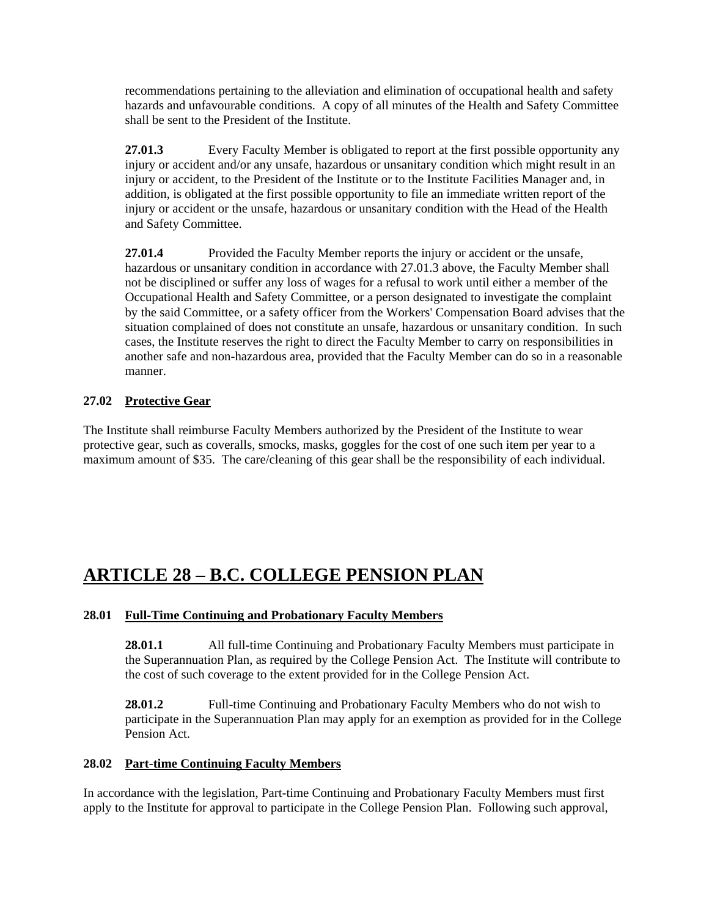recommendations pertaining to the alleviation and elimination of occupational health and safety hazards and unfavourable conditions. A copy of all minutes of the Health and Safety Committee shall be sent to the President of the Institute.

**27.01.3** Every Faculty Member is obligated to report at the first possible opportunity any injury or accident and/or any unsafe, hazardous or unsanitary condition which might result in an injury or accident, to the President of the Institute or to the Institute Facilities Manager and, in addition, is obligated at the first possible opportunity to file an immediate written report of the injury or accident or the unsafe, hazardous or unsanitary condition with the Head of the Health and Safety Committee.

**27.01.4** Provided the Faculty Member reports the injury or accident or the unsafe, hazardous or unsanitary condition in accordance with 27.01.3 above, the Faculty Member shall not be disciplined or suffer any loss of wages for a refusal to work until either a member of the Occupational Health and Safety Committee, or a person designated to investigate the complaint by the said Committee, or a safety officer from the Workers' Compensation Board advises that the situation complained of does not constitute an unsafe, hazardous or unsanitary condition. In such cases, the Institute reserves the right to direct the Faculty Member to carry on responsibilities in another safe and non-hazardous area, provided that the Faculty Member can do so in a reasonable manner.

### 27.02 Protective Gear

The Institute shall reimburse Faculty Members authorized by the President of the Institute to wear protective gear, such as coveralls, smocks, masks, goggles for the cost of one such item per year to a maximum amount of $35. The care/cleaning of this gear shall be the responsibility of each individual.

# ARTICLE 28 – B.C. COLLEGE PENSION PLAN

### 28.01 Full-Time Continuing and Probationary Faculty Members

**28.01.1** All full-time Continuing and Probationary Faculty Members must participate in the Superannuation Plan, as required by the College Pension Act. The Institute will contribute to the cost of such coverage to the extent provided for in the College Pension Act.

**28.01.2** Full-time Continuing and Probationary Faculty Members who do not wish to participate in the Superannuation Plan may apply for an exemption as provided for in the College Pension Act.

### 28.02 Part-time Continuing Faculty Members

In accordance with the legislation, Part-time Continuing and Probationary Faculty Members must first apply to the Institute for approval to participate in the College Pension Plan. Following such approval,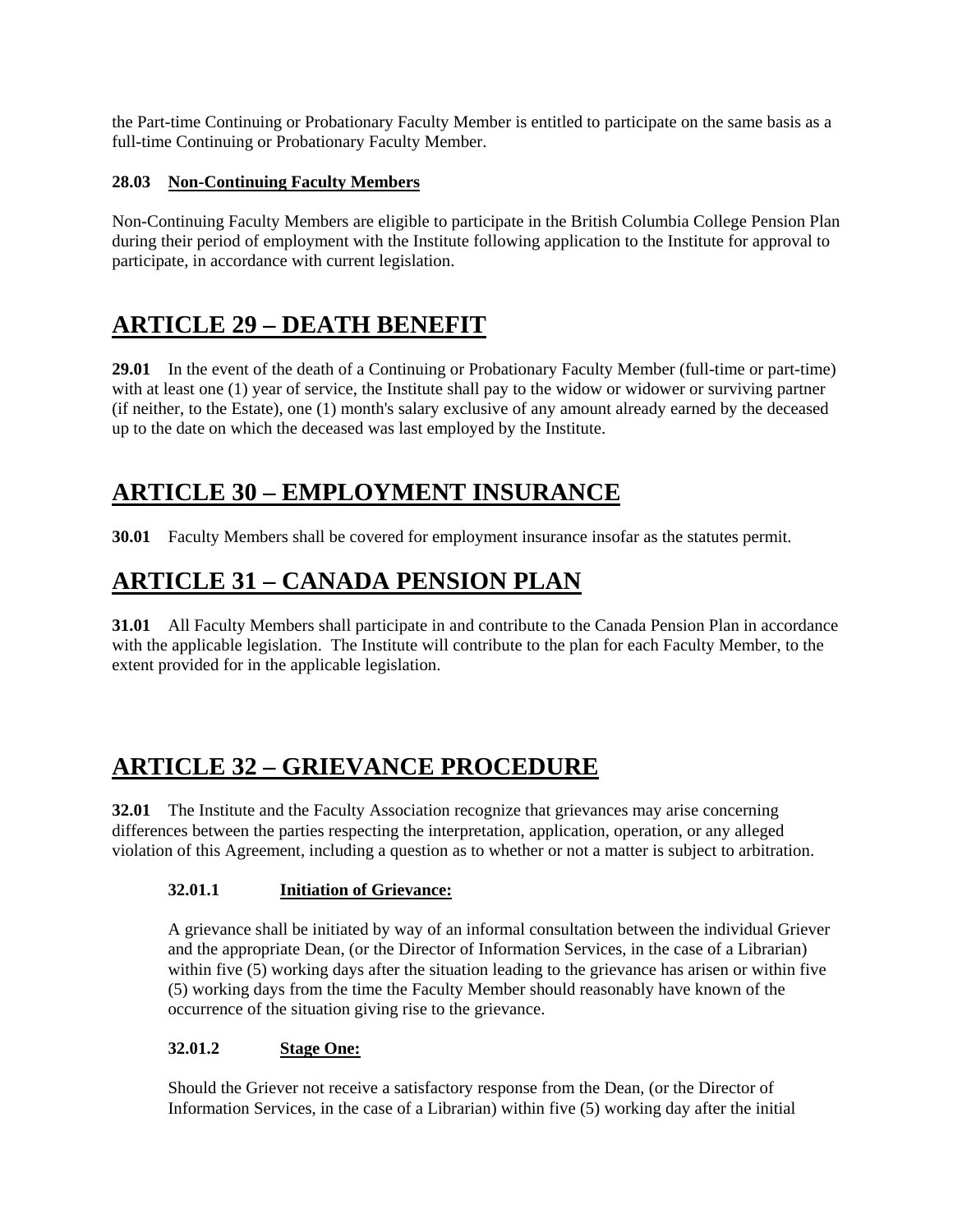the Part-time Continuing or Probationary Faculty Member is entitled to participate on the same basis as a full-time Continuing or Probationary Faculty Member.

### 28.03 Non-Continuing Faculty Members

Non-Continuing Faculty Members are eligible to participate in the British Columbia College Pension Plan during their period of employment with the Institute following application to the Institute for approval to participate, in accordance with current legislation.

# ARTICLE 29 – DEATH BENEFIT

**29.01** In the event of the death of a Continuing or Probationary Faculty Member (full-time or part-time) with at least one (1) year of service, the Institute shall pay to the widow or widower or surviving partner (if neither, to the Estate), one (1) month's salary exclusive of any amount already earned by the deceased up to the date on which the deceased was last employed by the Institute.

# ARTICLE 30 – EMPLOYMENT INSURANCE

**30.01** Faculty Members shall be covered for employment insurance insofar as the statutes permit.

# ARTICLE 31 – CANADA PENSION PLAN

**31.01** All Faculty Members shall participate in and contribute to the Canada Pension Plan in accordance with the applicable legislation. The Institute will contribute to the plan for each Faculty Member, to the extent provided for in the applicable legislation.

# ARTICLE 32 – GRIEVANCE PROCEDURE

**32.01** The Institute and the Faculty Association recognize that grievances may arise concerning differences between the parties respecting the interpretation, application, operation, or any alleged violation of this Agreement, including a question as to whether or not a matter is subject to arbitration.

#### 32.01.1 Initiation of Grievance:

A grievance shall be initiated by way of an informal consultation between the individual Griever and the appropriate Dean, (or the Director of Information Services, in the case of a Librarian) within five (5) working days after the situation leading to the grievance has arisen or within five (5) working days from the time the Faculty Member should reasonably have known of the occurrence of the situation giving rise to the grievance.

#### 32.01.2 Stage One:

Should the Griever not receive a satisfactory response from the Dean, (or the Director of Information Services, in the case of a Librarian) within five (5) working day after the initial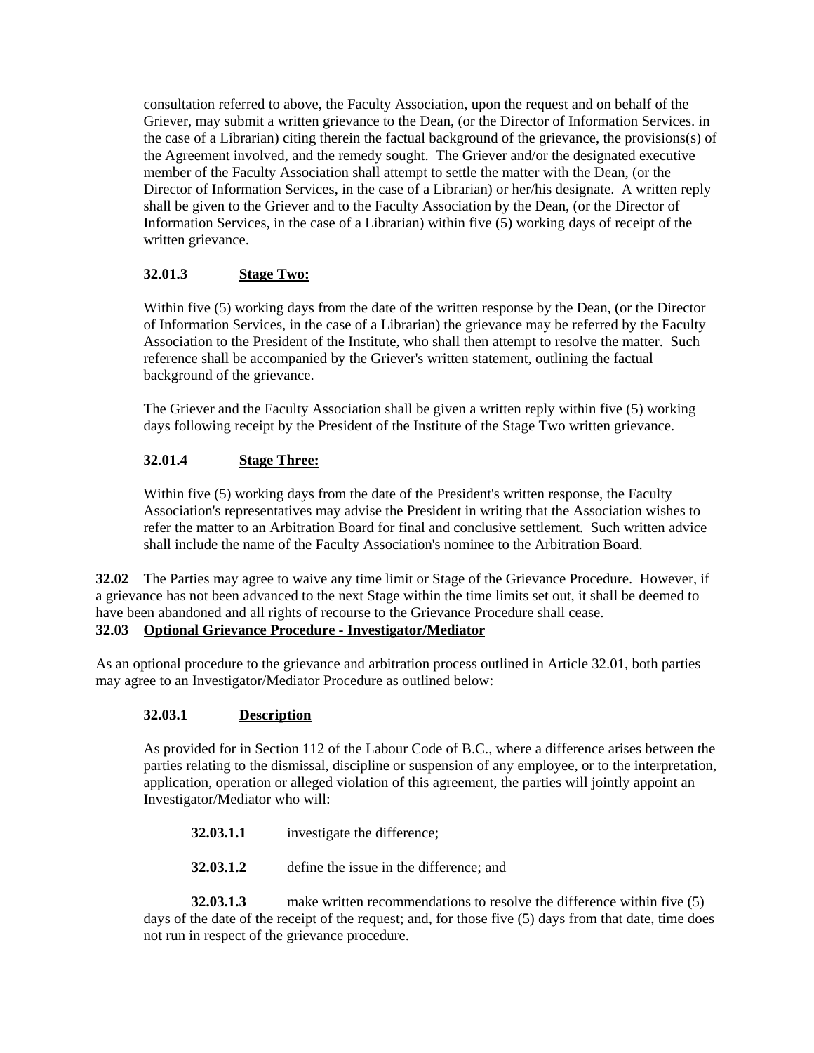consultation referred to above, the Faculty Association, upon the request and on behalf of the Griever, may submit a written grievance to the Dean, (or the Director of Information Services. in the case of a Librarian) citing therein the factual background of the grievance, the provisions(s) of the Agreement involved, and the remedy sought. The Griever and/or the designated executive member of the Faculty Association shall attempt to settle the matter with the Dean, (or the Director of Information Services, in the case of a Librarian) or her/his designate. A written reply shall be given to the Griever and to the Faculty Association by the Dean, (or the Director of Information Services, in the case of a Librarian) within five (5) working days of receipt of the written grievance.

**32.01.3 Stage Two:**

Within five (5) working days from the date of the written response by the Dean, (or the Director of Information Services, in the case of a Librarian) the grievance may be referred by the Faculty Association to the President of the Institute, who shall then attempt to resolve the matter. Such reference shall be accompanied by the Griever's written statement, outlining the factual background of the grievance.

The Griever and the Faculty Association shall be given a written reply within five (5) working days following receipt by the President of the Institute of the Stage Two written grievance.

**32.01.4 Stage Three:**

Within five (5) working days from the date of the President's written response, the Faculty Association's representatives may advise the President in writing that the Association wishes to refer the matter to an Arbitration Board for final and conclusive settlement. Such written advice shall include the name of the Faculty Association's nominee to the Arbitration Board.

**32.02** The Parties may agree to waive any time limit or Stage of the Grievance Procedure. However, if a grievance has not been advanced to the next Stage within the time limits set out, it shall be deemed to have been abandoned and all rights of recourse to the Grievance Procedure shall cease.

**32.03 Optional Grievance Procedure - Investigator/Mediator**

As an optional procedure to the grievance and arbitration process outlined in Article 32.01, both parties may agree to an Investigator/Mediator Procedure as outlined below:

**32.03.1 Description**

As provided for in Section 112 of the Labour Code of B.C., where a difference arises between the parties relating to the dismissal, discipline or suspension of any employee, or to the interpretation, application, operation or alleged violation of this agreement, the parties will jointly appoint an Investigator/Mediator who will:

**32.03.1.1** investigate the difference;

**32.03.1.2** define the issue in the difference; and

**32.03.1.3** make written recommendations to resolve the difference within five (5) days of the date of the receipt of the request; and, for those five (5) days from that date, time does not run in respect of the grievance procedure.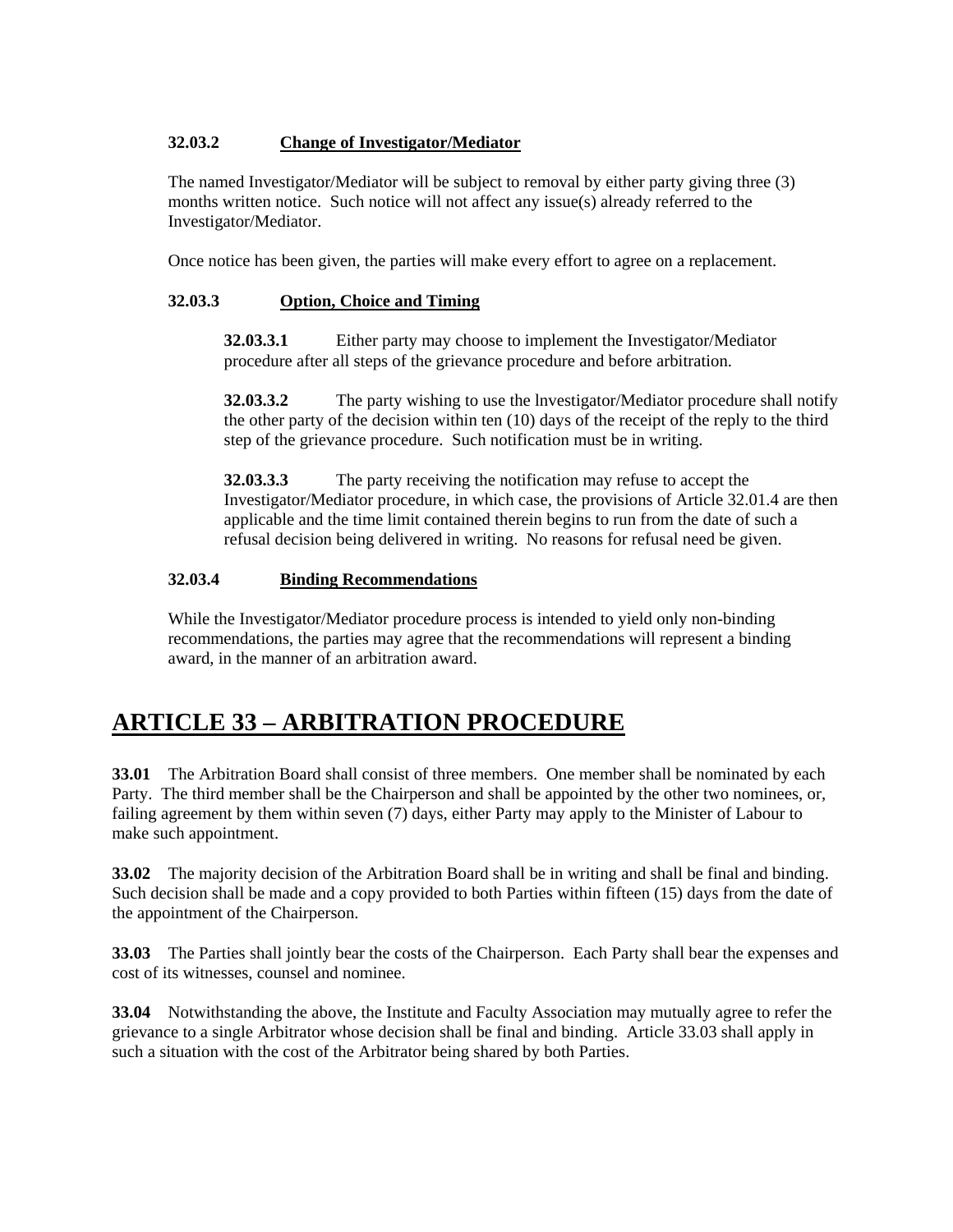**32.03.2 Change of Investigator/Mediator**

The named Investigator/Mediator will be subject to removal by either party giving three (3) months written notice. Such notice will not affect any issue(s) already referred to the Investigator/Mediator.

Once notice has been given, the parties will make every effort to agree on a replacement.

**32.03.3 Option, Choice and Timing**

**32.03.3.1** Either party may choose to implement the Investigator/Mediator procedure after all steps of the grievance procedure and before arbitration.

**32.03.3.2** The party wishing to use the lnvestigator/Mediator procedure shall notify the other party of the decision within ten (10) days of the receipt of the reply to the third step of the grievance procedure. Such notification must be in writing.

**32.03.3.3** The party receiving the notification may refuse to accept the Investigator/Mediator procedure, in which case, the provisions of Article 32.01.4 are then applicable and the time limit contained therein begins to run from the date of such a refusal decision being delivered in writing. No reasons for refusal need be given.

**32.03.4 Binding Recommendations**

While the Investigator/Mediator procedure process is intended to yield only non-binding recommendations, the parties may agree that the recommendations will represent a binding award, in the manner of an arbitration award.

# ARTICLE 33 – ARBITRATION PROCEDURE

**33.01** The Arbitration Board shall consist of three members. One member shall be nominated by each Party. The third member shall be the Chairperson and shall be appointed by the other two nominees, or, failing agreement by them within seven (7) days, either Party may apply to the Minister of Labour to make such appointment.

**33.02** The majority decision of the Arbitration Board shall be in writing and shall be final and binding. Such decision shall be made and a copy provided to both Parties within fifteen (15) days from the date of the appointment of the Chairperson.

**33.03** The Parties shall jointly bear the costs of the Chairperson. Each Party shall bear the expenses and cost of its witnesses, counsel and nominee.

**33.04** Notwithstanding the above, the Institute and Faculty Association may mutually agree to refer the grievance to a single Arbitrator whose decision shall be final and binding. Article 33.03 shall apply in such a situation with the cost of the Arbitrator being shared by both Parties.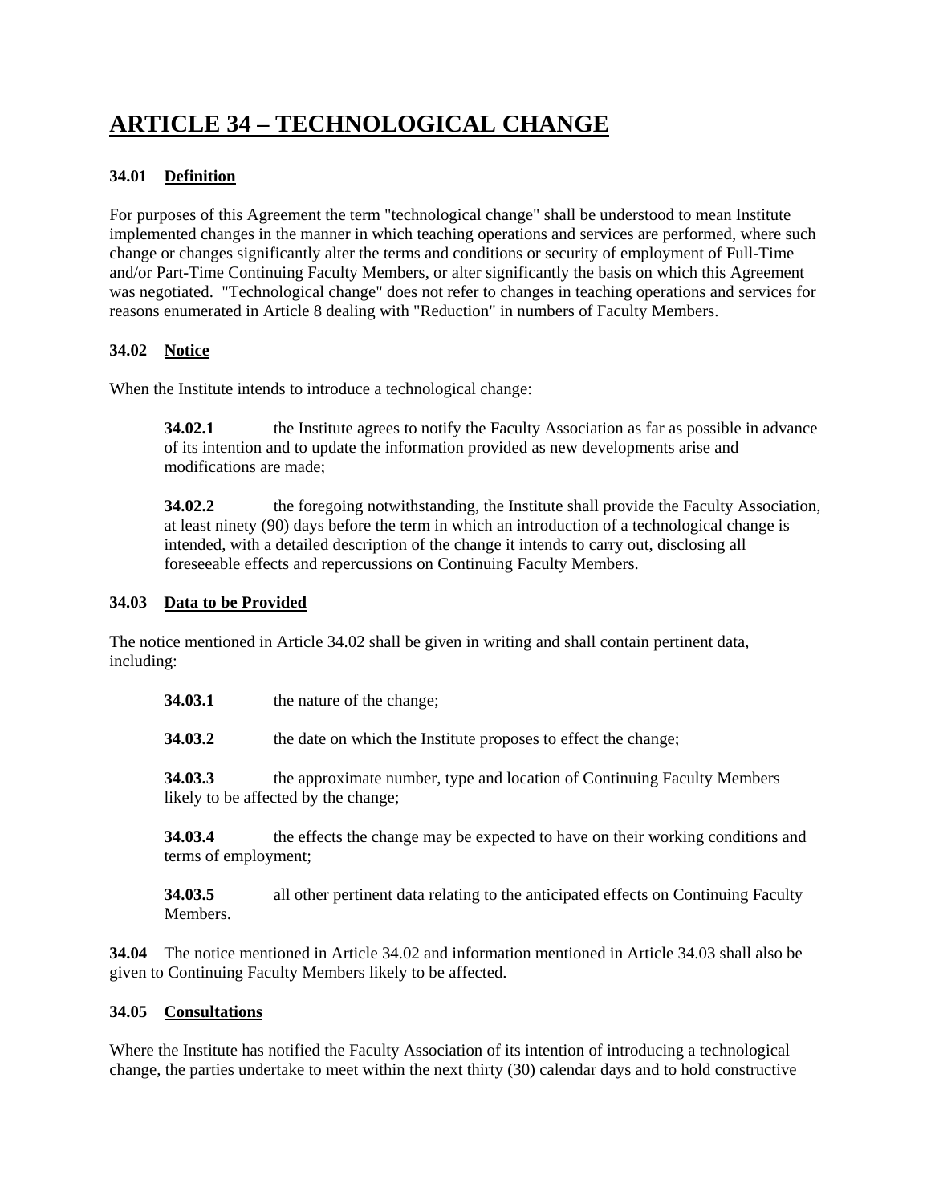# ARTICLE 34 – TECHNOLOGICAL CHANGE

**34.01 Definition**

For purposes of this Agreement the term "technological change" shall be understood to mean Institute implemented changes in the manner in which teaching operations and services are performed, where such change or changes significantly alter the terms and conditions or security of employment of Full-Time and/or Part-Time Continuing Faculty Members, or alter significantly the basis on which this Agreement was negotiated. "Technological change" does not refer to changes in teaching operations and services for reasons enumerated in Article 8 dealing with "Reduction" in numbers of Faculty Members.

**34.02 Notice**

When the Institute intends to introduce a technological change:

**34.02.1** the Institute agrees to notify the Faculty Association as far as possible in advance of its intention and to update the information provided as new developments arise and modifications are made;

**34.02.2** the foregoing notwithstanding, the Institute shall provide the Faculty Association, at least ninety (90) days before the term in which an introduction of a technological change is intended, with a detailed description of the change it intends to carry out, disclosing all foreseeable effects and repercussions on Continuing Faculty Members.

**34.03 Data to be Provided**

The notice mentioned in Article 34.02 shall be given in writing and shall contain pertinent data, including:

**34.03.1** the nature of the change;

**34.03.2** the date on which the Institute proposes to effect the change;

**34.03.3** the approximate number, type and location of Continuing Faculty Members likely to be affected by the change;

**34.03.4** the effects the change may be expected to have on their working conditions and terms of employment;

**34.03.5** all other pertinent data relating to the anticipated effects on Continuing Faculty Members.

**34.04** The notice mentioned in Article 34.02 and information mentioned in Article 34.03 shall also be given to Continuing Faculty Members likely to be affected.

**34.05 Consultations**

Where the Institute has notified the Faculty Association of its intention of introducing a technological change, the parties undertake to meet within the next thirty (30) calendar days and to hold constructive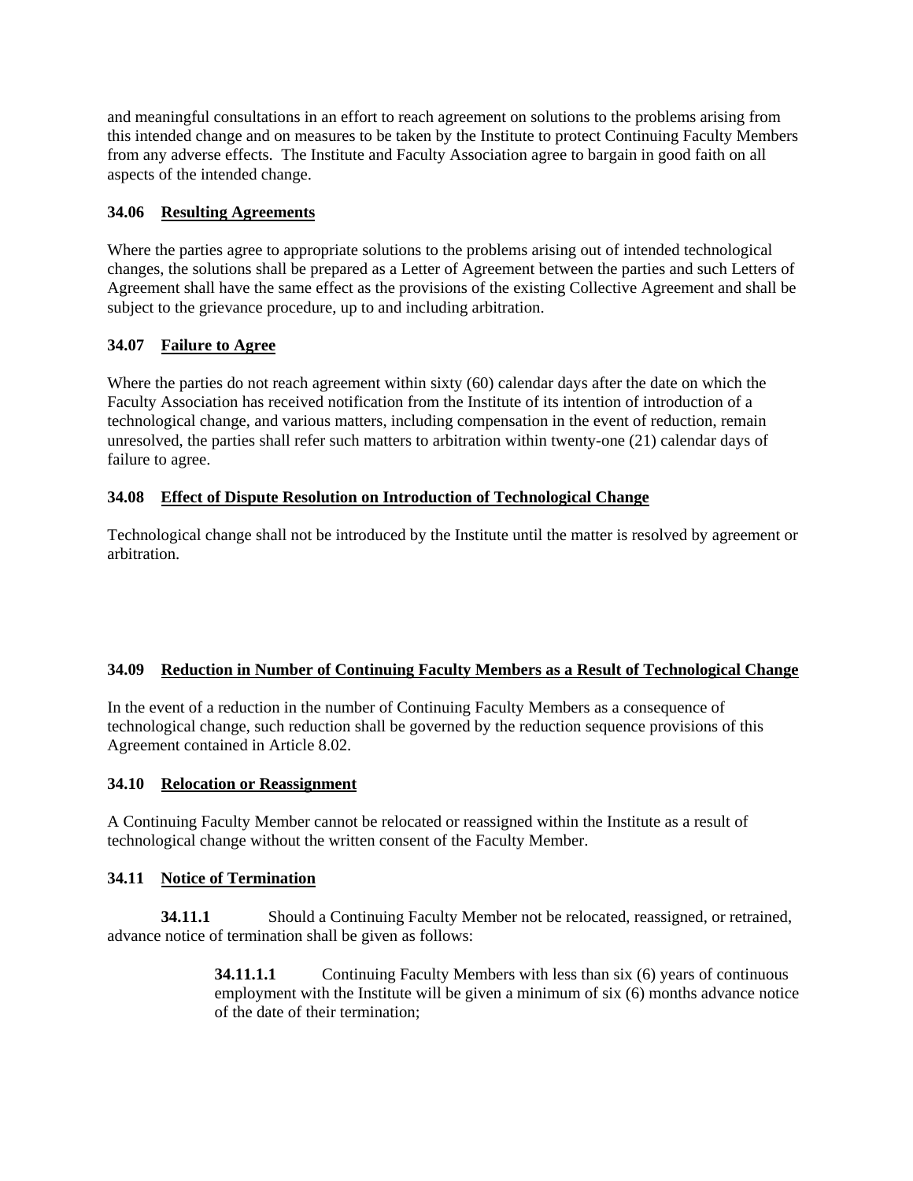and meaningful consultations in an effort to reach agreement on solutions to the problems arising from this intended change and on measures to be taken by the Institute to protect Continuing Faculty Members from any adverse effects. The Institute and Faculty Association agree to bargain in good faith on all aspects of the intended change.

**34.06 Resulting Agreements**

Where the parties agree to appropriate solutions to the problems arising out of intended technological changes, the solutions shall be prepared as a Letter of Agreement between the parties and such Letters of Agreement shall have the same effect as the provisions of the existing Collective Agreement and shall be subject to the grievance procedure, up to and including arbitration.

**34.07 Failure to Agree**

Where the parties do not reach agreement within sixty (60) calendar days after the date on which the Faculty Association has received notification from the Institute of its intention of introduction of a technological change, and various matters, including compensation in the event of reduction, remain unresolved, the parties shall refer such matters to arbitration within twenty-one (21) calendar days of failure to agree.

**34.08 Effect of Dispute Resolution on Introduction of Technological Change**

Technological change shall not be introduced by the Institute until the matter is resolved by agreement or arbitration.

**34.09 Reduction in Number of Continuing Faculty Members as a Result of Technological Change**

In the event of a reduction in the number of Continuing Faculty Members as a consequence of technological change, such reduction shall be governed by the reduction sequence provisions of this Agreement contained in Article 8.02.

**34.10 Relocation or Reassignment**

A Continuing Faculty Member cannot be relocated or reassigned within the Institute as a result of technological change without the written consent of the Faculty Member.

**34.11 Notice of Termination**

**34.11.1** Should a Continuing Faculty Member not be relocated, reassigned, or retrained, advance notice of termination shall be given as follows:

> **34.11.1.1** Continuing Faculty Members with less than six (6) years of continuous employment with the Institute will be given a minimum of six (6) months advance notice of the date of their termination;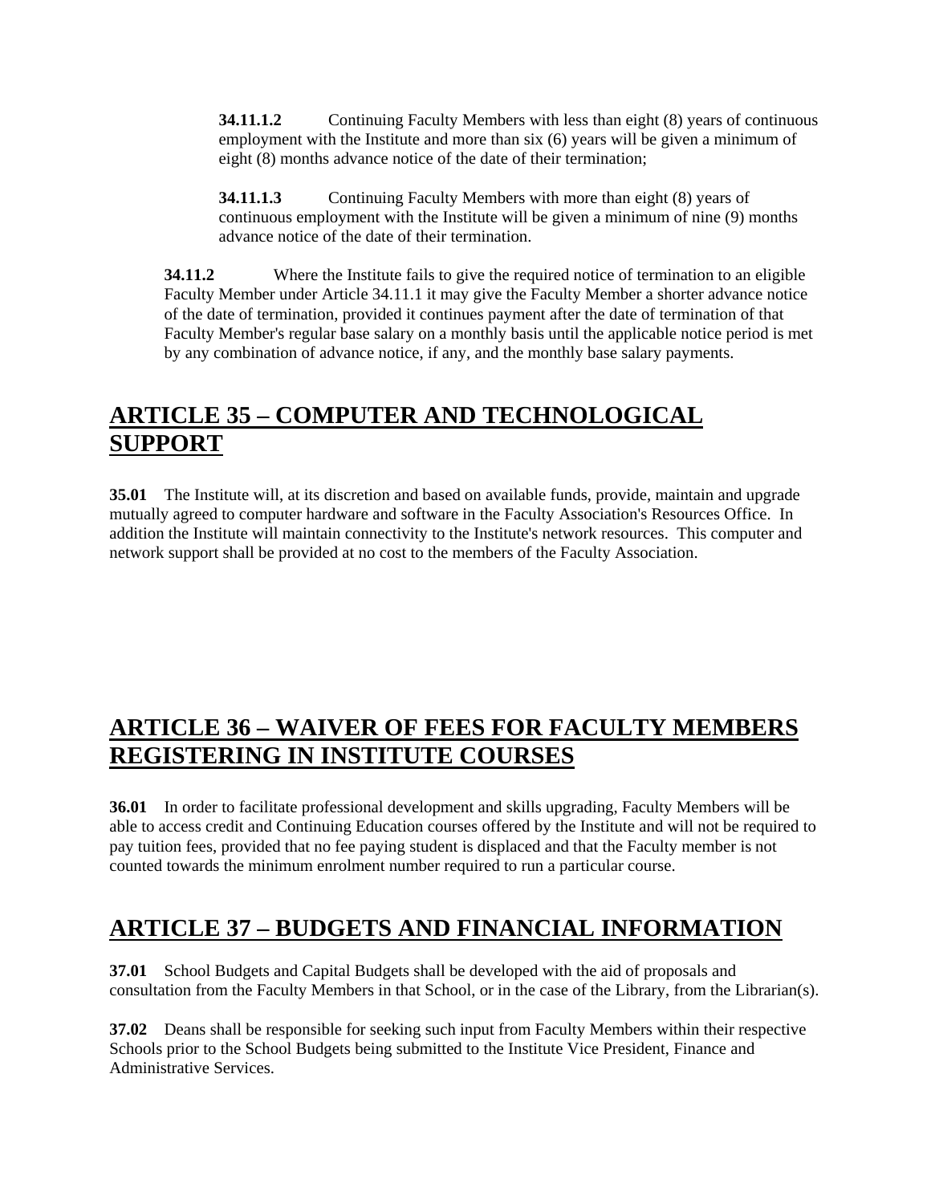**34.11.1.2** Continuing Faculty Members with less than eight (8) years of continuous employment with the Institute and more than six (6) years will be given a minimum of eight (8) months advance notice of the date of their termination;

**34.11.1.3** Continuing Faculty Members with more than eight (8) years of continuous employment with the Institute will be given a minimum of nine (9) months advance notice of the date of their termination.

**34.11.2** Where the Institute fails to give the required notice of termination to an eligible Faculty Member under Article 34.11.1 it may give the Faculty Member a shorter advance notice of the date of termination, provided it continues payment after the date of termination of that Faculty Member's regular base salary on a monthly basis until the applicable notice period is met by any combination of advance notice, if any, and the monthly base salary payments.

## ARTICLE 35 – COMPUTER AND TECHNOLOGICAL SUPPORT

**35.01** The Institute will, at its discretion and based on available funds, provide, maintain and upgrade mutually agreed to computer hardware and software in the Faculty Association's Resources Office. In addition the Institute will maintain connectivity to the Institute's network resources. This computer and network support shall be provided at no cost to the members of the Faculty Association.

## ARTICLE 36 – WAIVER OF FEES FOR FACULTY MEMBERS REGISTERING IN INSTITUTE COURSES

**36.01** In order to facilitate professional development and skills upgrading, Faculty Members will be able to access credit and Continuing Education courses offered by the Institute and will not be required to pay tuition fees, provided that no fee paying student is displaced and that the Faculty member is not counted towards the minimum enrolment number required to run a particular course.

## ARTICLE 37 – BUDGETS AND FINANCIAL INFORMATION

**37.01** School Budgets and Capital Budgets shall be developed with the aid of proposals and consultation from the Faculty Members in that School, or in the case of the Library, from the Librarian(s).

**37.02** Deans shall be responsible for seeking such input from Faculty Members within their respective Schools prior to the School Budgets being submitted to the Institute Vice President, Finance and Administrative Services.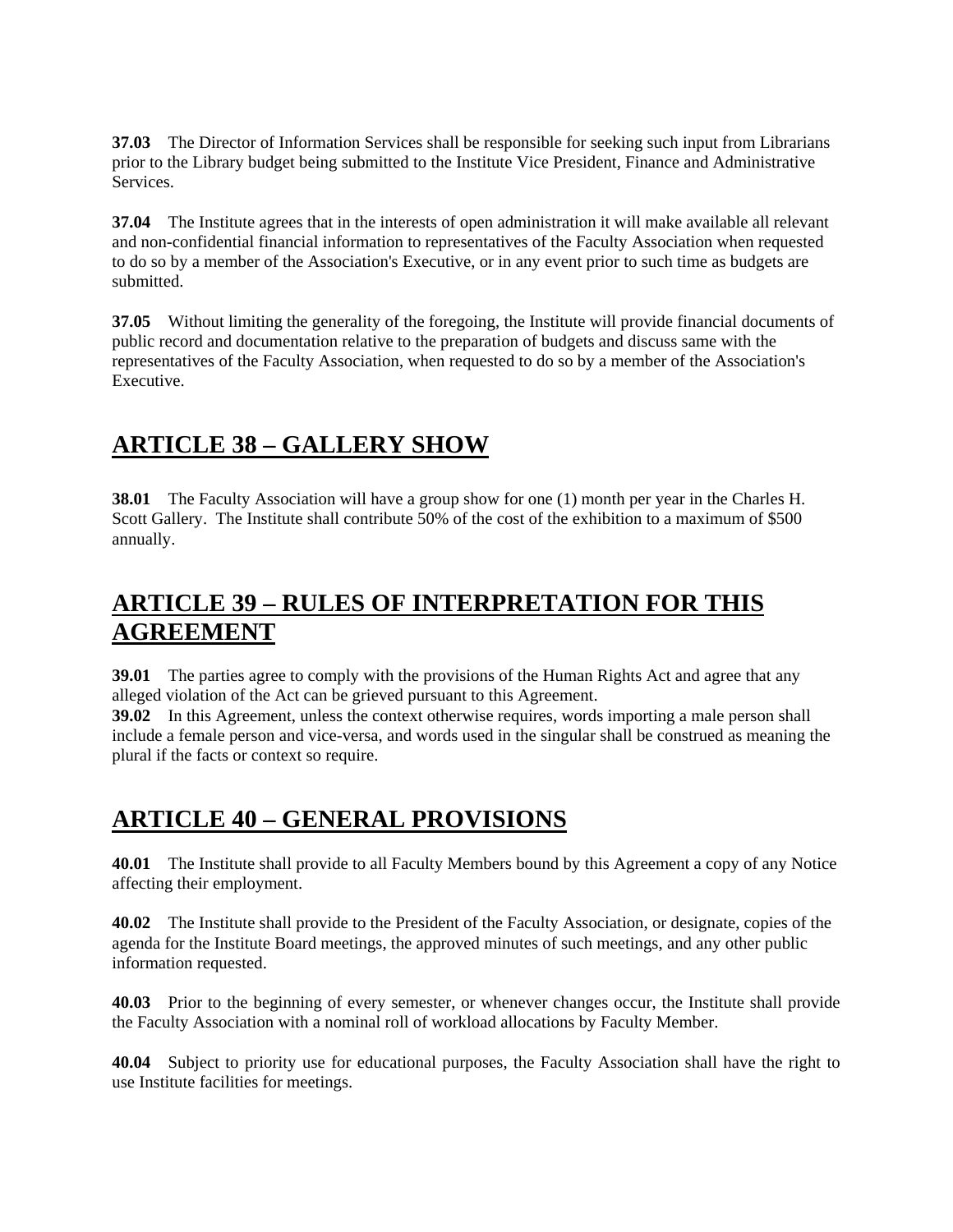**37.03** The Director of Information Services shall be responsible for seeking such input from Librarians prior to the Library budget being submitted to the Institute Vice President, Finance and Administrative Services.

**37.04** The Institute agrees that in the interests of open administration it will make available all relevant and non-confidential financial information to representatives of the Faculty Association when requested to do so by a member of the Association's Executive, or in any event prior to such time as budgets are submitted.

**37.05** Without limiting the generality of the foregoing, the Institute will provide financial documents of public record and documentation relative to the preparation of budgets and discuss same with the representatives of the Faculty Association, when requested to do so by a member of the Association's Executive.

## ARTICLE 38 – GALLERY SHOW

**38.01** The Faculty Association will have a group show for one (1) month per year in the Charles H. Scott Gallery. The Institute shall contribute 50% of the cost of the exhibition to a maximum of $500 annually.

## ARTICLE 39 – RULES OF INTERPRETATION FOR THIS AGREEMENT

**39.01** The parties agree to comply with the provisions of the Human Rights Act and agree that any alleged violation of the Act can be grieved pursuant to this Agreement.

**39.02** In this Agreement, unless the context otherwise requires, words importing a male person shall include a female person and vice-versa, and words used in the singular shall be construed as meaning the plural if the facts or context so require.

## ARTICLE 40 – GENERAL PROVISIONS

**40.01** The Institute shall provide to all Faculty Members bound by this Agreement a copy of any Notice affecting their employment.

**40.02** The Institute shall provide to the President of the Faculty Association, or designate, copies of the agenda for the Institute Board meetings, the approved minutes of such meetings, and any other public information requested.

**40.03** Prior to the beginning of every semester, or whenever changes occur, the Institute shall provide the Faculty Association with a nominal roll of workload allocations by Faculty Member.

**40.04** Subject to priority use for educational purposes, the Faculty Association shall have the right to use Institute facilities for meetings.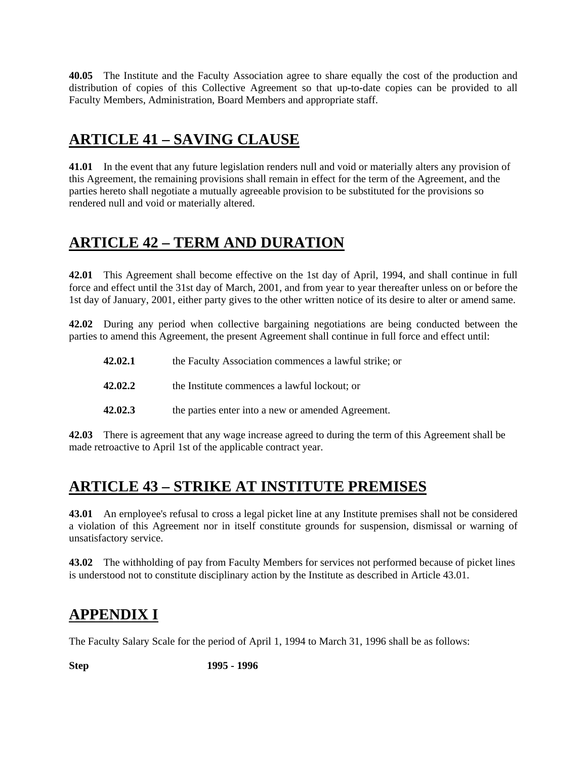**40.05** The Institute and the Faculty Association agree to share equally the cost of the production and distribution of copies of this Collective Agreement so that up-to-date copies can be provided to all Faculty Members, Administration, Board Members and appropriate staff.

## ARTICLE 41 – SAVING CLAUSE

**41.01** In the event that any future legislation renders null and void or materially alters any provision of this Agreement, the remaining provisions shall remain in effect for the term of the Agreement, and the parties hereto shall negotiate a mutually agreeable provision to be substituted for the provisions so rendered null and void or materially altered.

## ARTICLE 42 – TERM AND DURATION

**42.01** This Agreement shall become effective on the 1st day of April, 1994, and shall continue in full force and effect until the 31st day of March, 2001, and from year to year thereafter unless on or before the 1st day of January, 2001, either party gives to the other written notice of its desire to alter or amend same.

**42.02** During any period when collective bargaining negotiations are being conducted between the parties to amend this Agreement, the present Agreement shall continue in full force and effect until:

**42.02.1** the Faculty Association commences a lawful strike; or

**42.02.2** the Institute commences a lawful lockout; or

**42.02.3** the parties enter into a new or amended Agreement.

**42.03** There is agreement that any wage increase agreed to during the term of this Agreement shall be made retroactive to April 1st of the applicable contract year.

## ARTICLE 43 – STRIKE AT INSTITUTE PREMISES

**43.01** An ernployee's refusal to cross a legal picket line at any Institute premises shall not be considered a violation of this Agreement nor in itself constitute grounds for suspension, dismissal or warning of unsatisfactory service.

**43.02** The withholding of pay from Faculty Members for services not performed because of picket lines is understood not to constitute disciplinary action by the Institute as described in Article 43.01.

## APPENDIX I

The Faculty Salary Scale for the period of April 1, 1994 to March 31, 1996 shall be as follows:

**Step** **1995 - 1996**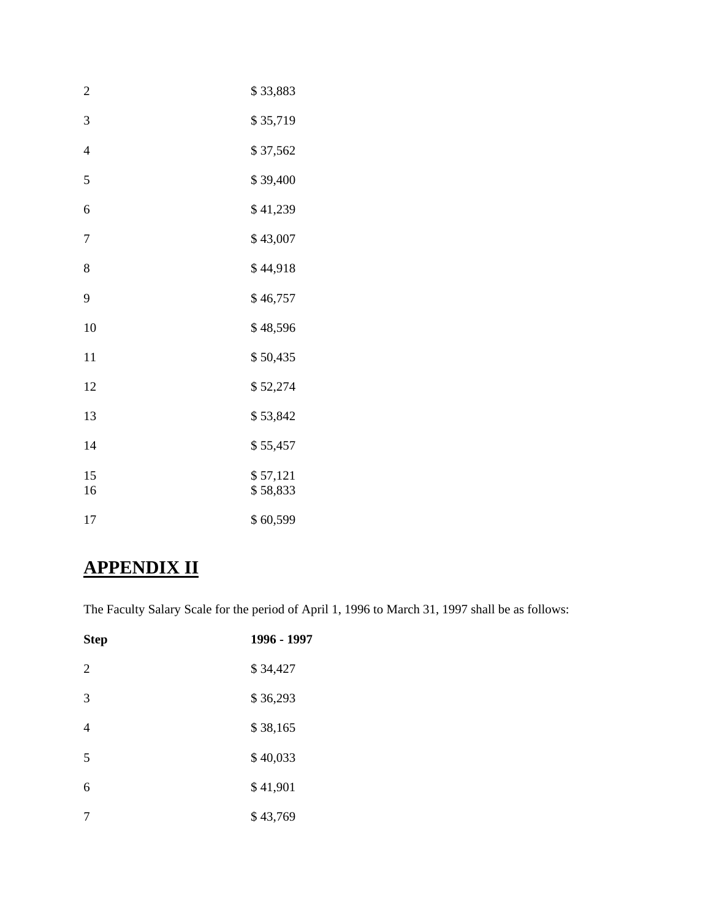| | |
|---|---|
| 2 | $ 33,883 |
| 3 | $ 35,719 |
| 4 | $ 37,562 |
| 5 | $ 39,400 |
| 6 | $ 41,239 |
| 7 | $ 43,007 |
| 8 | $ 44,918 |
| 9 | $ 46,757 |
| 10 | $ 48,596 |
| 11 | $ 50,435 |
| 12 | $ 52,274 |
| 13 | $ 53,842 |
| 14 | $ 55,457 |
| 15 | $ 57,121 |
| 16 | $ 58,833 |
| 17 | $ 60,599 |

## APPENDIX II

The Faculty Salary Scale for the period of April 1, 1996 to March 31, 1997 shall be as follows:

| Step | 1996 - 1997 |
|---|---|
| 2 | $ 34,427 |
| 3 | $ 36,293 |
| 4 | $ 38,165 |
| 5 | $ 40,033 |
| 6 | $ 41,901 |
| 7 | $ 43,769 |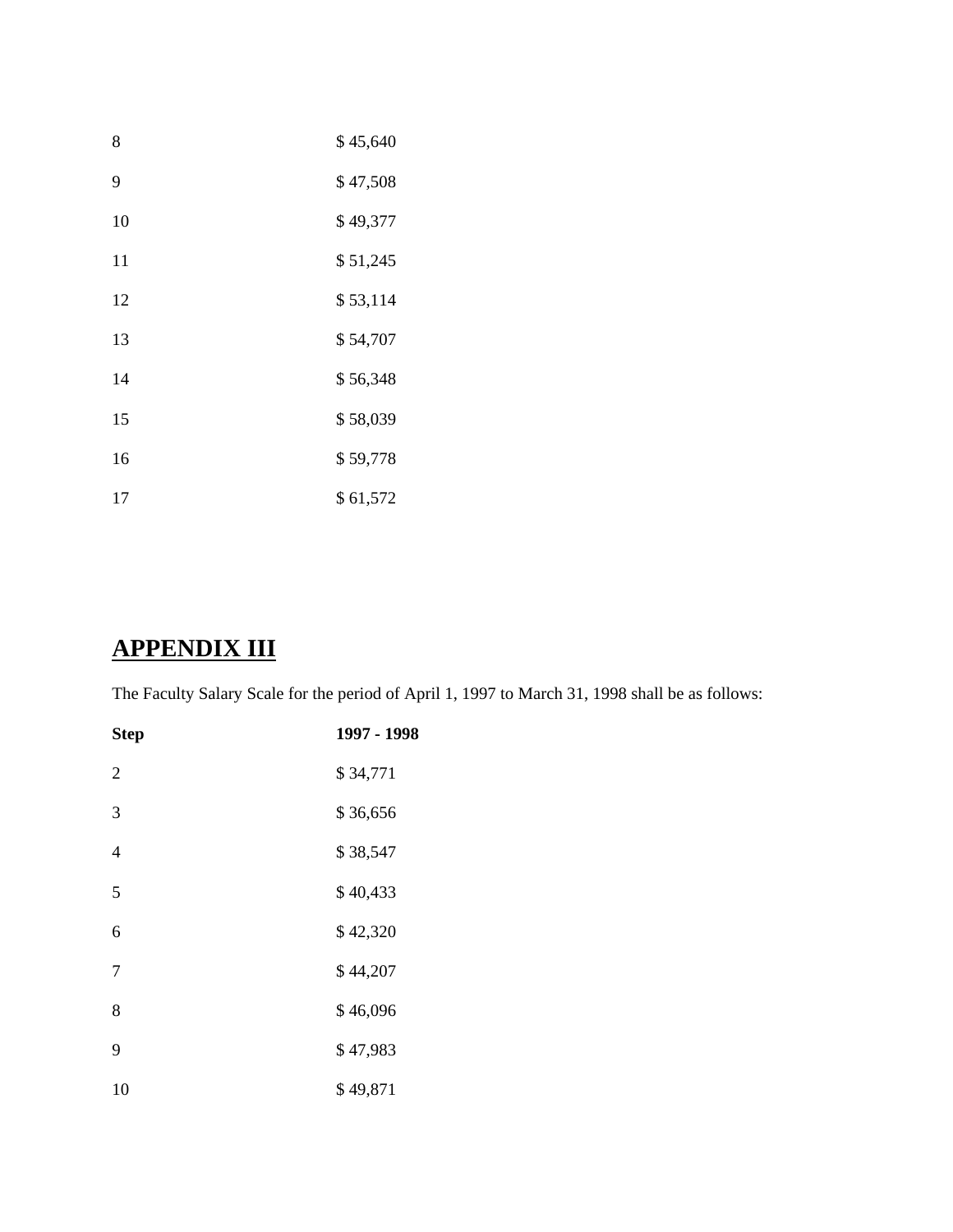| | |
|---|---|
| 8 | $ 45,640 |
| 9 | $ 47,508 |
| 10 | $ 49,377 |
| 11 | $ 51,245 |
| 12 | $ 53,114 |
| 13 | $ 54,707 |
| 14 | $ 56,348 |
| 15 | $ 58,039 |
| 16 | $ 59,778 |
| 17 | $ 61,572 |

## APPENDIX III

The Faculty Salary Scale for the period of April 1, 1997 to March 31, 1998 shall be as follows:

| Step | 1997 - 1998 |
|---|---|
| 2 | $ 34,771 |
| 3 | $ 36,656 |
| 4 | $ 38,547 |
| 5 | $ 40,433 |
| 6 | $ 42,320 |
| 7 | $ 44,207 |
| 8 | $ 46,096 |
| 9 | $ 47,983 |
| 10 | $ 49,871 |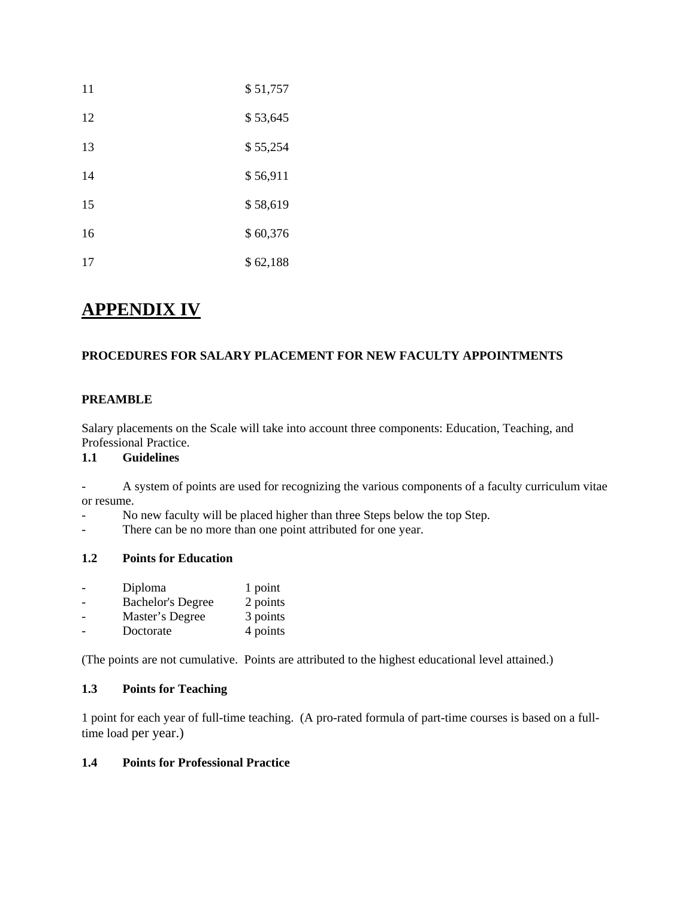| | |
|---|---|
| 11 | $ 51,757 |
| 12 | $ 53,645 |
| 13 | $ 55,254 |
| 14 | $ 56,911 |
| 15 | $ 58,619 |
| 16 | $ 60,376 |
| 17 | $ 62,188 |

# APPENDIX IV

**PROCEDURES FOR SALARY PLACEMENT FOR NEW FACULTY APPOINTMENTS**

**PREAMBLE**

Salary placements on the Scale will take into account three components: Education, Teaching, and Professional Practice.

**1.1 Guidelines**

- A system of points are used for recognizing the various components of a faculty curriculum vitae or resume.
- No new faculty will be placed higher than three Steps below the top Step.
- There can be no more than one point attributed for one year.

**1.2 Points for Education**

- Diploma 1 point
- Bachelor's Degree 2 points
- Master's Degree 3 points
- Doctorate 4 points

(The points are not cumulative. Points are attributed to the highest educational level attained.)

**1.3 Points for Teaching**

1 point for each year of full-time teaching. (A pro-rated formula of part-time courses is based on a full-time load per year.)

**1.4 Points for Professional Practice**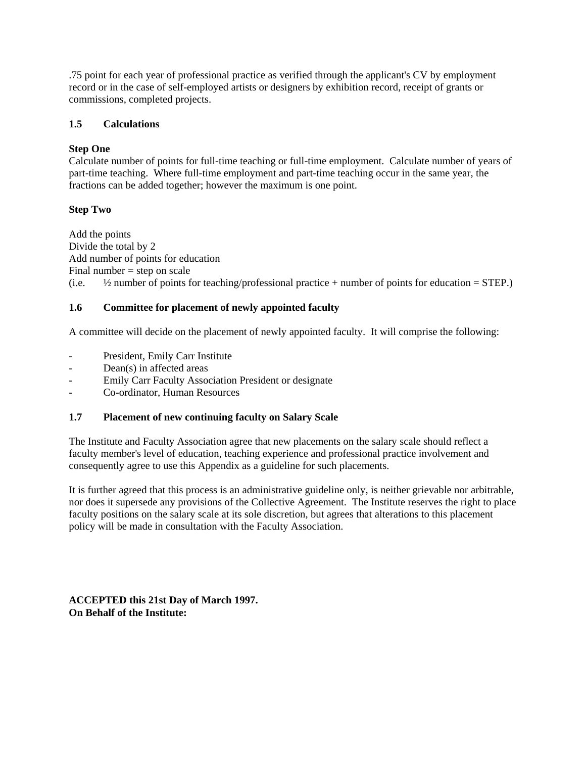.75 point for each year of professional practice as verified through the applicant's CV by employment record or in the case of self-employed artists or designers by exhibition record, receipt of grants or commissions, completed projects.

### 1.5 Calculations

**Step One**

Calculate number of points for full-time teaching or full-time employment. Calculate number of years of part-time teaching. Where full-time employment and part-time teaching occur in the same year, the fractions can be added together; however the maximum is one point.

**Step Two**

Add the points
Divide the total by 2
Add number of points for education
Final number = step on scale
(i.e. ½ number of points for teaching/professional practice + number of points for education = STEP.)

### 1.6 Committee for placement of newly appointed faculty

A committee will decide on the placement of newly appointed faculty. It will comprise the following:

- President, Emily Carr Institute
- Dean(s) in affected areas
- Emily Carr Faculty Association President or designate
- Co-ordinator, Human Resources

### 1.7 Placement of new continuing faculty on Salary Scale

The Institute and Faculty Association agree that new placements on the salary scale should reflect a faculty member's level of education, teaching experience and professional practice involvement and consequently agree to use this Appendix as a guideline for such placements.

It is further agreed that this process is an administrative guideline only, is neither grievable nor arbitrable, nor does it supersede any provisions of the Collective Agreement. The Institute reserves the right to place faculty positions on the salary scale at its sole discretion, but agrees that alterations to this placement policy will be made in consultation with the Faculty Association.

**ACCEPTED this 21st Day of March 1997.**
**On Behalf of the Institute:**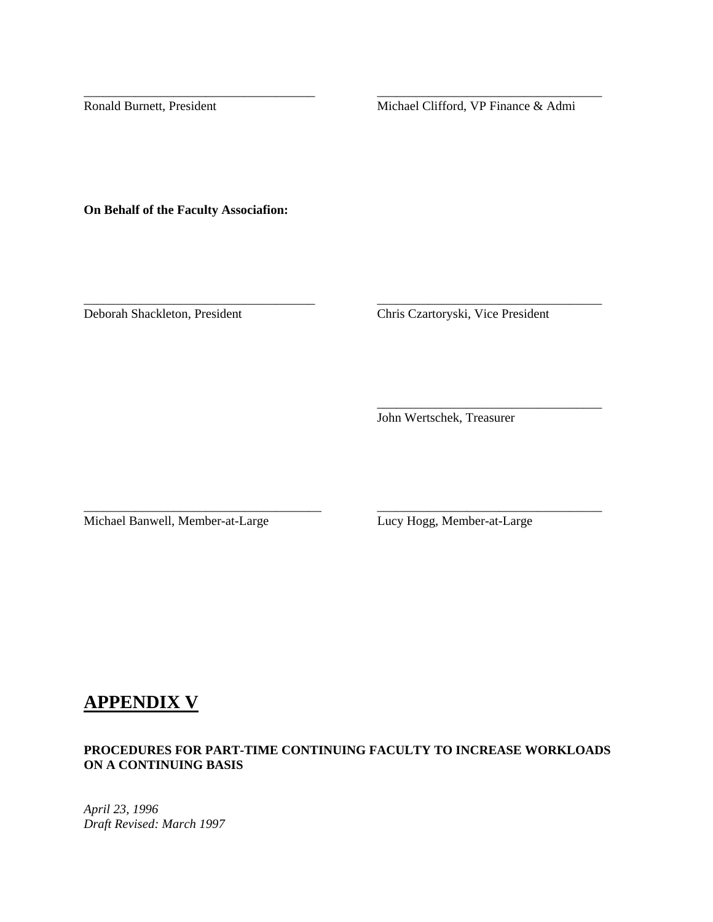\_\_\_\_\_\_\_\_\_\_\_\_\_\_\_\_\_\_\_\_\_\_\_\_\_\_\_\_\_\_\_\_\_\_\_\_
Ronald Burnett, President

\_\_\_\_\_\_\_\_\_\_\_\_\_\_\_\_\_\_\_\_\_\_\_\_\_\_\_\_\_\_\_\_\_\_\_\_
Michael Clifford, VP Finance & Admi

**On Behalf of the Faculty Associafion:**

\_\_\_\_\_\_\_\_\_\_\_\_\_\_\_\_\_\_\_\_\_\_\_\_\_\_\_\_\_\_\_\_\_\_\_\_
Deborah Shackleton, President

\_\_\_\_\_\_\_\_\_\_\_\_\_\_\_\_\_\_\_\_\_\_\_\_\_\_\_\_\_\_\_\_\_\_\_\_
Chris Czartoryski, Vice President

\_\_\_\_\_\_\_\_\_\_\_\_\_\_\_\_\_\_\_\_\_\_\_\_\_\_\_\_\_\_\_\_\_\_\_\_
John Wertschek, Treasurer

\_\_\_\_\_\_\_\_\_\_\_\_\_\_\_\_\_\_\_\_\_\_\_\_\_\_\_\_\_\_\_\_\_\_\_\_
Michael Banwell, Member-at-Large

\_\_\_\_\_\_\_\_\_\_\_\_\_\_\_\_\_\_\_\_\_\_\_\_\_\_\_\_\_\_\_\_\_\_\_\_
Lucy Hogg, Member-at-Large

# APPENDIX V

**PROCEDURES FOR PART-TIME CONTINUING FACULTY TO INCREASE WORKLOADS ON A CONTINUING BASIS**

*April 23, 1996*
*Draft Revised: March 1997*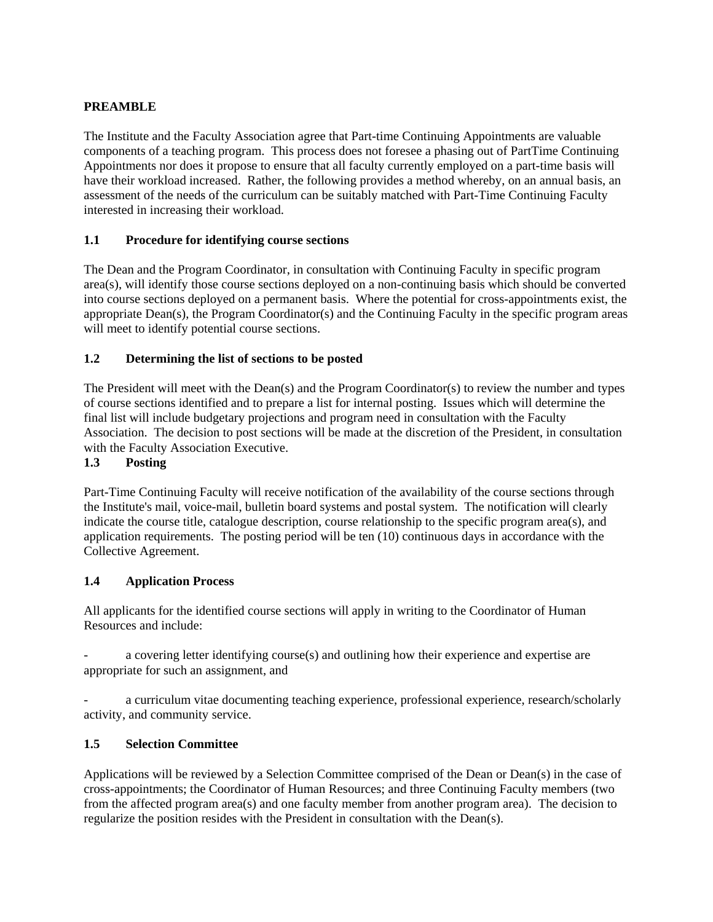**PREAMBLE**

The Institute and the Faculty Association agree that Part-time Continuing Appointments are valuable components of a teaching program. This process does not foresee a phasing out of PartTime Continuing Appointments nor does it propose to ensure that all faculty currently employed on a part-time basis will have their workload increased. Rather, the following provides a method whereby, on an annual basis, an assessment of the needs of the curriculum can be suitably matched with Part-Time Continuing Faculty interested in increasing their workload.

**1.1 Procedure for identifying course sections**

The Dean and the Program Coordinator, in consultation with Continuing Faculty in specific program area(s), will identify those course sections deployed on a non-continuing basis which should be converted into course sections deployed on a permanent basis. Where the potential for cross-appointments exist, the appropriate Dean(s), the Program Coordinator(s) and the Continuing Faculty in the specific program areas will meet to identify potential course sections.

**1.2 Determining the list of sections to be posted**

The President will meet with the Dean(s) and the Program Coordinator(s) to review the number and types of course sections identified and to prepare a list for internal posting. Issues which will determine the final list will include budgetary projections and program need in consultation with the Faculty Association. The decision to post sections will be made at the discretion of the President, in consultation with the Faculty Association Executive.

**1.3 Posting**

Part-Time Continuing Faculty will receive notification of the availability of the course sections through the Institute's mail, voice-mail, bulletin board systems and postal system. The notification will clearly indicate the course title, catalogue description, course relationship to the specific program area(s), and application requirements. The posting period will be ten (10) continuous days in accordance with the Collective Agreement.

**1.4 Application Process**

All applicants for the identified course sections will apply in writing to the Coordinator of Human Resources and include:

- a covering letter identifying course(s) and outlining how their experience and expertise are appropriate for such an assignment, and

- a curriculum vitae documenting teaching experience, professional experience, research/scholarly activity, and community service.

**1.5 Selection Committee**

Applications will be reviewed by a Selection Committee comprised of the Dean or Dean(s) in the case of cross-appointments; the Coordinator of Human Resources; and three Continuing Faculty members (two from the affected program area(s) and one faculty member from another program area). The decision to regularize the position resides with the President in consultation with the Dean(s).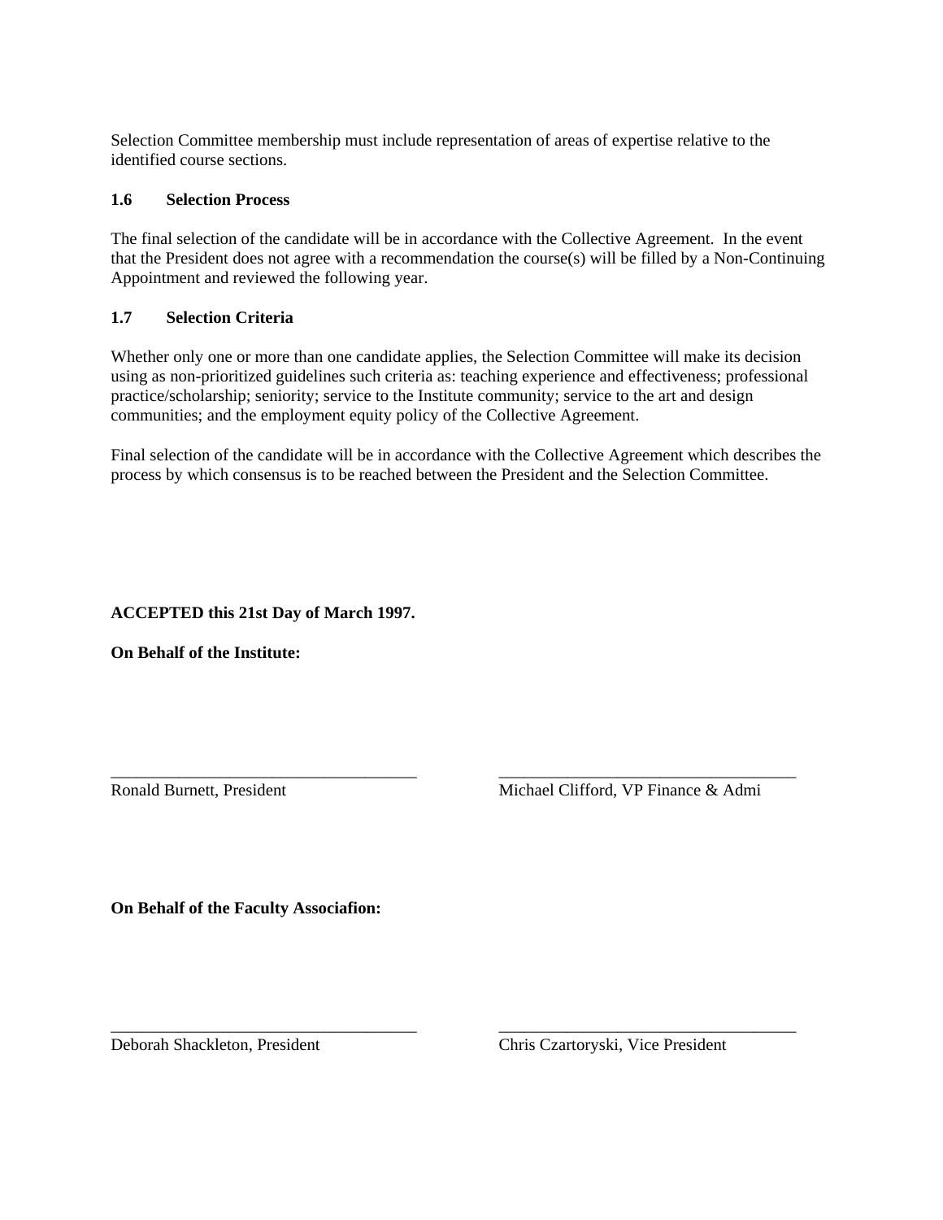Selection Committee membership must include representation of areas of expertise relative to the identified course sections.

### 1.6 Selection Process

The final selection of the candidate will be in accordance with the Collective Agreement. In the event that the President does not agree with a recommendation the course(s) will be filled by a Non-Continuing Appointment and reviewed the following year.

### 1.7 Selection Criteria

Whether only one or more than one candidate applies, the Selection Committee will make its decision using as non-prioritized guidelines such criteria as: teaching experience and effectiveness; professional practice/scholarship; seniority; service to the Institute community; service to the art and design communities; and the employment equity policy of the Collective Agreement.

Final selection of the candidate will be in accordance with the Collective Agreement which describes the process by which consensus is to be reached between the President and the Selection Committee.

**ACCEPTED this 21st Day of March 1997.**

**On Behalf of the Institute:**

_____________________________________ Ronald Burnett, President

_____________________________________ Michael Clifford, VP Finance & Admi

**On Behalf of the Faculty Associafion:**

_____________________________________ Deborah Shackleton, President

_____________________________________ Chris Czartoryski, Vice President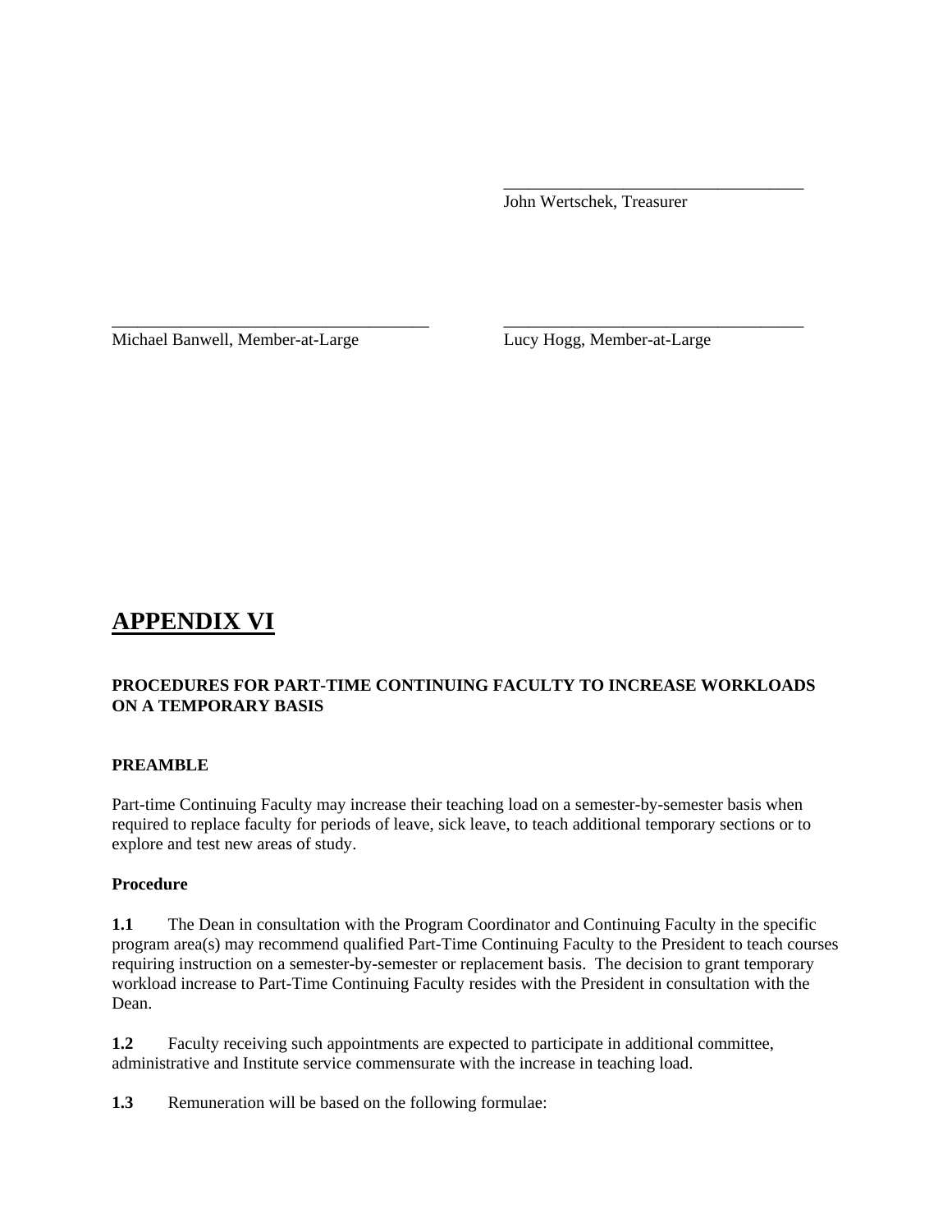\_\_\_\_\_\_\_\_\_\_\_\_\_\_\_\_\_\_\_\_\_\_\_\_\_\_\_\_\_\_\_\_\_\_\_\_
John Wertschek, Treasurer

\_\_\_\_\_\_\_\_\_\_\_\_\_\_\_\_\_\_\_\_\_\_\_\_\_\_\_\_\_\_\_\_\_\_\_\_
Michael Banwell, Member-at-Large

\_\_\_\_\_\_\_\_\_\_\_\_\_\_\_\_\_\_\_\_\_\_\_\_\_\_\_\_\_\_\_\_\_\_\_\_
Lucy Hogg, Member-at-Large

# APPENDIX VI

### PROCEDURES FOR PART-TIME CONTINUING FACULTY TO INCREASE WORKLOADS ON A TEMPORARY BASIS

### PREAMBLE

Part-time Continuing Faculty may increase their teaching load on a semester-by-semester basis when required to replace faculty for periods of leave, sick leave, to teach additional temporary sections or to explore and test new areas of study.

### Procedure

**1.1** The Dean in consultation with the Program Coordinator and Continuing Faculty in the specific program area(s) may recommend qualified Part-Time Continuing Faculty to the President to teach courses requiring instruction on a semester-by-semester or replacement basis. The decision to grant temporary workload increase to Part-Time Continuing Faculty resides with the President in consultation with the Dean.

**1.2** Faculty receiving such appointments are expected to participate in additional committee, administrative and Institute service commensurate with the increase in teaching load.

**1.3** Remuneration will be based on the following formulae: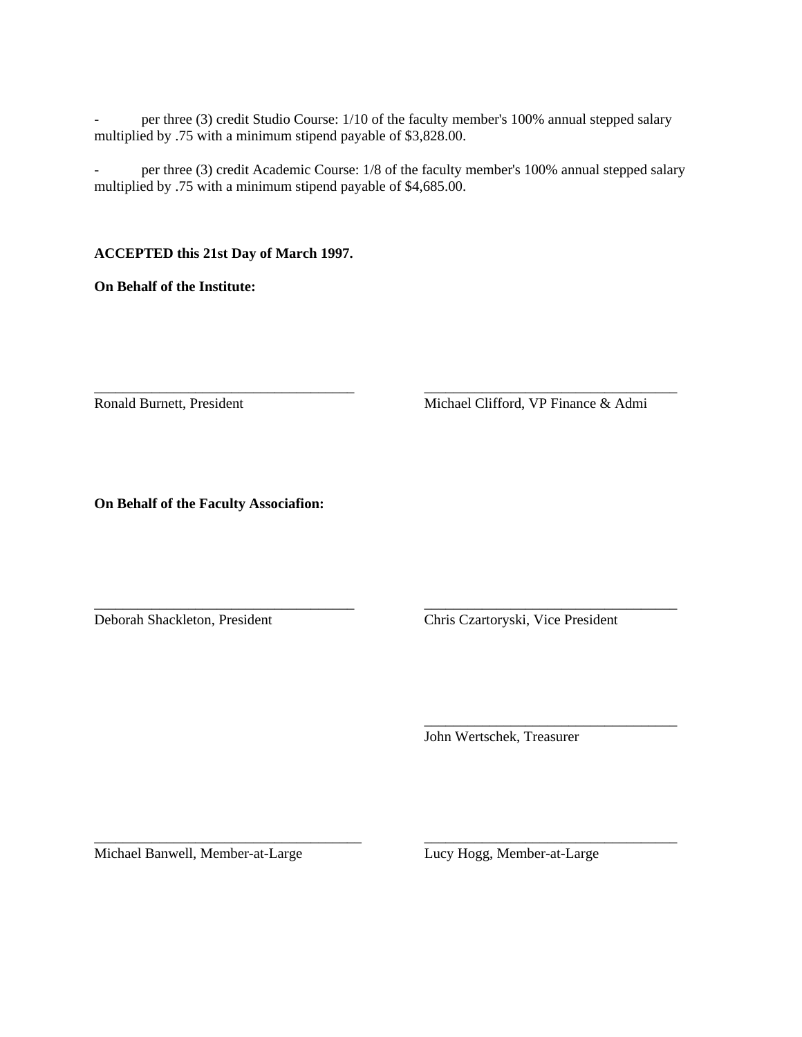- per three (3) credit Studio Course: 1/10 of the faculty member's 100% annual stepped salary multiplied by .75 with a minimum stipend payable of $3,828.00.

- per three (3) credit Academic Course: 1/8 of the faculty member's 100% annual stepped salary multiplied by .75 with a minimum stipend payable of $4,685.00.

**ACCEPTED this 21st Day of March 1997.**

**On Behalf of the Institute:**

\_\_\_\_\_\_\_\_\_\_\_\_\_\_\_\_\_\_\_\_\_\_\_\_\_\_\_\_\_\_\_\_\_\_\_\_
Ronald Burnett, President

\_\_\_\_\_\_\_\_\_\_\_\_\_\_\_\_\_\_\_\_\_\_\_\_\_\_\_\_\_\_\_\_\_\_\_\_
Michael Clifford, VP Finance & Admi

**On Behalf of the Faculty Associafion:**

\_\_\_\_\_\_\_\_\_\_\_\_\_\_\_\_\_\_\_\_\_\_\_\_\_\_\_\_\_\_\_\_\_\_\_\_
Deborah Shackleton, President

\_\_\_\_\_\_\_\_\_\_\_\_\_\_\_\_\_\_\_\_\_\_\_\_\_\_\_\_\_\_\_\_\_\_\_\_
Chris Czartoryski, Vice President

\_\_\_\_\_\_\_\_\_\_\_\_\_\_\_\_\_\_\_\_\_\_\_\_\_\_\_\_\_\_\_\_\_\_\_\_
John Wertschek, Treasurer

\_\_\_\_\_\_\_\_\_\_\_\_\_\_\_\_\_\_\_\_\_\_\_\_\_\_\_\_\_\_\_\_\_\_\_\_
Michael Banwell, Member-at-Large

\_\_\_\_\_\_\_\_\_\_\_\_\_\_\_\_\_\_\_\_\_\_\_\_\_\_\_\_\_\_\_\_\_\_\_\_
Lucy Hogg, Member-at-Large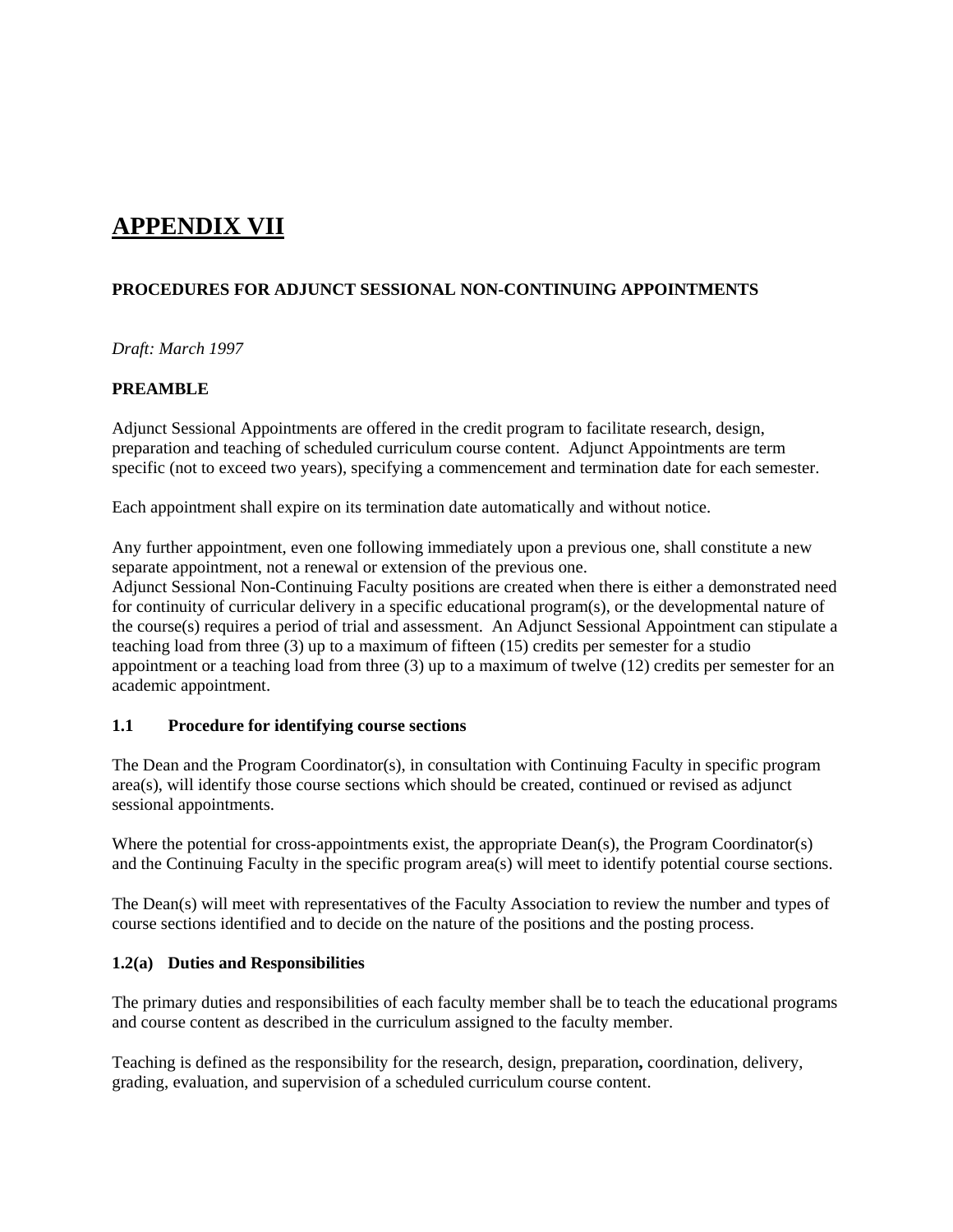# APPENDIX VII

**PROCEDURES FOR ADJUNCT SESSIONAL NON-CONTINUING APPOINTMENTS**

*Draft: March 1997*

**PREAMBLE**

Adjunct Sessional Appointments are offered in the credit program to facilitate research, design, preparation and teaching of scheduled curriculum course content. Adjunct Appointments are term specific (not to exceed two years), specifying a commencement and termination date for each semester.

Each appointment shall expire on its termination date automatically and without notice.

Any further appointment, even one following immediately upon a previous one, shall constitute a new separate appointment, not a renewal or extension of the previous one.
Adjunct Sessional Non-Continuing Faculty positions are created when there is either a demonstrated need for continuity of curricular delivery in a specific educational program(s), or the developmental nature of the course(s) requires a period of trial and assessment. An Adjunct Sessional Appointment can stipulate a teaching load from three (3) up to a maximum of fifteen (15) credits per semester for a studio appointment or a teaching load from three (3) up to a maximum of twelve (12) credits per semester for an academic appointment.

**1.1 Procedure for identifying course sections**

The Dean and the Program Coordinator(s), in consultation with Continuing Faculty in specific program area(s), will identify those course sections which should be created, continued or revised as adjunct sessional appointments.

Where the potential for cross-appointments exist, the appropriate Dean(s), the Program Coordinator(s) and the Continuing Faculty in the specific program area(s) will meet to identify potential course sections.

The Dean(s) will meet with representatives of the Faculty Association to review the number and types of course sections identified and to decide on the nature of the positions and the posting process.

**1.2(a) Duties and Responsibilities**

The primary duties and responsibilities of each faculty member shall be to teach the educational programs and course content as described in the curriculum assigned to the faculty member.

Teaching is defined as the responsibility for the research, design, preparation**,** coordination, delivery, grading, evaluation, and supervision of a scheduled curriculum course content.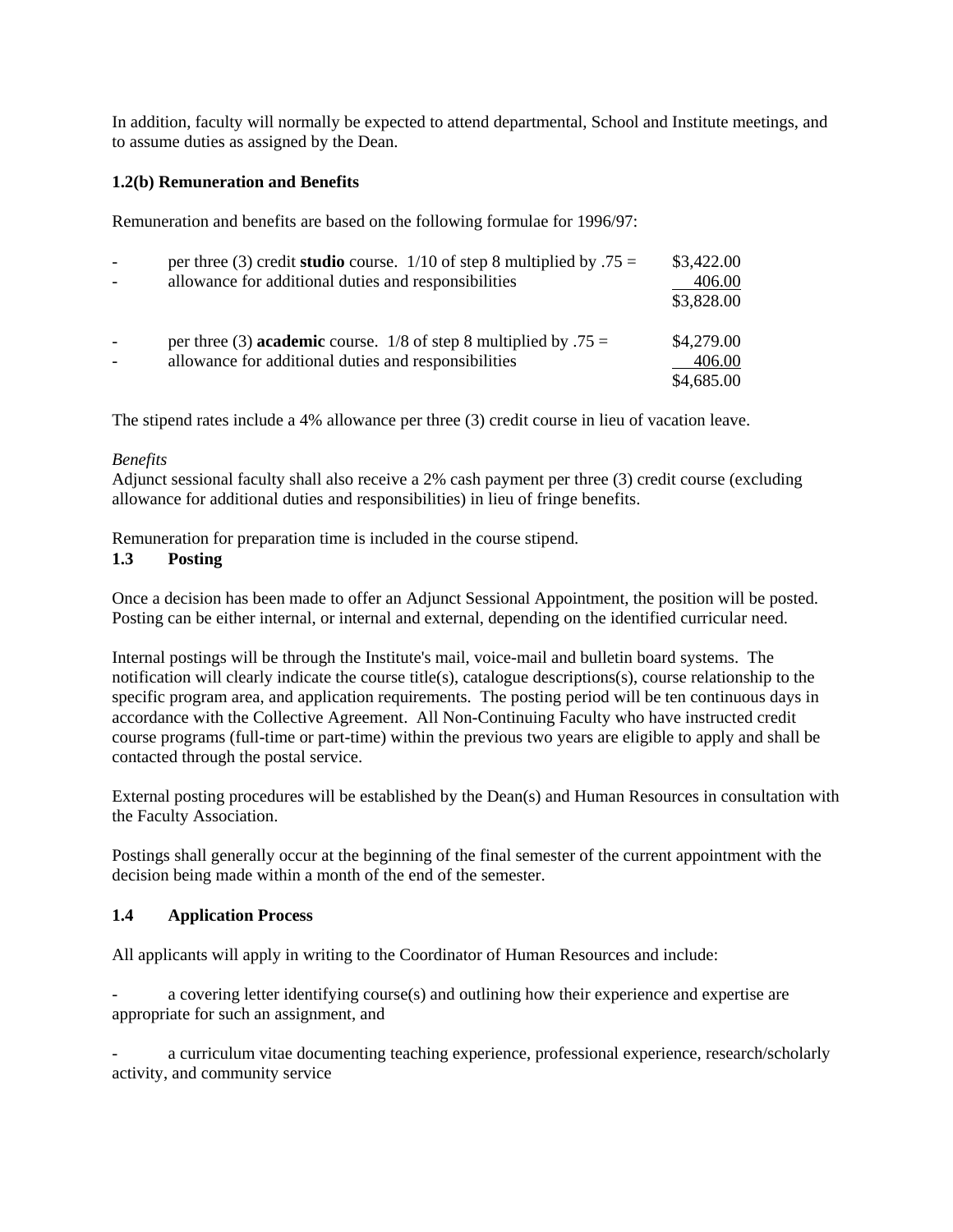In addition, faculty will normally be expected to attend departmental, School and Institute meetings, and to assume duties as assigned by the Dean.

**1.2(b) Remuneration and Benefits**

Remuneration and benefits are based on the following formulae for 1996/97:

| | | |
|---|---|---|
| - | per three (3) credit **studio** course. 1/10 of step 8 multiplied by .75 = | $3,422.00 |
| - | allowance for additional duties and responsibilities | 406.00 |
| | | $3,828.00 |
| | | |
| - | per three (3) **academic** course. 1/8 of step 8 multiplied by .75 = | $4,279.00 |
| - | allowance for additional duties and responsibilities | 406.00 |
| | | $4,685.00 |

The stipend rates include a 4% allowance per three (3) credit course in lieu of vacation leave.

*Benefits*
Adjunct sessional faculty shall also receive a 2% cash payment per three (3) credit course (excluding allowance for additional duties and responsibilities) in lieu of fringe benefits.

Remuneration for preparation time is included in the course stipend.

**1.3 Posting**

Once a decision has been made to offer an Adjunct Sessional Appointment, the position will be posted. Posting can be either internal, or internal and external, depending on the identified curricular need.

Internal postings will be through the Institute's mail, voice-mail and bulletin board systems. The notification will clearly indicate the course title(s), catalogue descriptions(s), course relationship to the specific program area, and application requirements. The posting period will be ten continuous days in accordance with the Collective Agreement. All Non-Continuing Faculty who have instructed credit course programs (full-time or part-time) within the previous two years are eligible to apply and shall be contacted through the postal service.

External posting procedures will be established by the Dean(s) and Human Resources in consultation with the Faculty Association.

Postings shall generally occur at the beginning of the final semester of the current appointment with the decision being made within a month of the end of the semester.

**1.4 Application Process**

All applicants will apply in writing to the Coordinator of Human Resources and include:

- a covering letter identifying course(s) and outlining how their experience and expertise are appropriate for such an assignment, and

- a curriculum vitae documenting teaching experience, professional experience, research/scholarly activity, and community service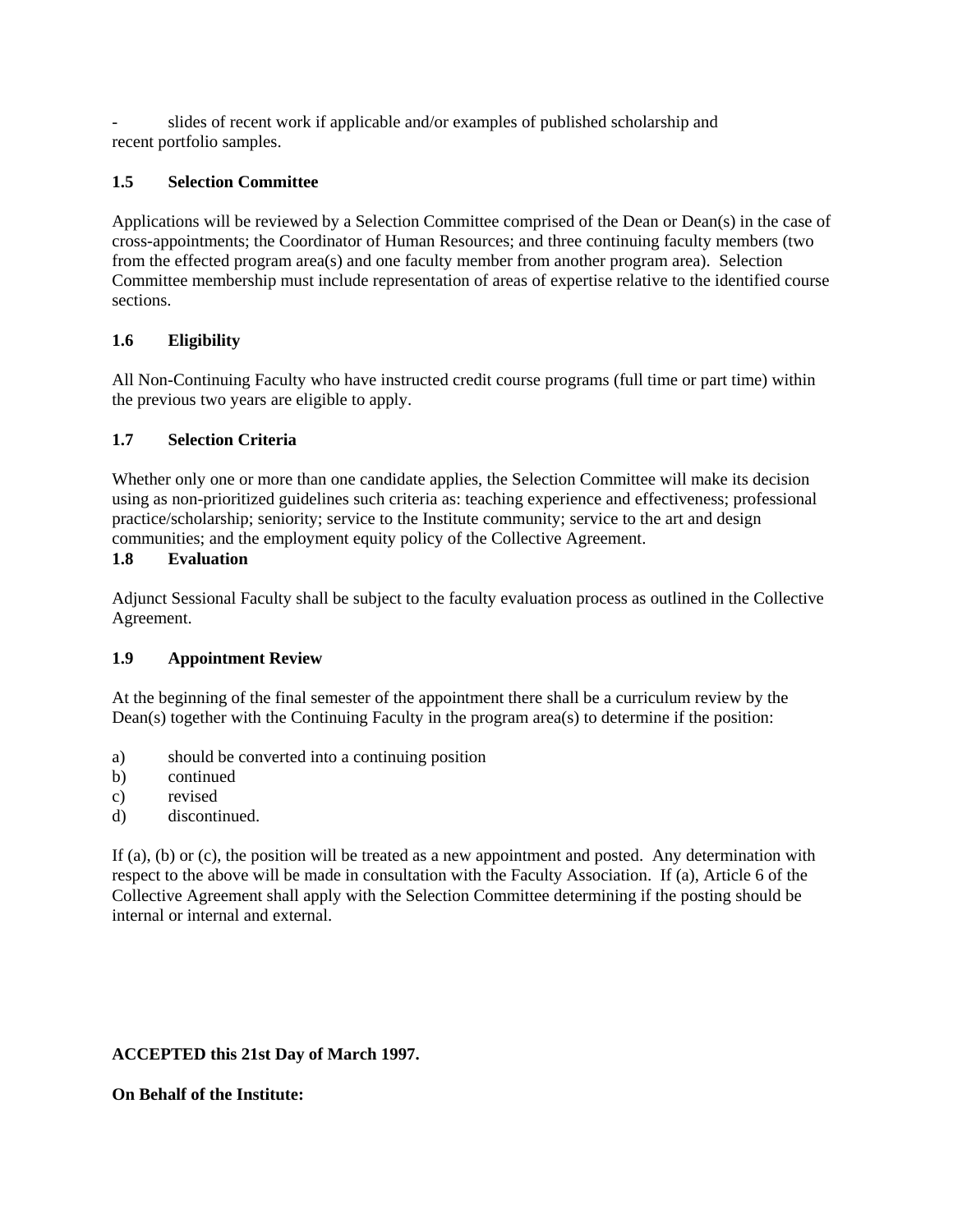- slides of recent work if applicable and/or examples of published scholarship and recent portfolio samples.

### 1.5 Selection Committee

Applications will be reviewed by a Selection Committee comprised of the Dean or Dean(s) in the case of cross-appointments; the Coordinator of Human Resources; and three continuing faculty members (two from the effected program area(s) and one faculty member from another program area). Selection Committee membership must include representation of areas of expertise relative to the identified course sections.

### 1.6 Eligibility

All Non-Continuing Faculty who have instructed credit course programs (full time or part time) within the previous two years are eligible to apply.

### 1.7 Selection Criteria

Whether only one or more than one candidate applies, the Selection Committee will make its decision using as non-prioritized guidelines such criteria as: teaching experience and effectiveness; professional practice/scholarship; seniority; service to the Institute community; service to the art and design communities; and the employment equity policy of the Collective Agreement.

### 1.8 Evaluation

Adjunct Sessional Faculty shall be subject to the faculty evaluation process as outlined in the Collective Agreement.

### 1.9 Appointment Review

At the beginning of the final semester of the appointment there shall be a curriculum review by the Dean(s) together with the Continuing Faculty in the program area(s) to determine if the position:

a) should be converted into a continuing position
b) continued
c) revised
d) discontinued.

If (a), (b) or (c), the position will be treated as a new appointment and posted. Any determination with respect to the above will be made in consultation with the Faculty Association. If (a), Article 6 of the Collective Agreement shall apply with the Selection Committee determining if the posting should be internal or internal and external.

**ACCEPTED this 21st Day of March 1997.**

**On Behalf of the Institute:**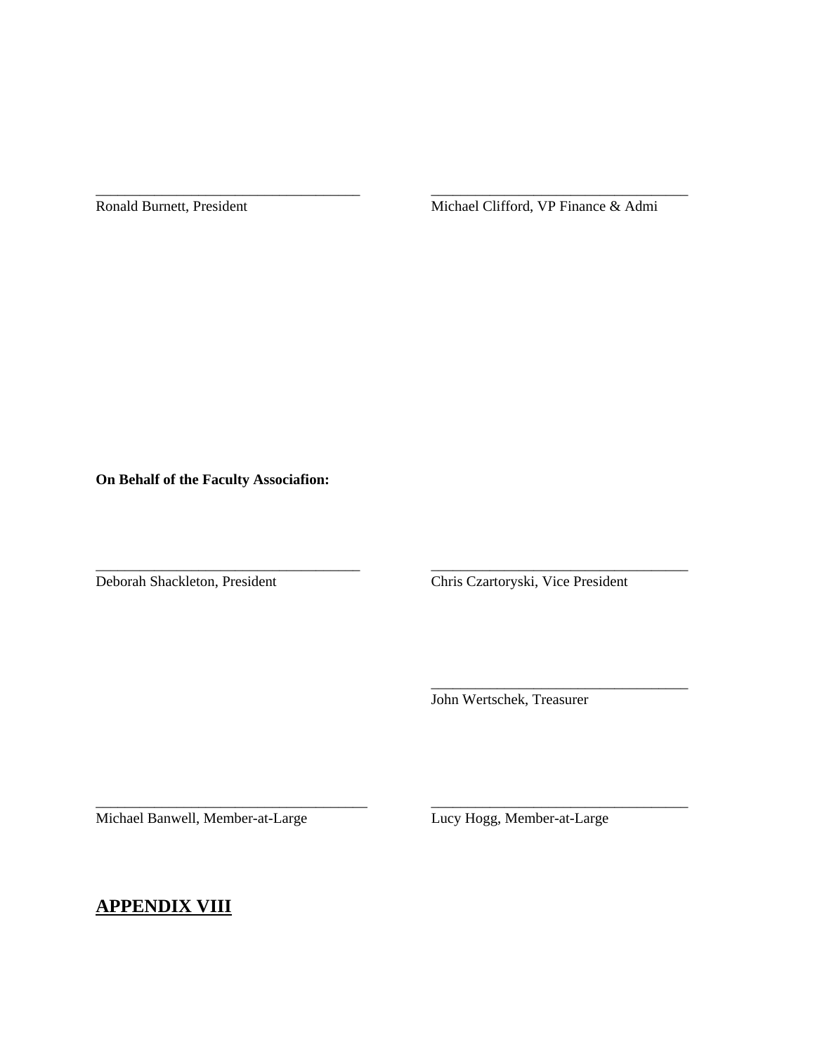\_\_\_\_\_\_\_\_\_\_\_\_\_\_\_\_\_\_\_\_\_\_\_\_\_\_\_\_\_\_\_\_\_\_\_\_
Ronald Burnett, President

\_\_\_\_\_\_\_\_\_\_\_\_\_\_\_\_\_\_\_\_\_\_\_\_\_\_\_\_\_\_\_\_\_\_\_\_
Michael Clifford, VP Finance & Admi

**On Behalf of the Faculty Associafion:**

\_\_\_\_\_\_\_\_\_\_\_\_\_\_\_\_\_\_\_\_\_\_\_\_\_\_\_\_\_\_\_\_\_\_\_\_
Deborah Shackleton, President

\_\_\_\_\_\_\_\_\_\_\_\_\_\_\_\_\_\_\_\_\_\_\_\_\_\_\_\_\_\_\_\_\_\_\_\_
Chris Czartoryski, Vice President

\_\_\_\_\_\_\_\_\_\_\_\_\_\_\_\_\_\_\_\_\_\_\_\_\_\_\_\_\_\_\_\_\_\_\_\_
John Wertschek, Treasurer

\_\_\_\_\_\_\_\_\_\_\_\_\_\_\_\_\_\_\_\_\_\_\_\_\_\_\_\_\_\_\_\_\_\_\_\_
Michael Banwell, Member-at-Large

\_\_\_\_\_\_\_\_\_\_\_\_\_\_\_\_\_\_\_\_\_\_\_\_\_\_\_\_\_\_\_\_\_\_\_\_
Lucy Hogg, Member-at-Large

## APPENDIX VIII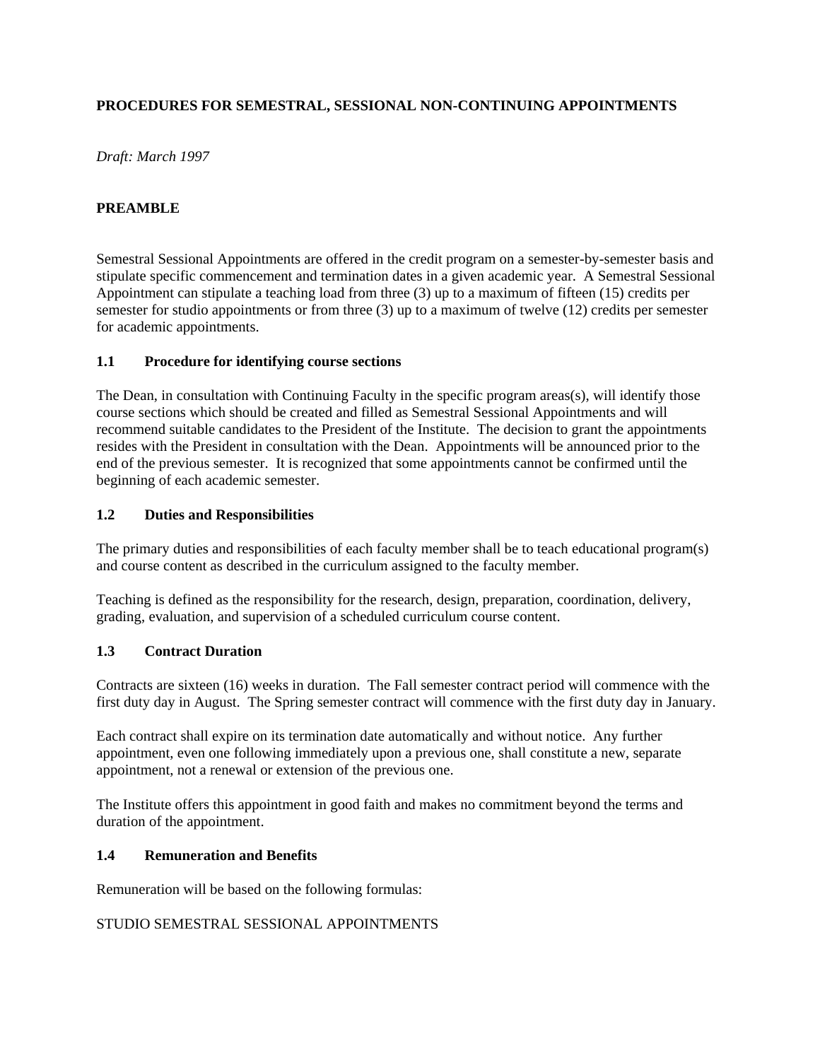## PROCEDURES FOR SEMESTRAL, SESSIONAL NON-CONTINUING APPOINTMENTS

*Draft: March 1997*

## PREAMBLE

Semestral Sessional Appointments are offered in the credit program on a semester-by-semester basis and stipulate specific commencement and termination dates in a given academic year. A Semestral Sessional Appointment can stipulate a teaching load from three (3) up to a maximum of fifteen (15) credits per semester for studio appointments or from three (3) up to a maximum of twelve (12) credits per semester for academic appointments.

### 1.1 Procedure for identifying course sections

The Dean, in consultation with Continuing Faculty in the specific program areas(s), will identify those course sections which should be created and filled as Semestral Sessional Appointments and will recommend suitable candidates to the President of the Institute. The decision to grant the appointments resides with the President in consultation with the Dean. Appointments will be announced prior to the end of the previous semester. It is recognized that some appointments cannot be confirmed until the beginning of each academic semester.

### 1.2 Duties and Responsibilities

The primary duties and responsibilities of each faculty member shall be to teach educational program(s) and course content as described in the curriculum assigned to the faculty member.

Teaching is defined as the responsibility for the research, design, preparation, coordination, delivery, grading, evaluation, and supervision of a scheduled curriculum course content.

### 1.3 Contract Duration

Contracts are sixteen (16) weeks in duration. The Fall semester contract period will commence with the first duty day in August. The Spring semester contract will commence with the first duty day in January.

Each contract shall expire on its termination date automatically and without notice. Any further appointment, even one following immediately upon a previous one, shall constitute a new, separate appointment, not a renewal or extension of the previous one.

The Institute offers this appointment in good faith and makes no commitment beyond the terms and duration of the appointment.

### 1.4 Remuneration and Benefits

Remuneration will be based on the following formulas:

STUDIO SEMESTRAL SESSIONAL APPOINTMENTS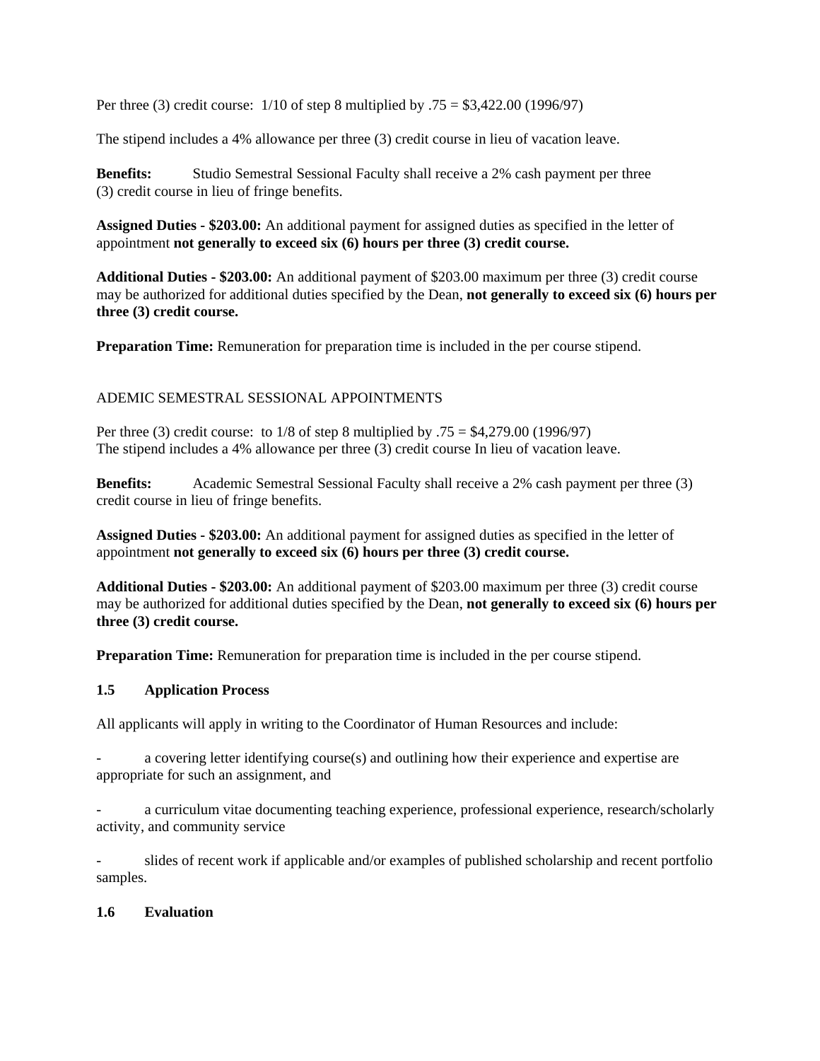Per three (3) credit course:  1/10 of step 8 multiplied by .75 = $3,422.00 (1996/97)

The stipend includes a 4% allowance per three (3) credit course in lieu of vacation leave.

**Benefits:** Studio Semestral Sessional Faculty shall receive a 2% cash payment per three (3) credit course in lieu of fringe benefits.

**Assigned Duties - $203.00:** An additional payment for assigned duties as specified in the letter of appointment **not generally to exceed six (6) hours per three (3) credit course.**

**Additional Duties - $203.00:** An additional payment of $203.00 maximum per three (3) credit course may be authorized for additional duties specified by the Dean, **not generally to exceed six (6) hours per three (3) credit course.**

**Preparation Time:** Remuneration for preparation time is included in the per course stipend.

ADEMIC SEMESTRAL SESSIONAL APPOINTMENTS

Per three (3) credit course:  to 1/8 of step 8 multiplied by .75 = $4,279.00 (1996/97)
The stipend includes a 4% allowance per three (3) credit course In lieu of vacation leave.

**Benefits:** Academic Semestral Sessional Faculty shall receive a 2% cash payment per three (3) credit course in lieu of fringe benefits.

**Assigned Duties - $203.00:** An additional payment for assigned duties as specified in the letter of appointment **not generally to exceed six (6) hours per three (3) credit course.**

**Additional Duties - $203.00:** An additional payment of $203.00 maximum per three (3) credit course may be authorized for additional duties specified by the Dean, **not generally to exceed six (6) hours per three (3) credit course.**

**Preparation Time:** Remuneration for preparation time is included in the per course stipend.

**1.5 Application Process**

All applicants will apply in writing to the Coordinator of Human Resources and include:

- a covering letter identifying course(s) and outlining how their experience and expertise are appropriate for such an assignment, and

- a curriculum vitae documenting teaching experience, professional experience, research/scholarly activity, and community service

- slides of recent work if applicable and/or examples of published scholarship and recent portfolio samples.

**1.6 Evaluation**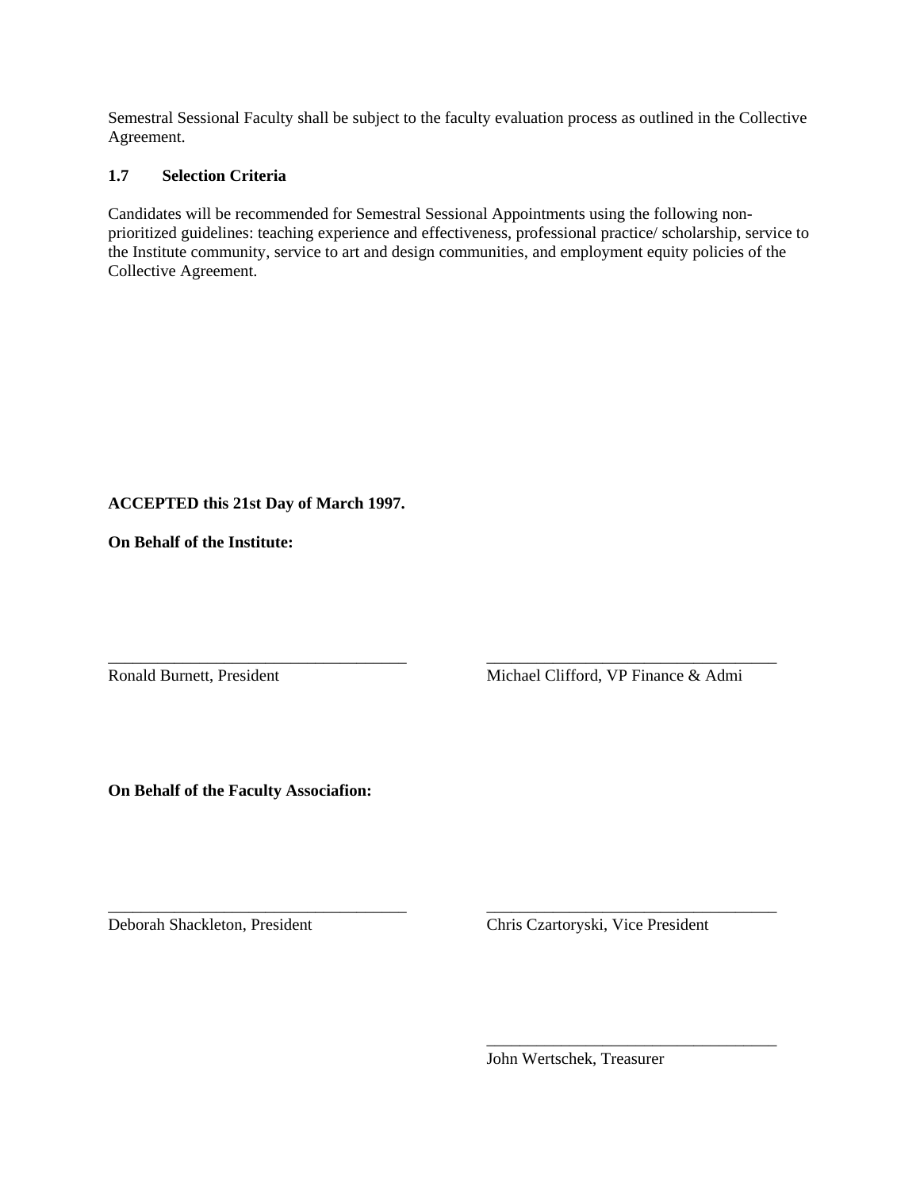Semestral Sessional Faculty shall be subject to the faculty evaluation process as outlined in the Collective Agreement.

### 1.7 Selection Criteria

Candidates will be recommended for Semestral Sessional Appointments using the following non-prioritized guidelines: teaching experience and effectiveness, professional practice/ scholarship, service to the Institute community, service to art and design communities, and employment equity policies of the Collective Agreement.

**ACCEPTED this 21st Day of March 1997.**

**On Behalf of the Institute:**

_____________________________________
Ronald Burnett, President

_____________________________________
Michael Clifford, VP Finance & Admi

**On Behalf of the Faculty Associafion:**

_____________________________________
Deborah Shackleton, President

_____________________________________
Chris Czartoryski, Vice President

_____________________________________
John Wertschek, Treasurer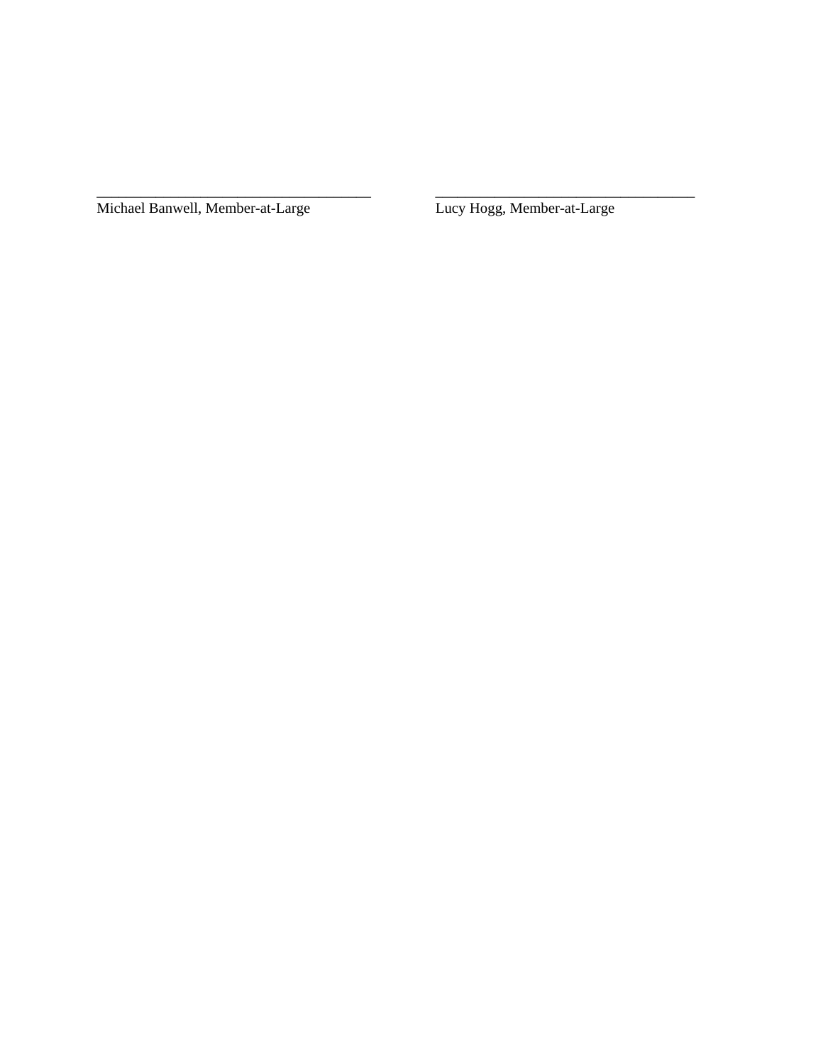_____________________________________ Michael Banwell, Member-at-Large

_____________________________________ Lucy Hogg, Member-at-Large